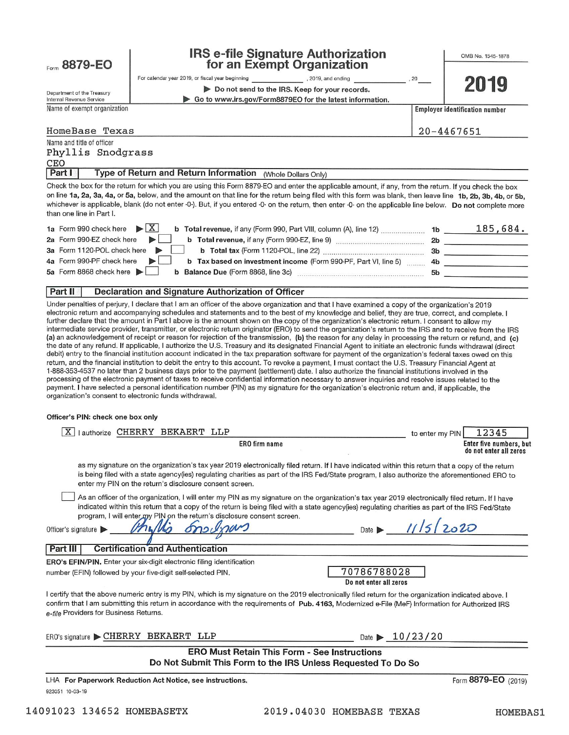Form **8879-EO**

Department of the Treasury
Internal Revenue Service

# IRS e-file Signature Authorization for an Exempt Organization

For calendar year 2019, or fiscal year beginning ____________, 2019, and ending ____________, 20___

▶ Do not send to the IRS. Keep for your records.

▶ Go to www.irs.gov/Form8879EO for the latest information.

OMB No. 1545-1878

**2019**

Name of exempt organization: HomeBase Texas

Employer identification number: 20-4467651

Name and title of officer: Phyllis Snodgrass, CEO

## Part I — Type of Return and Return Information (Whole Dollars Only)

Check the box for the return for which you are using this Form 8879-EO and enter the applicable amount, if any, from the return. If you check the box on line **1a, 2a, 3a, 4a,** or **5a,** below, and the amount on that line for the return being filed with this form was blank, then leave line **1b, 2b, 3b, 4b,** or **5b,** whichever is applicable, blank (do not enter -0-). But, if you entered -0- on the return, then enter -0- on the applicable line below. **Do not** complete more than one line in Part I.

| | | | |
|---|---|---|---|
| **1a** Form 990 check here ▶ [X] | **b Total revenue,** if any (Form 990, Part VIII, column (A), line 12) | **1b** | 185,684. |
| **2a** Form 990-EZ check here ▶ [ ] | **b Total revenue,** if any (Form 990-EZ, line 9) | **2b** | |
| **3a** Form 1120-POL check here ▶ [ ] | **b Total tax** (Form 1120-POL, line 22) | **3b** | |
| **4a** Form 990-PF check here ▶ [ ] | **b Tax based on investment income** (Form 990-PF, Part VI, line 5) | **4b** | |
| **5a** Form 8868 check here ▶ [ ] | **b Balance Due** (Form 8868, line 3c) | **5b** | |

## Part II — Declaration and Signature Authorization of Officer

Under penalties of perjury, I declare that I am an officer of the above organization and that I have examined a copy of the organization's 2019 electronic return and accompanying schedules and statements and to the best of my knowledge and belief, they are true, correct, and complete. I further declare that the amount in Part I above is the amount shown on the copy of the organization's electronic return. I consent to allow my intermediate service provider, transmitter, or electronic return originator (ERO) to send the organization's return to the IRS and to receive from the IRS **(a)** an acknowledgement of receipt or reason for rejection of the transmission, **(b)** the reason for any delay in processing the return or refund, and **(c)** the date of any refund. If applicable, I authorize the U.S. Treasury and its designated Financial Agent to initiate an electronic funds withdrawal (direct debit) entry to the financial institution account indicated in the tax preparation software for payment of the organization's federal taxes owed on this return, and the financial institution to debit the entry to this account. To revoke a payment, I must contact the U.S. Treasury Financial Agent at 1-888-353-4537 no later than 2 business days prior to the payment (settlement) date. I also authorize the financial institutions involved in the processing of the electronic payment of taxes to receive confidential information necessary to answer inquiries and resolve issues related to the payment. I have selected a personal identification number (PIN) as my signature for the organization's electronic return and, if applicable, the organization's consent to electronic funds withdrawal.

**Officer's PIN: check one box only**

[X] I authorize CHERRY BEKAERT LLP (ERO firm name) to enter my PIN 12345 (Enter five numbers, but do not enter all zeros)

as my signature on the organization's tax year 2019 electronically filed return. If I have indicated within this return that a copy of the return is being filed with a state agency(ies) regulating charities as part of the IRS Fed/State program, I also authorize the aforementioned ERO to enter my PIN on the return's disclosure consent screen.

[ ] As an officer of the organization, I will enter my PIN as my signature on the organization's tax year 2019 electronically filed return. If I have indicated within this return that a copy of the return is being filed with a state agency(ies) regulating charities as part of the IRS Fed/State program, I will enter my PIN on the return's disclosure consent screen.

Officer's signature ▶ Phyllis Snodgrass    Date ▶ 11/5/2020

## Part III — Certification and Authentication

**ERO's EFIN/PIN.** Enter your six-digit electronic filing identification number (EFIN) followed by your five-digit self-selected PIN. 70786788028 (Do not enter all zeros)

I certify that the above numeric entry is my PIN, which is my signature on the 2019 electronically filed return for the organization indicated above. I confirm that I am submitting this return in accordance with the requirements of **Pub. 4163,** Modernized e-File (MeF) Information for Authorized IRS *e-file* Providers for Business Returns.

ERO's signature ▶ CHERRY BEKAERT LLP    Date ▶ 10/23/20

**ERO Must Retain This Form - See Instructions**
**Do Not Submit This Form to the IRS Unless Requested To Do So**

LHA **For Paperwork Reduction Act Notice, see instructions.**    Form **8879-EO** (2019)

923051 10-03-19

14091023 134652 HOMEBASETX    2019.04030 HOMEBASE TEXAS    HOMEBAS1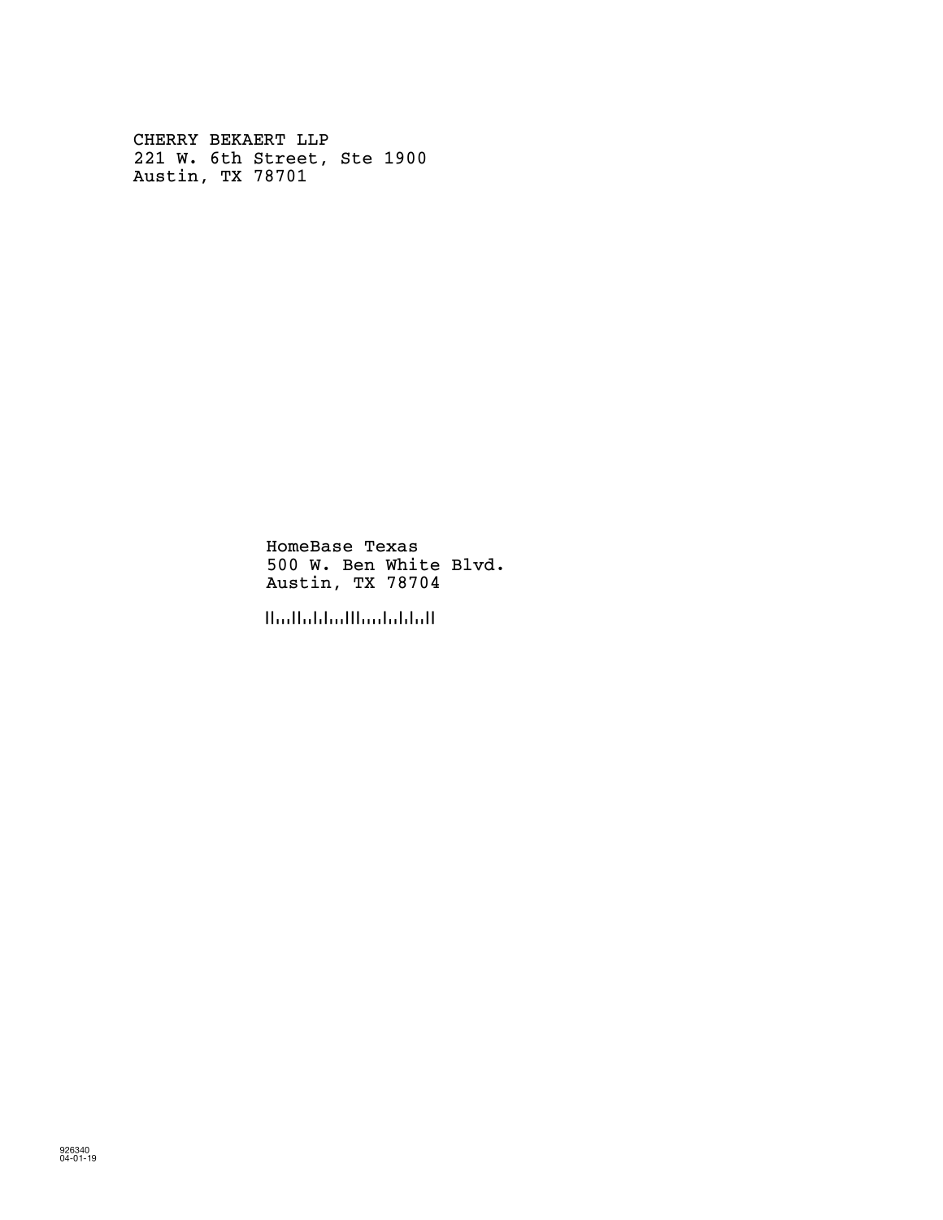CHERRY BEKAERT LLP
221 W. 6th Street, Ste 1900
Austin, TX 78701

HomeBase Texas
500 W. Ben White Blvd.
Austin, TX 78704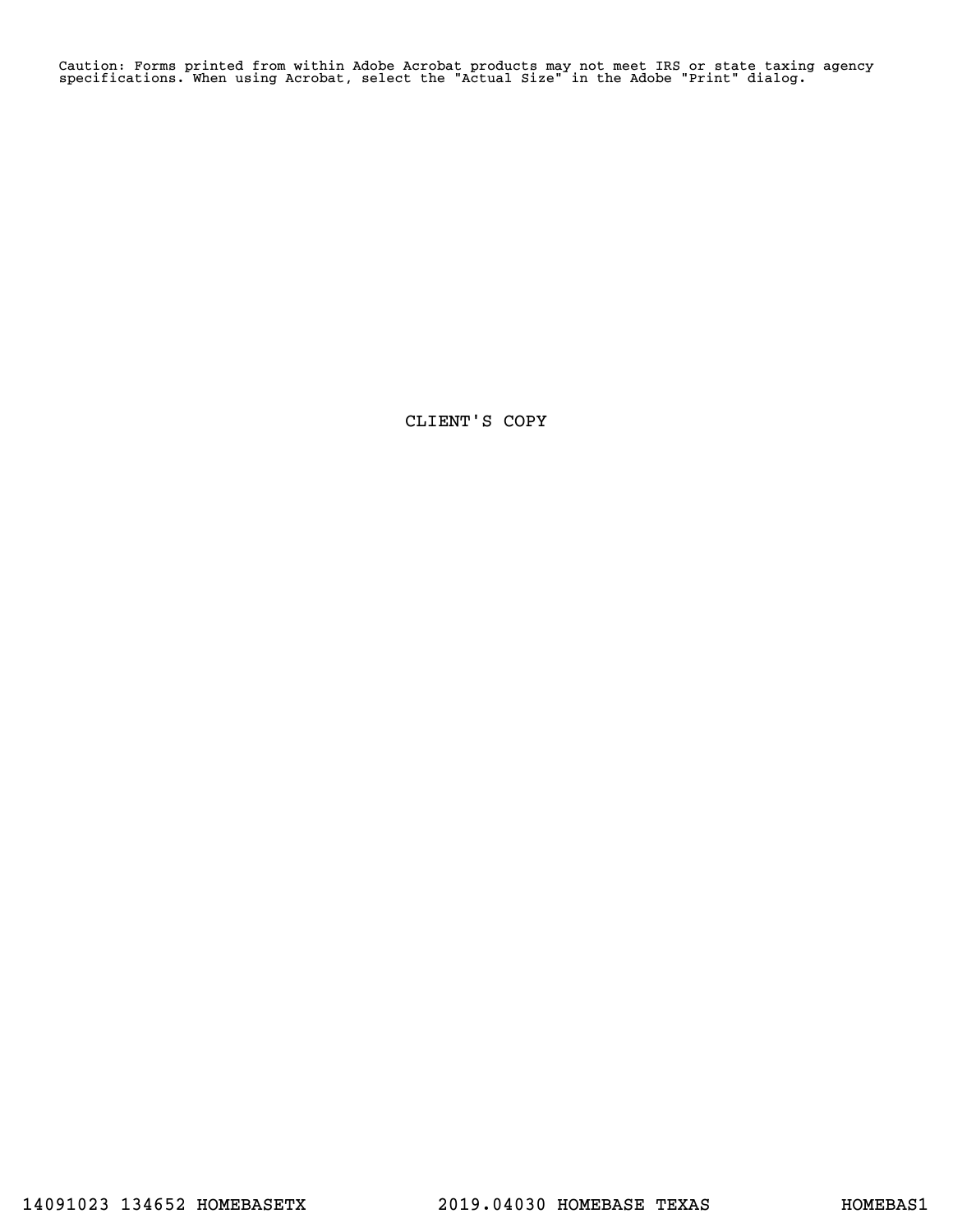Caution: Forms printed from within Adobe Acrobat products may not meet IRS or state taxing agency specifications. When using Acrobat, select the "Actual Size" in the Adobe "Print" dialog.

CLIENT'S COPY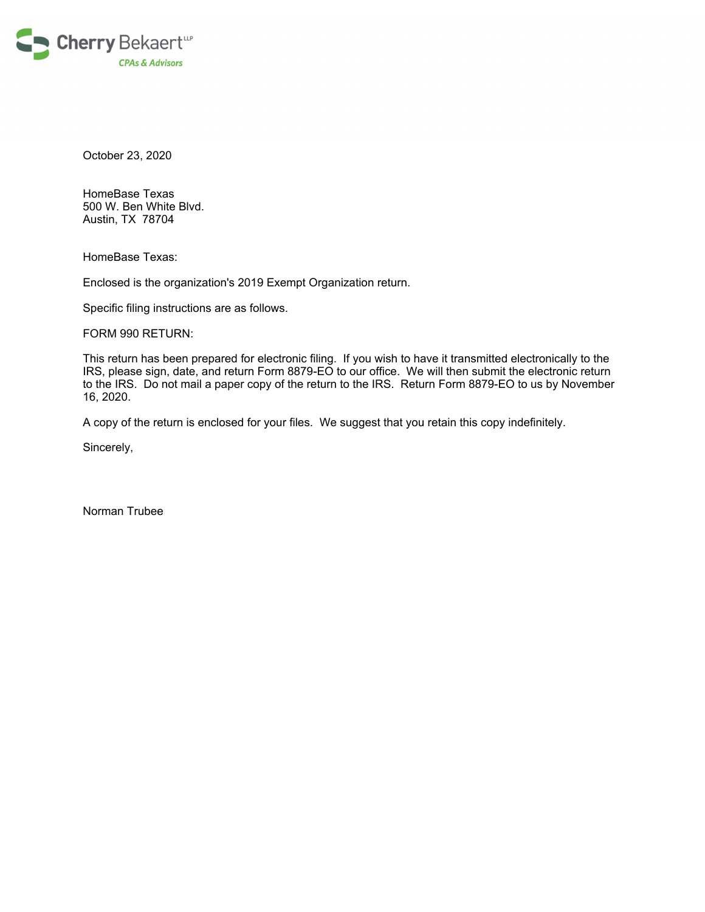Cherry Bekaert LLP
CPAs & Advisors

October 23, 2020

HomeBase Texas
500 W. Ben White Blvd.
Austin, TX 78704

HomeBase Texas:

Enclosed is the organization's 2019 Exempt Organization return.

Specific filing instructions are as follows.

FORM 990 RETURN:

This return has been prepared for electronic filing. If you wish to have it transmitted electronically to the IRS, please sign, date, and return Form 8879-EO to our office. We will then submit the electronic return to the IRS. Do not mail a paper copy of the return to the IRS. Return Form 8879-EO to us by November 16, 2020.

A copy of the return is enclosed for your files. We suggest that you retain this copy indefinitely.

Sincerely,

Norman Trubee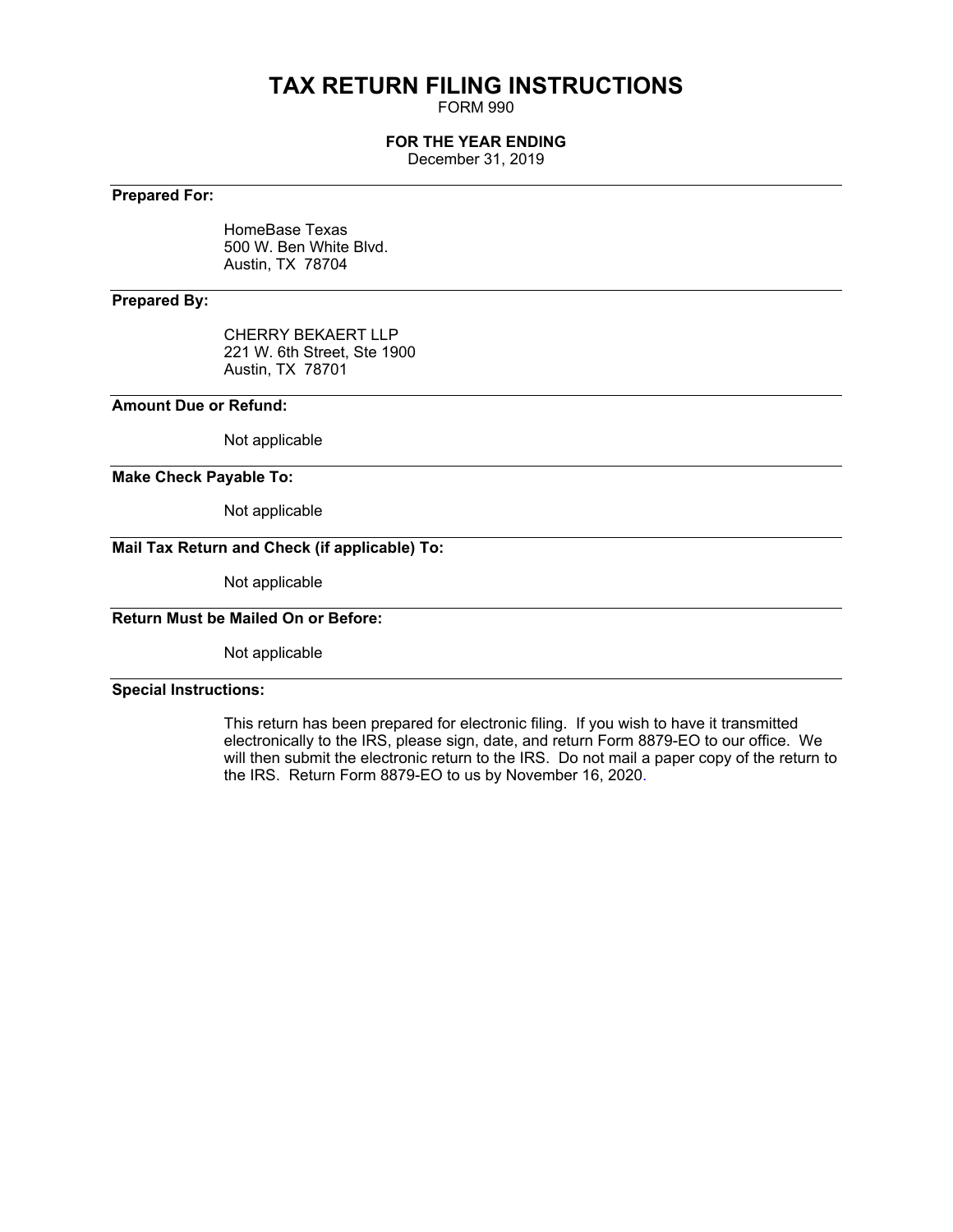# TAX RETURN FILING INSTRUCTIONS

FORM 990

**FOR THE YEAR ENDING**

December 31, 2019

---

**Prepared For:**

HomeBase Texas
500 W. Ben White Blvd.
Austin, TX 78704

---

**Prepared By:**

CHERRY BEKAERT LLP
221 W. 6th Street, Ste 1900
Austin, TX 78701

---

**Amount Due or Refund:**

Not applicable

---

**Make Check Payable To:**

Not applicable

---

**Mail Tax Return and Check (if applicable) To:**

Not applicable

---

**Return Must be Mailed On or Before:**

Not applicable

---

**Special Instructions:**

This return has been prepared for electronic filing. If you wish to have it transmitted electronically to the IRS, please sign, date, and return Form 8879-EO to our office. We will then submit the electronic return to the IRS. Do not mail a paper copy of the return to the IRS. Return Form 8879-EO to us by November 16, 2020.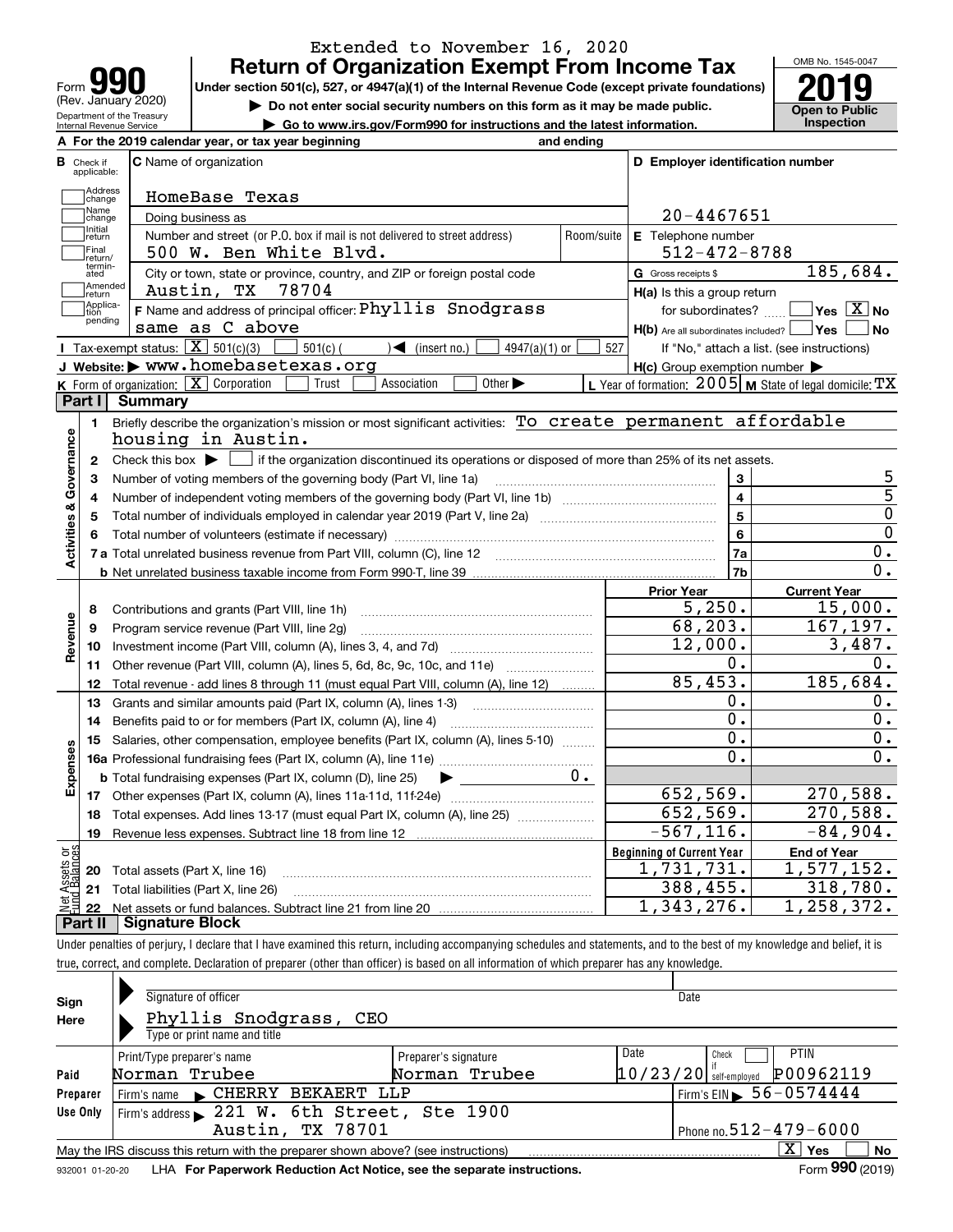Extended to November 16, 2020

# Form 990 — Return of Organization Exempt From Income Tax

(Rev. January 2020)

Department of the Treasury
Internal Revenue Service

**Under section 501(c), 527, or 4947(a)(1) of the Internal Revenue Code (except private foundations)**

▶ **Do not enter social security numbers on this form as it may be made public.**

▶ **Go to www.irs.gov/Form990 for instructions and the latest information.**

OMB No. 1545-0047

**2019**

**Open to Public Inspection**

**A** For the 2019 calendar year, or tax year beginning and ending

**B** Check if applicable: Address change, Name change, Initial return, Final return/terminated, Amended return, Application pending

**C** Name of organization: HomeBase Texas

Doing business as

Number and street (or P.O. box if mail is not delivered to street address): 500 W. Ben White Blvd. Room/suite

City or town, state or province, country, and ZIP or foreign postal code: Austin, TX 78704

**D** Employer identification number: 20-4467651

**E** Telephone number: 512-472-8788

**G** Gross receipts $ 185,684.

**F** Name and address of principal officer: Phyllis Snodgrass, same as C above

**H(a)** Is this a group return for subordinates? Yes [ ] No [X]

**H(b)** Are all subordinates included? Yes [ ] No [ ]

If "No," attach a list. (see instructions)

**I** Tax-exempt status: [X] 501(c)(3) [ ] 501(c) ( ) ◀ (insert no.) [ ] 4947(a)(1) or [ ] 527

**J** Website: ▶ www.homebasetexas.org

**H(c)** Group exemption number ▶

**K** Form of organization: [X] Corporation [ ] Trust [ ] Association [ ] Other ▶

**L** Year of formation: 2005 **M** State of legal domicile: TX

## Part I Summary

**Activities & Governance**

1. Briefly describe the organization's mission or most significant activities: To create permanent affordable housing in Austin.
2. Check this box ▶ [ ] if the organization discontinued its operations or disposed of more than 25% of its net assets.

| | | | |
|---|---|---|---|
| 3 | Number of voting members of the governing body (Part VI, line 1a) | 3 | 5 |
| 4 | Number of independent voting members of the governing body (Part VI, line 1b) | 4 | 5 |
| 5 | Total number of individuals employed in calendar year 2019 (Part V, line 2a) | 5 | 0 |
| 6 | Total number of volunteers (estimate if necessary) | 6 | 0 |
| 7a | Total unrelated business revenue from Part VIII, column (C), line 12 | 7a | 0. |
| b | Net unrelated business taxable income from Form 990-T, line 39 | 7b | 0. |

| | | Prior Year | Current Year |
|---|---|---|---|
| **Revenue** | | | |
| 8 | Contributions and grants (Part VIII, line 1h) | 5,250. | 15,000. |
| 9 | Program service revenue (Part VIII, line 2g) | 68,203. | 167,197. |
| 10 | Investment income (Part VIII, column (A), lines 3, 4, and 7d) | 12,000. | 3,487. |
| 11 | Other revenue (Part VIII, column (A), lines 5, 6d, 8c, 9c, 10c, and 11e) | 0. | 0. |
| 12 | Total revenue - add lines 8 through 11 (must equal Part VIII, column (A), line 12) | 85,453. | 185,684. |
| **Expenses** | | | |
| 13 | Grants and similar amounts paid (Part IX, column (A), lines 1-3) | 0. | 0. |
| 14 | Benefits paid to or for members (Part IX, column (A), line 4) | 0. | 0. |
| 15 | Salaries, other compensation, employee benefits (Part IX, column (A), lines 5-10) | 0. | 0. |
| 16a | Professional fundraising fees (Part IX, column (A), line 11e) | 0. | 0. |
| b | Total fundraising expenses (Part IX, column (D), line 25) ▶ 0. | | |
| 17 | Other expenses (Part IX, column (A), lines 11a-11d, 11f-24e) | 652,569. | 270,588. |
| 18 | Total expenses. Add lines 13-17 (must equal Part IX, column (A), line 25) | 652,569. | 270,588. |
| 19 | Revenue less expenses. Subtract line 18 from line 12 | -567,116. | -84,904. |
| **Net Assets or Fund Balances** | | **Beginning of Current Year** | **End of Year** |
| 20 | Total assets (Part X, line 16) | 1,731,731. | 1,577,152. |
| 21 | Total liabilities (Part X, line 26) | 388,455. | 318,780. |
| 22 | Net assets or fund balances. Subtract line 21 from line 20 | 1,343,276. | 1,258,372. |

## Part II Signature Block

Under penalties of perjury, I declare that I have examined this return, including accompanying schedules and statements, and to the best of my knowledge and belief, it is true, correct, and complete. Declaration of preparer (other than officer) is based on all information of which preparer has any knowledge.

**Sign Here**

Signature of officer — Date

Phyllis Snodgrass, CEO

Type or print name and title

**Paid Preparer Use Only**

| Print/Type preparer's name | Preparer's signature | Date | Check if self-employed | PTIN |
|---|---|---|---|---|
| Norman Trubee | Norman Trubee | 10/23/20 | [ ] | P00962119 |

Firm's name ▶ CHERRY BEKAERT LLP — Firm's EIN ▶ 56-0574444

Firm's address ▶ 221 W. 6th Street, Ste 1900, Austin, TX 78701 — Phone no. 512-479-6000

May the IRS discuss this return with the preparer shown above? (see instructions) [X] Yes [ ] No

932001 01-20-20 LHA **For Paperwork Reduction Act Notice, see the separate instructions.** Form **990** (2019)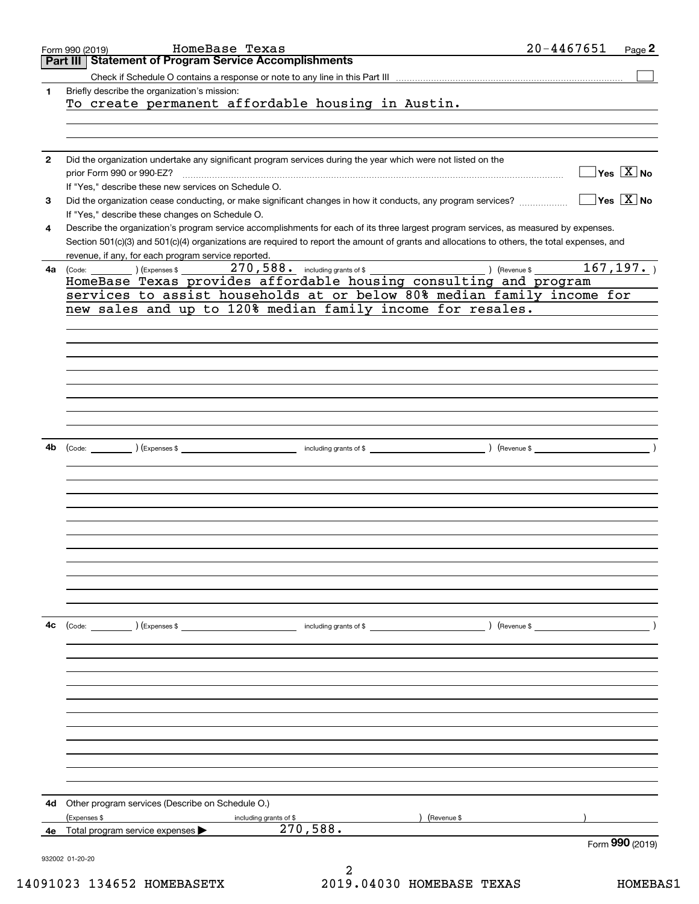Form 990 (2019) HomeBase Texas 20-4467651 Page **2**

## Part III Statement of Program Service Accomplishments

Check if Schedule O contains a response or note to any line in this Part III ☐

**1** Briefly describe the organization's mission:

To create permanent affordable housing in Austin.

**2** Did the organization undertake any significant program services during the year which were not listed on the prior Form 990 or 990-EZ? ☐ Yes ☒ No

If "Yes," describe these new services on Schedule O.

**3** Did the organization cease conducting, or make significant changes in how it conducts, any program services? ☐ Yes ☒ No

If "Yes," describe these changes on Schedule O.

**4** Describe the organization's program service accomplishments for each of its three largest program services, as measured by expenses. Section 501(c)(3) and 501(c)(4) organizations are required to report the amount of grants and allocations to others, the total expenses, and revenue, if any, for each program service reported.

**4a** (Code: ) (Expenses $ 270,588. including grants of $ ) (Revenue $ 167,197. )

HomeBase Texas provides affordable housing consulting and program services to assist households at or below 80% median family income for new sales and up to 120% median family income for resales.

**4b** (Code: ) (Expenses $ including grants of $ ) (Revenue $ )

**4c** (Code: ) (Expenses $ including grants of $ ) (Revenue $ )

**4d** Other program services (Describe on Schedule O.)

(Expenses $ including grants of $ ) (Revenue $ )

**4e** Total program service expenses ▶ 270,588.

Form **990** (2019)

932002 01-20-20

14091023 134652 HOMEBASETX 2019.04030 HOMEBASE TEXAS HOMEBAS1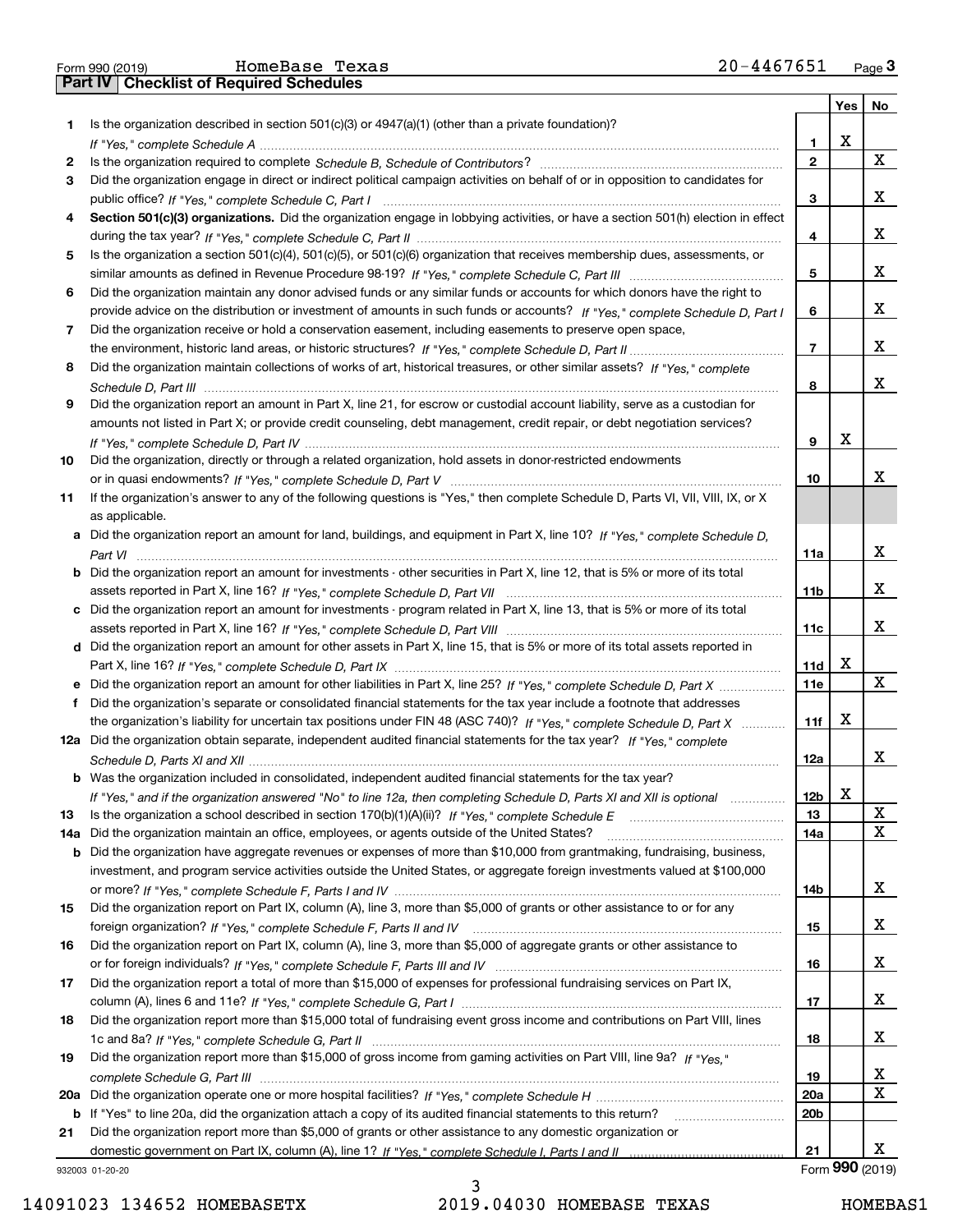Form 990 (2019) HomeBase Texas 20-4467651

## Part IV Checklist of Required Schedules

| | | | Yes | No |
|---|---|---|---|---|
| 1 | Is the organization described in section 501(c)(3) or 4947(a)(1) (other than a private foundation)? *If "Yes," complete Schedule A* | 1 | X | |
| 2 | Is the organization required to complete *Schedule B, Schedule of Contributors*? | 2 | | X |
| 3 | Did the organization engage in direct or indirect political campaign activities on behalf of or in opposition to candidates for public office? *If "Yes," complete Schedule C, Part I* | 3 | | X |
| 4 | **Section 501(c)(3) organizations.** Did the organization engage in lobbying activities, or have a section 501(h) election in effect during the tax year? *If "Yes," complete Schedule C, Part II* | 4 | | X |
| 5 | Is the organization a section 501(c)(4), 501(c)(5), or 501(c)(6) organization that receives membership dues, assessments, or similar amounts as defined in Revenue Procedure 98-19? *If "Yes," complete Schedule C, Part III* | 5 | | X |
| 6 | Did the organization maintain any donor advised funds or any similar funds or accounts for which donors have the right to provide advice on the distribution or investment of amounts in such funds or accounts? *If "Yes," complete Schedule D, Part I* | 6 | | X |
| 7 | Did the organization receive or hold a conservation easement, including easements to preserve open space, the environment, historic land areas, or historic structures? *If "Yes," complete Schedule D, Part II* | 7 | | X |
| 8 | Did the organization maintain collections of works of art, historical treasures, or other similar assets? *If "Yes," complete Schedule D, Part III* | 8 | | X |
| 9 | Did the organization report an amount in Part X, line 21, for escrow or custodial account liability, serve as a custodian for amounts not listed in Part X; or provide credit counseling, debt management, credit repair, or debt negotiation services? *If "Yes," complete Schedule D, Part IV* | 9 | X | |
| 10 | Did the organization, directly or through a related organization, hold assets in donor-restricted endowments or in quasi endowments? *If "Yes," complete Schedule D, Part V* | 10 | | X |
| 11 | If the organization's answer to any of the following questions is "Yes," then complete Schedule D, Parts VI, VII, VIII, IX, or X as applicable. | | | |
| a | Did the organization report an amount for land, buildings, and equipment in Part X, line 10? *If "Yes," complete Schedule D, Part VI* | 11a | | X |
| b | Did the organization report an amount for investments - other securities in Part X, line 12, that is 5% or more of its total assets reported in Part X, line 16? *If "Yes," complete Schedule D, Part VII* | 11b | | X |
| c | Did the organization report an amount for investments - program related in Part X, line 13, that is 5% or more of its total assets reported in Part X, line 16? *If "Yes," complete Schedule D, Part VIII* | 11c | | X |
| d | Did the organization report an amount for other assets in Part X, line 15, that is 5% or more of its total assets reported in Part X, line 16? *If "Yes," complete Schedule D, Part IX* | 11d | X | |
| e | Did the organization report an amount for other liabilities in Part X, line 25? *If "Yes," complete Schedule D, Part X* | 11e | | X |
| f | Did the organization's separate or consolidated financial statements for the tax year include a footnote that addresses the organization's liability for uncertain tax positions under FIN 48 (ASC 740)? *If "Yes," complete Schedule D, Part X* | 11f | X | |
| 12a | Did the organization obtain separate, independent audited financial statements for the tax year? *If "Yes," complete Schedule D, Parts XI and XII* | 12a | | X |
| b | Was the organization included in consolidated, independent audited financial statements for the tax year? *If "Yes," and if the organization answered "No" to line 12a, then completing Schedule D, Parts XI and XII is optional* | 12b | X | |
| 13 | Is the organization a school described in section 170(b)(1)(A)(ii)? *If "Yes," complete Schedule E* | 13 | | X |
| 14a | Did the organization maintain an office, employees, or agents outside of the United States? | 14a | | X |
| b | Did the organization have aggregate revenues or expenses of more than $10,000 from grantmaking, fundraising, business, investment, and program service activities outside the United States, or aggregate foreign investments valued at $100,000 or more? *If "Yes," complete Schedule F, Parts I and IV* | 14b | | X |
| 15 | Did the organization report on Part IX, column (A), line 3, more than $5,000 of grants or other assistance to or for any foreign organization? *If "Yes," complete Schedule F, Parts II and IV* | 15 | | X |
| 16 | Did the organization report on Part IX, column (A), line 3, more than $5,000 of aggregate grants or other assistance to or for foreign individuals? *If "Yes," complete Schedule F, Parts III and IV* | 16 | | X |
| 17 | Did the organization report a total of more than $15,000 of expenses for professional fundraising services on Part IX, column (A), lines 6 and 11e? *If "Yes," complete Schedule G, Part I* | 17 | | X |
| 18 | Did the organization report more than $15,000 total of fundraising event gross income and contributions on Part VIII, lines 1c and 8a? *If "Yes," complete Schedule G, Part II* | 18 | | X |
| 19 | Did the organization report more than $15,000 of gross income from gaming activities on Part VIII, line 9a? *If "Yes," complete Schedule G, Part III* | 19 | | X |
| 20a | Did the organization operate one or more hospital facilities? *If "Yes," complete Schedule H* | 20a | | X |
| b | If "Yes" to line 20a, did the organization attach a copy of its audited financial statements to this return? | 20b | | |
| 21 | Did the organization report more than $5,000 of grants or other assistance to any domestic organization or domestic government on Part IX, column (A), line 1? *If "Yes," complete Schedule I, Parts I and II* | 21 | | X |

932003 01-20-20 Form **990** (2019)

14091023 134652 HOMEBASETX 2019.04030 HOMEBASE TEXAS HOMEBAS1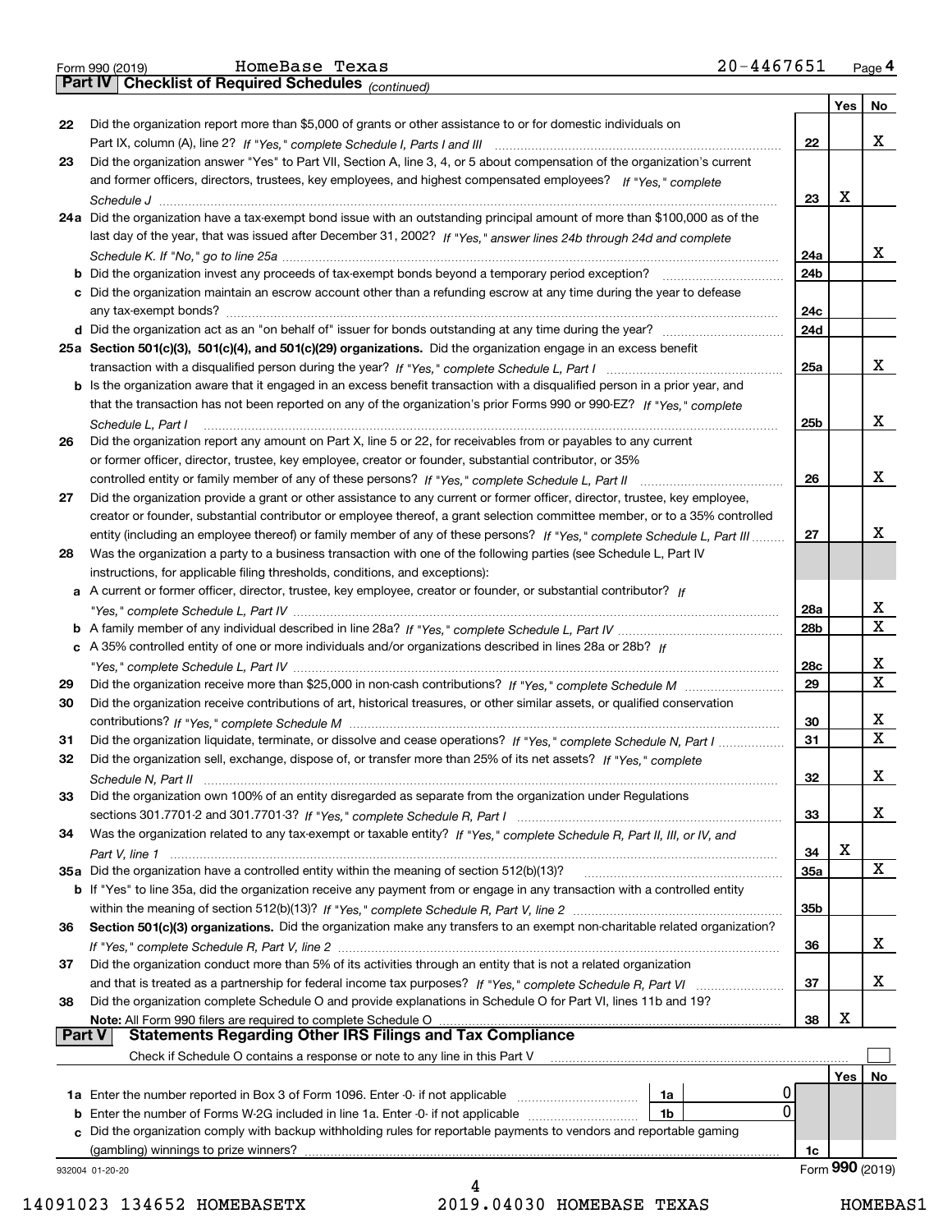Form 990 (2019) HomeBase Texas 20-4467651 Page 4

## Part IV Checklist of Required Schedules *(continued)*

| | | | Yes | No |
|---|---|---|---|---|
| 22 | Did the organization report more than $5,000 of grants or other assistance to or for domestic individuals on Part IX, column (A), line 2? *If "Yes," complete Schedule I, Parts I and III* | 22 | | X |
| 23 | Did the organization answer "Yes" to Part VII, Section A, line 3, 4, or 5 about compensation of the organization's current and former officers, directors, trustees, key employees, and highest compensated employees? *If "Yes," complete Schedule J* | 23 | X | |
| 24a | Did the organization have a tax-exempt bond issue with an outstanding principal amount of more than $100,000 as of the last day of the year, that was issued after December 31, 2002? *If "Yes," answer lines 24b through 24d and complete Schedule K. If "No," go to line 25a* | 24a | | X |
| b | Did the organization invest any proceeds of tax-exempt bonds beyond a temporary period exception? | 24b | | |
| c | Did the organization maintain an escrow account other than a refunding escrow at any time during the year to defease any tax-exempt bonds? | 24c | | |
| d | Did the organization act as an "on behalf of" issuer for bonds outstanding at any time during the year? | 24d | | |
| 25a | **Section 501(c)(3), 501(c)(4), and 501(c)(29) organizations.** Did the organization engage in an excess benefit transaction with a disqualified person during the year? *If "Yes," complete Schedule L, Part I* | 25a | | X |
| b | Is the organization aware that it engaged in an excess benefit transaction with a disqualified person in a prior year, and that the transaction has not been reported on any of the organization's prior Forms 990 or 990-EZ? *If "Yes," complete Schedule L, Part I* | 25b | | X |
| 26 | Did the organization report any amount on Part X, line 5 or 22, for receivables from or payables to any current or former officer, director, trustee, key employee, creator or founder, substantial contributor, or 35% controlled entity or family member of any of these persons? *If "Yes," complete Schedule L, Part II* | 26 | | X |
| 27 | Did the organization provide a grant or other assistance to any current or former officer, director, trustee, key employee, creator or founder, substantial contributor or employee thereof, a grant selection committee member, or to a 35% controlled entity (including an employee thereof) or family member of any of these persons? *If "Yes," complete Schedule L, Part III* | 27 | | X |
| 28 | Was the organization a party to a business transaction with one of the following parties (see Schedule L, Part IV instructions, for applicable filing thresholds, conditions, and exceptions): | | | |
| a | A current or former officer, director, trustee, key employee, creator or founder, or substantial contributor? *If "Yes," complete Schedule L, Part IV* | 28a | | X |
| b | A family member of any individual described in line 28a? *If "Yes," complete Schedule L, Part IV* | 28b | | X |
| c | A 35% controlled entity of one or more individuals and/or organizations described in lines 28a or 28b? *If "Yes," complete Schedule L, Part IV* | 28c | | X |
| 29 | Did the organization receive more than $25,000 in non-cash contributions? *If "Yes," complete Schedule M* | 29 | | X |
| 30 | Did the organization receive contributions of art, historical treasures, or other similar assets, or qualified conservation contributions? *If "Yes," complete Schedule M* | 30 | | X |
| 31 | Did the organization liquidate, terminate, or dissolve and cease operations? *If "Yes," complete Schedule N, Part I* | 31 | | X |
| 32 | Did the organization sell, exchange, dispose of, or transfer more than 25% of its net assets? *If "Yes," complete Schedule N, Part II* | 32 | | X |
| 33 | Did the organization own 100% of an entity disregarded as separate from the organization under Regulations sections 301.7701-2 and 301.7701-3? *If "Yes," complete Schedule R, Part I* | 33 | | X |
| 34 | Was the organization related to any tax-exempt or taxable entity? *If "Yes," complete Schedule R, Part II, III, or IV, and Part V, line 1* | 34 | X | |
| 35a | Did the organization have a controlled entity within the meaning of section 512(b)(13)? | 35a | | X |
| b | If "Yes" to line 35a, did the organization receive any payment from or engage in any transaction with a controlled entity within the meaning of section 512(b)(13)? *If "Yes," complete Schedule R, Part V, line 2* | 35b | | |
| 36 | **Section 501(c)(3) organizations.** Did the organization make any transfers to an exempt non-charitable related organization? *If "Yes," complete Schedule R, Part V, line 2* | 36 | | X |
| 37 | Did the organization conduct more than 5% of its activities through an entity that is not a related organization and that is treated as a partnership for federal income tax purposes? *If "Yes," complete Schedule R, Part VI* | 37 | | X |
| 38 | Did the organization complete Schedule O and provide explanations in Schedule O for Part VI, lines 11b and 19? **Note:** All Form 990 filers are required to complete Schedule O | 38 | X | |

## Part V Statements Regarding Other IRS Filings and Tax Compliance

Check if Schedule O contains a response or note to any line in this Part V ☐

| | | | | | Yes | No |
|---|---|---|---|---|---|---|
| 1a | Enter the number reported in Box 3 of Form 1096. Enter -0- if not applicable | 1a | 0 | | | |
| b | Enter the number of Forms W-2G included in line 1a. Enter -0- if not applicable | 1b | 0 | | | |
| c | Did the organization comply with backup withholding rules for reportable payments to vendors and reportable gaming (gambling) winnings to prize winners? | | | 1c | | |

932004 01-20-20 Form **990** (2019)

14091023 134652 HOMEBASETX 2019.04030 HOMEBASE TEXAS HOMEBAS1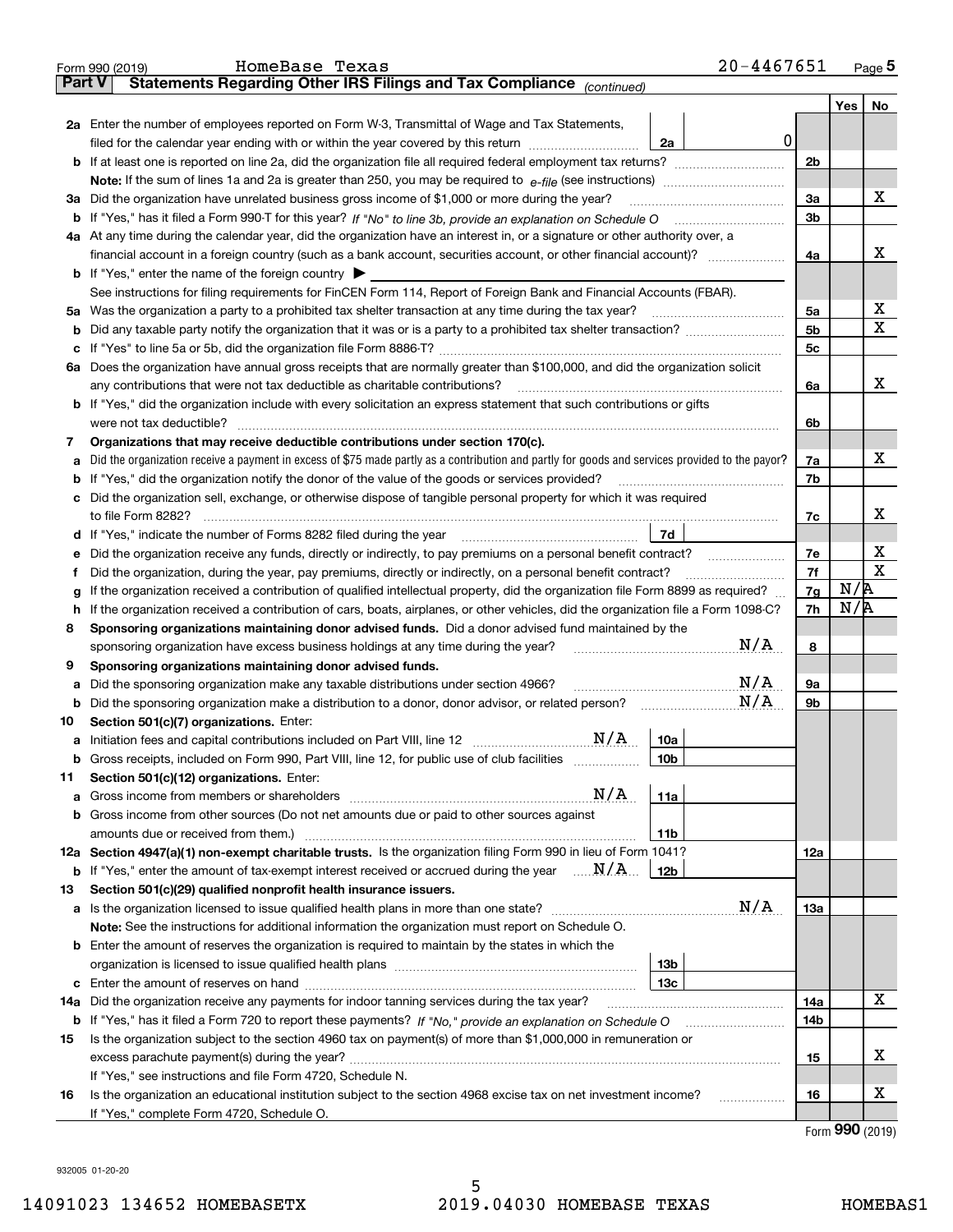Form 990 (2019) HomeBase Texas 20-4467651 Page **5**

## Part V Statements Regarding Other IRS Filings and Tax Compliance *(continued)*

| | | | | Yes | No |
|---|---|---|---|---|---|
| **2a** | Enter the number of employees reported on Form W-3, Transmittal of Wage and Tax Statements, filed for the calendar year ending with or within the year covered by this return | 2a | 0 | | |
| **b** | If at least one is reported on line 2a, did the organization file all required federal employment tax returns? | | 2b | | |
| | **Note:** If the sum of lines 1a and 2a is greater than 250, you may be required to *e-file* (see instructions) | | | | |
| **3a** | Did the organization have unrelated business gross income of $1,000 or more during the year? | | 3a | | X |
| **b** | If "Yes," has it filed a Form 990-T for this year? *If "No" to line 3b, provide an explanation on Schedule O* | | 3b | | |
| **4a** | At any time during the calendar year, did the organization have an interest in, or a signature or other authority over, a financial account in a foreign country (such as a bank account, securities account, or other financial account)? | | 4a | | X |
| **b** | If "Yes," enter the name of the foreign country ▶ | | | | |
| | See instructions for filing requirements for FinCEN Form 114, Report of Foreign Bank and Financial Accounts (FBAR). | | | | |
| **5a** | Was the organization a party to a prohibited tax shelter transaction at any time during the tax year? | | 5a | | X |
| **b** | Did any taxable party notify the organization that it was or is a party to a prohibited tax shelter transaction? | | 5b | | X |
| **c** | If "Yes" to line 5a or 5b, did the organization file Form 8886-T? | | 5c | | |
| **6a** | Does the organization have annual gross receipts that are normally greater than $100,000, and did the organization solicit any contributions that were not tax deductible as charitable contributions? | | 6a | | X |
| **b** | If "Yes," did the organization include with every solicitation an express statement that such contributions or gifts were not tax deductible? | | 6b | | |
| **7** | **Organizations that may receive deductible contributions under section 170(c).** | | | | |
| **a** | Did the organization receive a payment in excess of $75 made partly as a contribution and partly for goods and services provided to the payor? | | 7a | | X |
| **b** | If "Yes," did the organization notify the donor of the value of the goods or services provided? | | 7b | | |
| **c** | Did the organization sell, exchange, or otherwise dispose of tangible personal property for which it was required to file Form 8282? | | 7c | | X |
| **d** | If "Yes," indicate the number of Forms 8282 filed during the year | 7d | | | |
| **e** | Did the organization receive any funds, directly or indirectly, to pay premiums on a personal benefit contract? | | 7e | | X |
| **f** | Did the organization, during the year, pay premiums, directly or indirectly, on a personal benefit contract? | | 7f | | X |
| **g** | If the organization received a contribution of qualified intellectual property, did the organization file Form 8899 as required? | | 7g | N/A | |
| **h** | If the organization received a contribution of cars, boats, airplanes, or other vehicles, did the organization file a Form 1098-C? | | 7h | N/A | |
| **8** | **Sponsoring organizations maintaining donor advised funds.** Did a donor advised fund maintained by the sponsoring organization have excess business holdings at any time during the year? N/A | | 8 | | |
| **9** | **Sponsoring organizations maintaining donor advised funds.** | | | | |
| **a** | Did the sponsoring organization make any taxable distributions under section 4966? N/A | | 9a | | |
| **b** | Did the sponsoring organization make a distribution to a donor, donor advisor, or related person? N/A | | 9b | | |
| **10** | **Section 501(c)(7) organizations.** Enter: | | | | |
| **a** | Initiation fees and capital contributions included on Part VIII, line 12 N/A | 10a | | | |
| **b** | Gross receipts, included on Form 990, Part VIII, line 12, for public use of club facilities | 10b | | | |
| **11** | **Section 501(c)(12) organizations.** Enter: | | | | |
| **a** | Gross income from members or shareholders N/A | 11a | | | |
| **b** | Gross income from other sources (Do not net amounts due or paid to other sources against amounts due or received from them.) | 11b | | | |
| **12a** | **Section 4947(a)(1) non-exempt charitable trusts.** Is the organization filing Form 990 in lieu of Form 1041? | | 12a | | |
| **b** | If "Yes," enter the amount of tax-exempt interest received or accrued during the year N/A | 12b | | | |
| **13** | **Section 501(c)(29) qualified nonprofit health insurance issuers.** | | | | |
| **a** | Is the organization licensed to issue qualified health plans in more than one state? N/A | | 13a | | |
| | **Note:** See the instructions for additional information the organization must report on Schedule O. | | | | |
| **b** | Enter the amount of reserves the organization is required to maintain by the states in which the organization is licensed to issue qualified health plans | 13b | | | |
| **c** | Enter the amount of reserves on hand | 13c | | | |
| **14a** | Did the organization receive any payments for indoor tanning services during the tax year? | | 14a | | X |
| **b** | If "Yes," has it filed a Form 720 to report these payments? *If "No," provide an explanation on Schedule O* | | 14b | | |
| **15** | Is the organization subject to the section 4960 tax on payment(s) of more than $1,000,000 in remuneration or excess parachute payment(s) during the year? | | 15 | | X |
| | If "Yes," see instructions and file Form 4720, Schedule N. | | | | |
| **16** | Is the organization an educational institution subject to the section 4968 excise tax on net investment income? | | 16 | | X |
| | If "Yes," complete Form 4720, Schedule O. | | | | |

Form **990** (2019)

932005 01-20-20

14091023 134652 HOMEBASETX 2019.04030 HOMEBASE TEXAS HOMEBAS1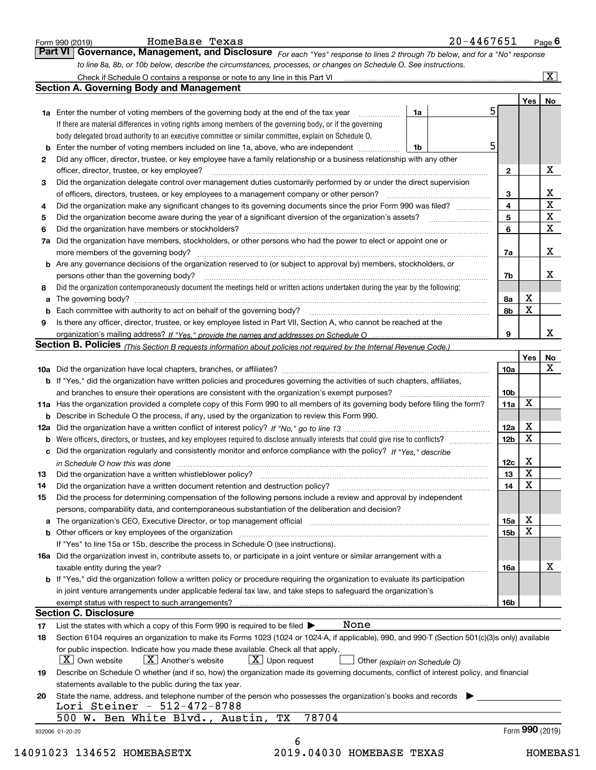Form 990 (2019) HomeBase Texas 20-4467651 Page **6**

## Part VI Governance, Management, and Disclosure

*For each "Yes" response to lines 2 through 7b below, and for a "No" response to line 8a, 8b, or 10b below, describe the circumstances, processes, or changes on Schedule O. See instructions.*

Check if Schedule O contains a response or note to any line in this Part VI .......... [X]

### Section A. Governing Body and Management

| | | | | Yes | No |
|---|---|---|---|---|---|
| **1a** | Enter the number of voting members of the governing body at the end of the tax year ..... **1a** 5<br>If there are material differences in voting rights among members of the governing body, or if the governing body delegated broad authority to an executive committee or similar committee, explain on Schedule O. | | | | |
| **b** | Enter the number of voting members included on line 1a, above, who are independent ..... **1b** 5 | | | | |
| **2** | Did any officer, director, trustee, or key employee have a family relationship or a business relationship with any other officer, director, trustee, or key employee? | **2** | | | X |
| **3** | Did the organization delegate control over management duties customarily performed by or under the direct supervision of officers, directors, trustees, or key employees to a management company or other person? | **3** | | | X |
| **4** | Did the organization make any significant changes to its governing documents since the prior Form 990 was filed? | **4** | | | X |
| **5** | Did the organization become aware during the year of a significant diversion of the organization's assets? | **5** | | | X |
| **6** | Did the organization have members or stockholders? | **6** | | | X |
| **7a** | Did the organization have members, stockholders, or other persons who had the power to elect or appoint one or more members of the governing body? | **7a** | | | X |
| **b** | Are any governance decisions of the organization reserved to (or subject to approval by) members, stockholders, or persons other than the governing body? | **7b** | | | X |
| **8** | Did the organization contemporaneously document the meetings held or written actions undertaken during the year by the following: | | | | |
| **a** | The governing body? | **8a** | | X | |
| **b** | Each committee with authority to act on behalf of the governing body? | **8b** | | X | |
| **9** | Is there any officer, director, trustee, or key employee listed in Part VII, Section A, who cannot be reached at the organization's mailing address? *If "Yes," provide the names and addresses on Schedule O* | **9** | | | X |

### Section B. Policies *(This Section B requests information about policies not required by the Internal Revenue Code.)*

| | | | Yes | No |
|---|---|---|---|---|
| **10a** | Did the organization have local chapters, branches, or affiliates? | **10a** | | X |
| **b** | If "Yes," did the organization have written policies and procedures governing the activities of such chapters, affiliates, and branches to ensure their operations are consistent with the organization's exempt purposes? | **10b** | | |
| **11a** | Has the organization provided a complete copy of this Form 990 to all members of its governing body before filing the form? | **11a** | X | |
| **b** | Describe in Schedule O the process, if any, used by the organization to review this Form 990. | | | |
| **12a** | Did the organization have a written conflict of interest policy? *If "No," go to line 13* | **12a** | X | |
| **b** | Were officers, directors, or trustees, and key employees required to disclose annually interests that could give rise to conflicts? | **12b** | X | |
| **c** | Did the organization regularly and consistently monitor and enforce compliance with the policy? *If "Yes," describe in Schedule O how this was done* | **12c** | X | |
| **13** | Did the organization have a written whistleblower policy? | **13** | X | |
| **14** | Did the organization have a written document retention and destruction policy? | **14** | X | |
| **15** | Did the process for determining compensation of the following persons include a review and approval by independent persons, comparability data, and contemporaneous substantiation of the deliberation and decision? | | | |
| **a** | The organization's CEO, Executive Director, or top management official | **15a** | X | |
| **b** | Other officers or key employees of the organization<br>If "Yes" to line 15a or 15b, describe the process in Schedule O (see instructions). | **15b** | X | |
| **16a** | Did the organization invest in, contribute assets to, or participate in a joint venture or similar arrangement with a taxable entity during the year? | **16a** | | X |
| **b** | If "Yes," did the organization follow a written policy or procedure requiring the organization to evaluate its participation in joint venture arrangements under applicable federal tax law, and take steps to safeguard the organization's exempt status with respect to such arrangements? | **16b** | | |

### Section C. Disclosure

**17** List the states with which a copy of this Form 990 is required to be filed ▶ None

**18** Section 6104 requires an organization to make its Forms 1023 (1024 or 1024-A, if applicable), 990, and 990-T (Section 501(c)(3)s only) available for public inspection. Indicate how you made these available. Check all that apply.

[X] Own website [X] Another's website [X] Upon request [ ] Other *(explain on Schedule O)*

**19** Describe on Schedule O whether (and if so, how) the organization made its governing documents, conflict of interest policy, and financial statements available to the public during the tax year.

**20** State the name, address, and telephone number of the person who possesses the organization's books and records ▶

Lori Steiner - 512-472-8788
500 W. Ben White Blvd., Austin, TX 78704

932006 01-20-20 Form **990** (2019)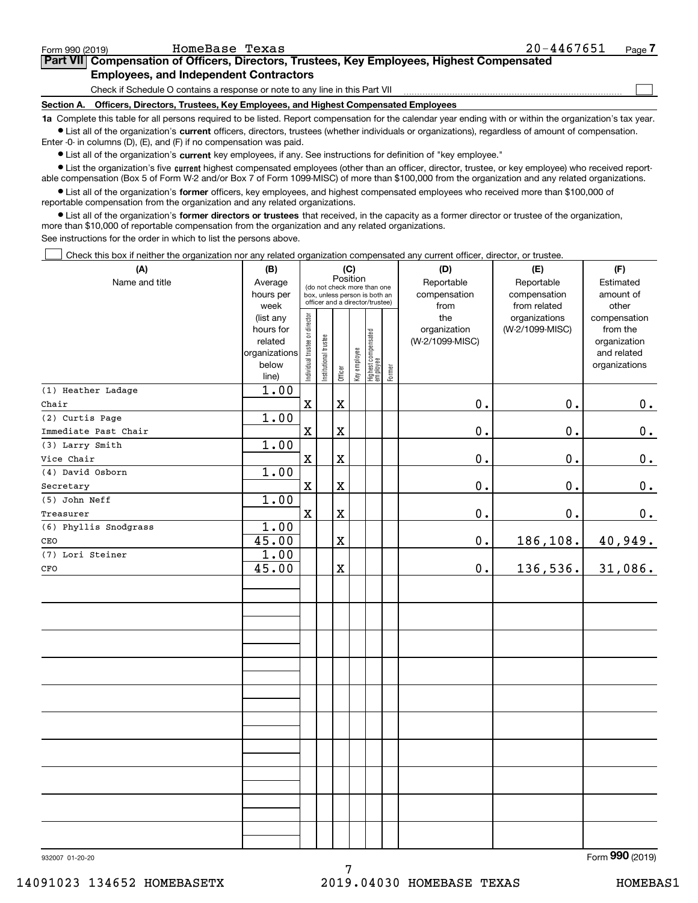Form 990 (2019) HomeBase Texas 20-4467651 Page 7

**Part VII Compensation of Officers, Directors, Trustees, Key Employees, Highest Compensated Employees, and Independent Contractors**

Check if Schedule O contains a response or note to any line in this Part VII

**Section A. Officers, Directors, Trustees, Key Employees, and Highest Compensated Employees**

**1a** Complete this table for all persons required to be listed. Report compensation for the calendar year ending with or within the organization's tax year.

- List all of the organization's **current** officers, directors, trustees (whether individuals or organizations), regardless of amount of compensation. Enter -0- in columns (D), (E), and (F) if no compensation was paid.
- List all of the organization's **current** key employees, if any. See instructions for definition of "key employee."
- List the organization's five **current** highest compensated employees (other than an officer, director, trustee, or key employee) who received reportable compensation (Box 5 of Form W-2 and/or Box 7 of Form 1099-MISC) of more than $100,000 from the organization and any related organizations.
- List all of the organization's **former** officers, key employees, and highest compensated employees who received more than $100,000 of reportable compensation from the organization and any related organizations.
- List all of the organization's **former directors or trustees** that received, in the capacity as a former director or trustee of the organization, more than $10,000 of reportable compensation from the organization and any related organizations.

See instructions for the order in which to list the persons above.

Check this box if neither the organization nor any related organization compensated any current officer, director, or trustee.

| (A) Name and title | (B) Average hours per week (list any hours for related organizations below line) | (C) Position: Individual trustee or director | Institutional trustee | Officer | Key employee | Highest compensated employee | Former | (D) Reportable compensation from the organization (W-2/1099-MISC) | (E) Reportable compensation from related organizations (W-2/1099-MISC) | (F) Estimated amount of other compensation from the organization and related organizations |
|---|---|---|---|---|---|---|---|---|---|---|
| (1) Heather Ladage<br>Chair | 1.00 | X | | X | | | | 0. | 0. | 0. |
| (2) Curtis Page<br>Immediate Past Chair | 1.00 | X | | X | | | | 0. | 0. | 0. |
| (3) Larry Smith<br>Vice Chair | 1.00 | X | | X | | | | 0. | 0. | 0. |
| (4) David Osborn<br>Secretary | 1.00 | X | | X | | | | 0. | 0. | 0. |
| (5) John Neff<br>Treasurer | 1.00 | X | | X | | | | 0. | 0. | 0. |
| (6) Phyllis Snodgrass<br>CEO | 1.00<br>45.00 | | | X | | | | 0. | 186,108. | 40,949. |
| (7) Lori Steiner<br>CFO | 1.00<br>45.00 | | | X | | | | 0. | 136,536. | 31,086. |

932007 01-20-20 Form **990** (2019)

14091023 134652 HOMEBASETX 2019.04030 HOMEBASE TEXAS HOMEBAS1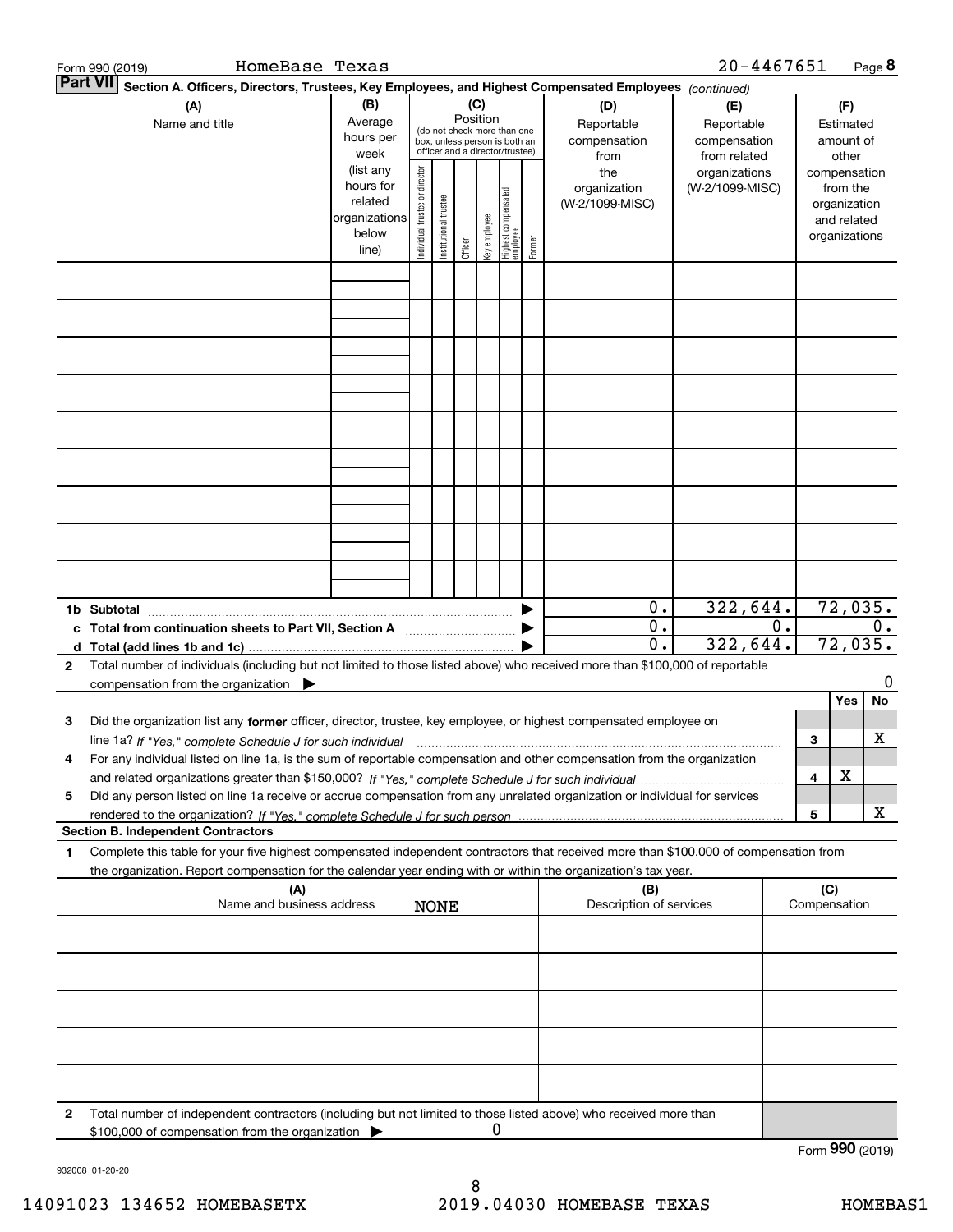Form 990 (2019) HomeBase Texas 20-4467651 Page **8**

**Part VII** **Section A. Officers, Directors, Trustees, Key Employees, and Highest Compensated Employees** *(continued)*

| (A) Name and title | (B) Average hours per week (list any hours for related organizations below line) | (C) Position (do not check more than one box, unless person is both an officer and a director/trustee): Individual trustee or director | Institutional trustee | Officer | Key employee | Highest compensated employee | Former | (D) Reportable compensation from the organization (W-2/1099-MISC) | (E) Reportable compensation from related organizations (W-2/1099-MISC) | (F) Estimated amount of other compensation from the organization and related organizations |
|---|---|---|---|---|---|---|---|---|---|---|
| | | | | | | | | | | |
| | | | | | | | | | | |
| | | | | | | | | | | |
| | | | | | | | | | | |
| | | | | | | | | | | |
| | | | | | | | | | | |
| | | | | | | | | | | |
| | | | | | | | | | | |
| | | | | | | | | | | |
| **1b Subtotal** ▶ | | | | | | | | 0. | 322,644. | 72,035. |
| **c Total from continuation sheets to Part VII, Section A** ▶ | | | | | | | | 0. | 0. | 0. |
| **d Total (add lines 1b and 1c)** ▶ | | | | | | | | 0. | 322,644. | 72,035. |

**2** Total number of individuals (including but not limited to those listed above) who received more than $100,000 of reportable compensation from the organization ▶ 0

| | | | Yes | No |
|---|---|---|---|---|
| **3** | Did the organization list any **former** officer, director, trustee, key employee, or highest compensated employee on line 1a? *If "Yes," complete Schedule J for such individual* | 3 | | X |
| **4** | For any individual listed on line 1a, is the sum of reportable compensation and other compensation from the organization and related organizations greater than $150,000? *If "Yes," complete Schedule J for such individual* | 4 | X | |
| **5** | Did any person listed on line 1a receive or accrue compensation from any unrelated organization or individual for services rendered to the organization? *If "Yes," complete Schedule J for such person* | 5 | | X |

**Section B. Independent Contractors**

**1** Complete this table for your five highest compensated independent contractors that received more than $100,000 of compensation from the organization. Report compensation for the calendar year ending with or within the organization's tax year.

| (A) Name and business address | (B) Description of services | (C) Compensation |
|---|---|---|
| NONE | | |
| | | |
| | | |
| | | |
| | | |

**2** Total number of independent contractors (including but not limited to those listed above) who received more than $100,000 of compensation from the organization ▶ 0

Form **990** (2019)

932008 01-20-20

14091023 134652 HOMEBASETX 2019.04030 HOMEBASE TEXAS HOMEBAS1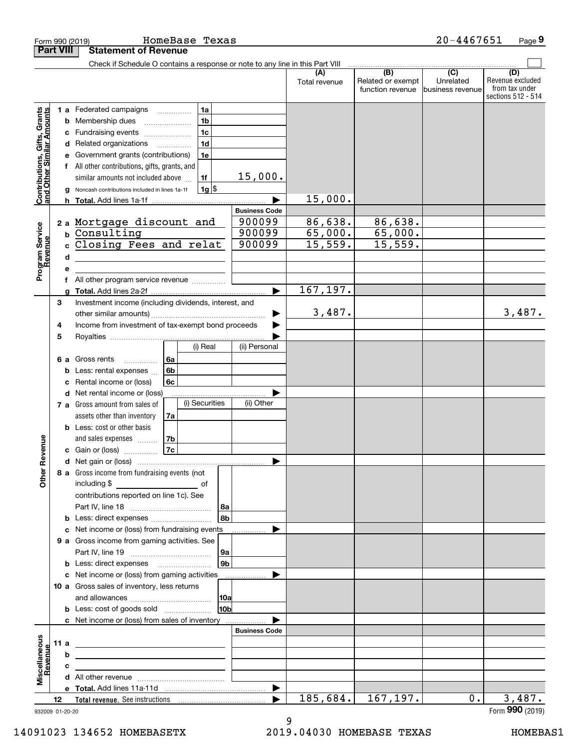Form 990 (2019) HomeBase Texas 20-4467651

## Part VIII Statement of Revenue

Check if Schedule O contains a response or note to any line in this Part VIII

| | | | | (A) Total revenue | (B) Related or exempt function revenue | (C) Unrelated business revenue | (D) Revenue excluded from tax under sections 512 - 514 |
|---|---|---|---|---|---|---|---|
| **Contributions, Gifts, Grants and Other Similar Amounts** | 1 a Federated campaigns | 1a | | | | | |
| | b Membership dues | 1b | | | | | |
| | c Fundraising events | 1c | | | | | |
| | d Related organizations | 1d | | | | | |
| | e Government grants (contributions) | 1e | | | | | |
| | f All other contributions, gifts, grants, and similar amounts not included above | 1f | 15,000. | | | | |
| | g Noncash contributions included in lines 1a-1f | 1g $ | | | | | |
| | h **Total.** Add lines 1a-1f | | | 15,000. | | | |
| **Program Service Revenue** | | | **Business Code** | | | | |
| | 2 a Mortgage discount and | | 900099 | 86,638. | 86,638. | | |
| | b Consulting | | 900099 | 65,000. | 65,000. | | |
| | c Closing Fees and relat | | 900099 | 15,559. | 15,559. | | |
| | d | | | | | | |
| | e | | | | | | |
| | f All other program service revenue | | | | | | |
| | g **Total.** Add lines 2a-2f | | | 167,197. | | | |
| **Other Revenue** | 3 Investment income (including dividends, interest, and other similar amounts) | | | 3,487. | | | 3,487. |
| | 4 Income from investment of tax-exempt bond proceeds | | | | | | |
| | 5 Royalties | | | | | | |
| | | | (i) Real / (ii) Personal | | | | |
| | 6 a Gross rents | 6a | | | | | |
| | b Less: rental expenses | 6b | | | | | |
| | c Rental income or (loss) | 6c | | | | | |
| | d Net rental income or (loss) | | | | | | |
| | | | (i) Securities / (ii) Other | | | | |
| | 7 a Gross amount from sales of assets other than inventory | 7a | | | | | |
| | b Less: cost or other basis and sales expenses | 7b | | | | | |
| | c Gain or (loss) | 7c | | | | | |
| | d Net gain or (loss) | | | | | | |
| | 8 a Gross income from fundraising events (not including $ of contributions reported on line 1c). See Part IV, line 18 | 8a | | | | | |
| | b Less: direct expenses | 8b | | | | | |
| | c Net income or (loss) from fundraising events | | | | | | |
| | 9 a Gross income from gaming activities. See Part IV, line 19 | 9a | | | | | |
| | b Less: direct expenses | 9b | | | | | |
| | c Net income or (loss) from gaming activities | | | | | | |
| | 10 a Gross sales of inventory, less returns and allowances | 10a | | | | | |
| | b Less: cost of goods sold | 10b | | | | | |
| | c Net income or (loss) from sales of inventory | | | | | | |
| **Miscellaneous Revenue** | | | **Business Code** | | | | |
| | 11 a | | | | | | |
| | b | | | | | | |
| | c | | | | | | |
| | d All other revenue | | | | | | |
| | e **Total.** Add lines 11a-11d | | | | | | |
| | 12 **Total revenue.** See instructions | | | 185,684. | 167,197. | 0. | 3,487. |

932009 01-20-20 Form **990** (2019)

14091023 134652 HOMEBASETX 2019.04030 HOMEBASE TEXAS HOMEBAS1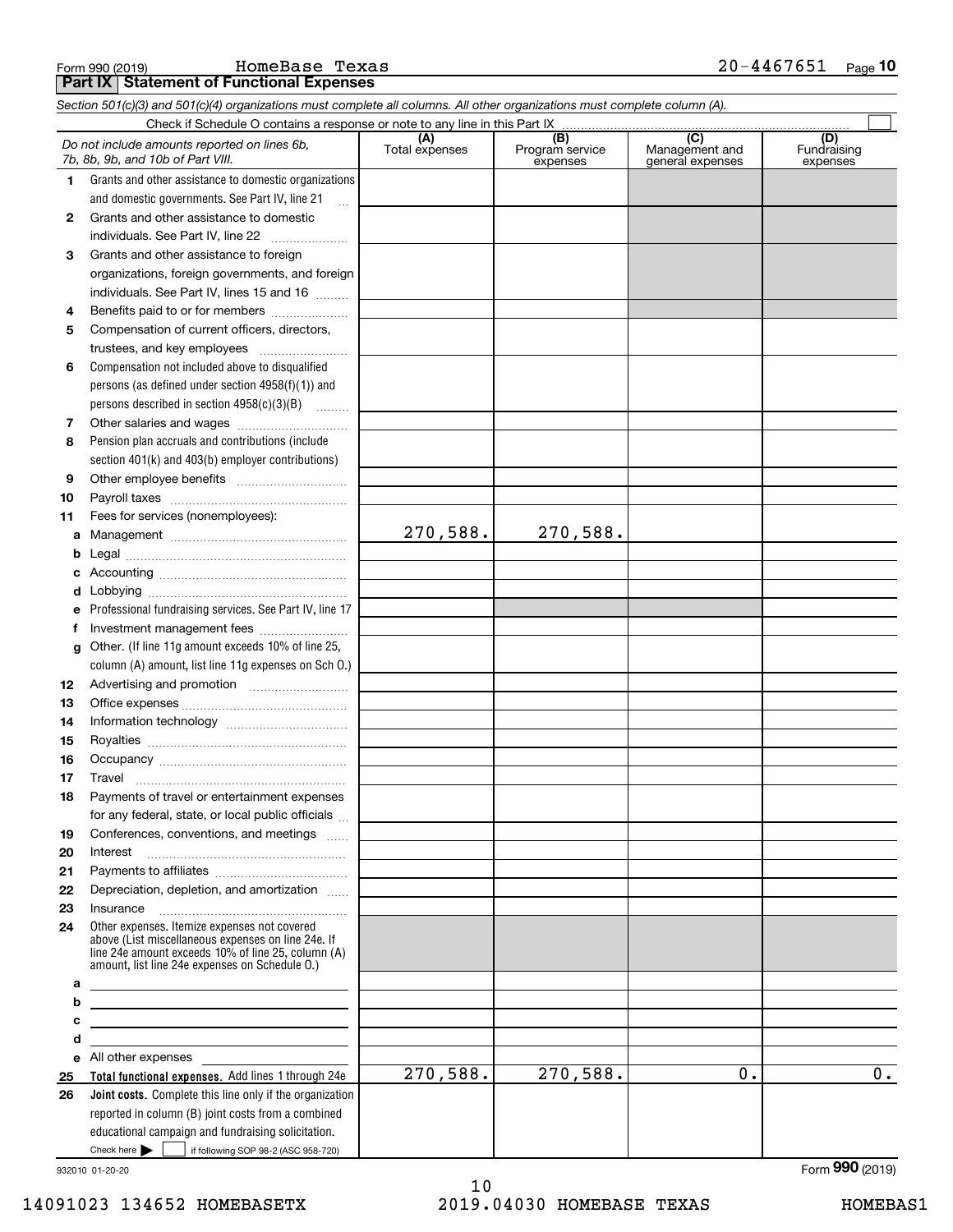Form 990 (2019) HomeBase Texas 20-4467651 Page **10**

## Part IX Statement of Functional Expenses

*Section 501(c)(3) and 501(c)(4) organizations must complete all columns. All other organizations must complete column (A).*

Check if Schedule O contains a response or note to any line in this Part IX ☐

| *Do not include amounts reported on lines 6b, 7b, 8b, 9b, and 10b of Part VIII.* | (A) Total expenses | (B) Program service expenses | (C) Management and general expenses | (D) Fundraising expenses |
|---|---|---|---|---|
| **1** Grants and other assistance to domestic organizations and domestic governments. See Part IV, line 21 | | | | |
| **2** Grants and other assistance to domestic individuals. See Part IV, line 22 | | | | |
| **3** Grants and other assistance to foreign organizations, foreign governments, and foreign individuals. See Part IV, lines 15 and 16 | | | | |
| **4** Benefits paid to or for members | | | | |
| **5** Compensation of current officers, directors, trustees, and key employees | | | | |
| **6** Compensation not included above to disqualified persons (as defined under section 4958(f)(1)) and persons described in section 4958(c)(3)(B) | | | | |
| **7** Other salaries and wages | | | | |
| **8** Pension plan accruals and contributions (include section 401(k) and 403(b) employer contributions) | | | | |
| **9** Other employee benefits | | | | |
| **10** Payroll taxes | | | | |
| **11** Fees for services (nonemployees): | | | | |
| **a** Management | 270,588. | 270,588. | | |
| **b** Legal | | | | |
| **c** Accounting | | | | |
| **d** Lobbying | | | | |
| **e** Professional fundraising services. See Part IV, line 17 | | | | |
| **f** Investment management fees | | | | |
| **g** Other. (If line 11g amount exceeds 10% of line 25, column (A) amount, list line 11g expenses on Sch O.) | | | | |
| **12** Advertising and promotion | | | | |
| **13** Office expenses | | | | |
| **14** Information technology | | | | |
| **15** Royalties | | | | |
| **16** Occupancy | | | | |
| **17** Travel | | | | |
| **18** Payments of travel or entertainment expenses for any federal, state, or local public officials | | | | |
| **19** Conferences, conventions, and meetings | | | | |
| **20** Interest | | | | |
| **21** Payments to affiliates | | | | |
| **22** Depreciation, depletion, and amortization | | | | |
| **23** Insurance | | | | |
| **24** Other expenses. Itemize expenses not covered above (List miscellaneous expenses on line 24e. If line 24e amount exceeds 10% of line 25, column (A) amount, list line 24e expenses on Schedule O.) | | | | |
| **a** | | | | |
| **b** | | | | |
| **c** | | | | |
| **d** | | | | |
| **e** All other expenses | | | | |
| **25 Total functional expenses.** Add lines 1 through 24e | 270,588. | 270,588. | 0. | 0. |
| **26 Joint costs.** Complete this line only if the organization reported in column (B) joint costs from a combined educational campaign and fundraising solicitation. Check here ☐ if following SOP 98-2 (ASC 958-720) | | | | |

932010 01-20-20 Form **990** (2019)

14091023 134652 HOMEBASETX 2019.04030 HOMEBASE TEXAS HOMEBAS1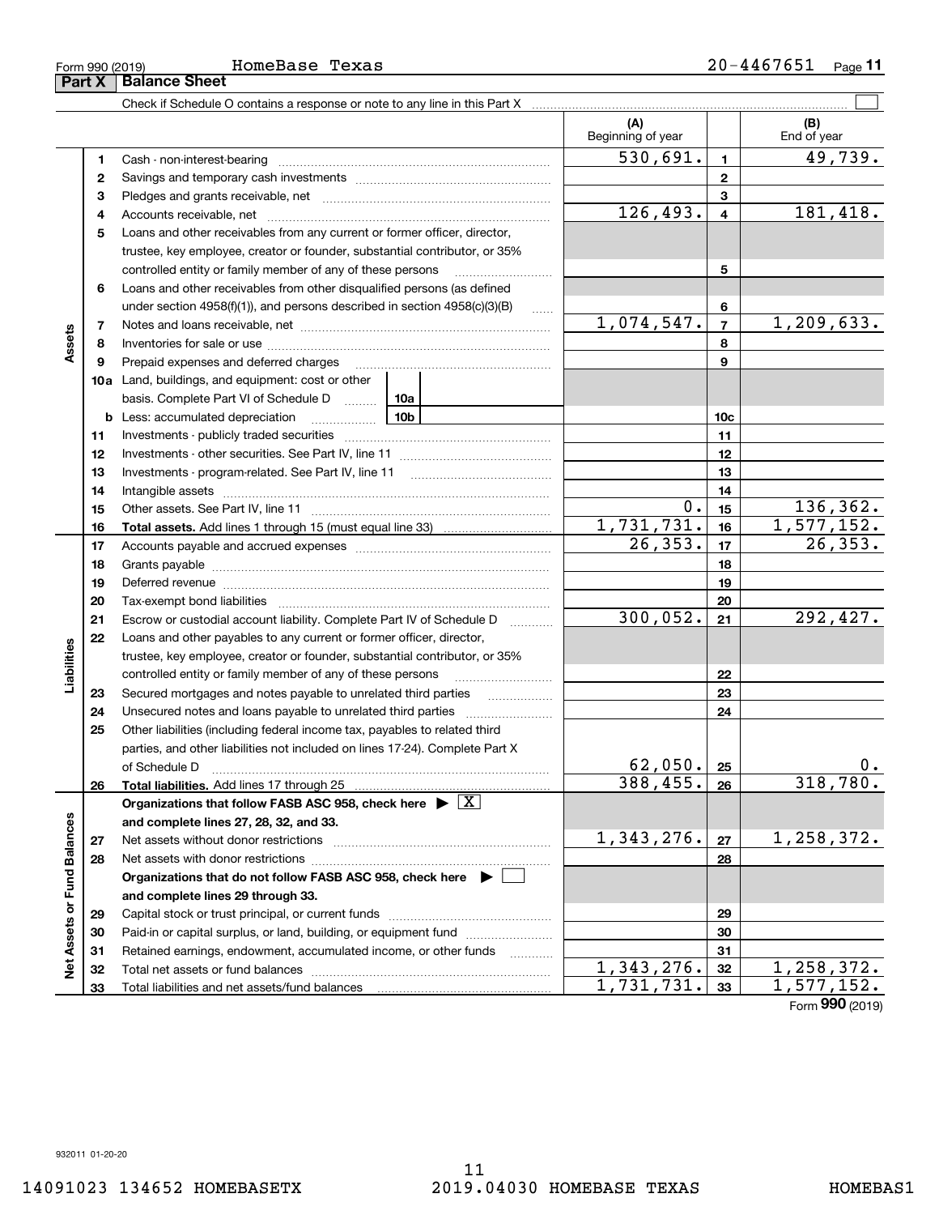Form 990 (2019) HomeBase Texas 20-4467651 Page 11

## Part X Balance Sheet

Check if Schedule O contains a response or note to any line in this Part X ☐

| | | | (A) Beginning of year | | (B) End of year |
|---|---|---|---|---|---|
| Assets | 1 | Cash - non-interest-bearing | 530,691. | 1 | 49,739. |
| | 2 | Savings and temporary cash investments | | 2 | |
| | 3 | Pledges and grants receivable, net | | 3 | |
| | 4 | Accounts receivable, net | 126,493. | 4 | 181,418. |
| | 5 | Loans and other receivables from any current or former officer, director, trustee, key employee, creator or founder, substantial contributor, or 35% controlled entity or family member of any of these persons | | 5 | |
| | 6 | Loans and other receivables from other disqualified persons (as defined under section 4958(f)(1)), and persons described in section 4958(c)(3)(B) | | 6 | |
| | 7 | Notes and loans receivable, net | 1,074,547. | 7 | 1,209,633. |
| | 8 | Inventories for sale or use | | 8 | |
| | 9 | Prepaid expenses and deferred charges | | 9 | |
| | 10a | Land, buildings, and equipment: cost or other basis. Complete Part VI of Schedule D (10a) | | | |
| | b | Less: accumulated depreciation (10b) | | 10c | |
| | 11 | Investments - publicly traded securities | | 11 | |
| | 12 | Investments - other securities. See Part IV, line 11 | | 12 | |
| | 13 | Investments - program-related. See Part IV, line 11 | | 13 | |
| | 14 | Intangible assets | | 14 | |
| | 15 | Other assets. See Part IV, line 11 | 0. | 15 | 136,362. |
| | 16 | **Total assets.** Add lines 1 through 15 (must equal line 33) | 1,731,731. | 16 | 1,577,152. |
| Liabilities | 17 | Accounts payable and accrued expenses | 26,353. | 17 | 26,353. |
| | 18 | Grants payable | | 18 | |
| | 19 | Deferred revenue | | 19 | |
| | 20 | Tax-exempt bond liabilities | | 20 | |
| | 21 | Escrow or custodial account liability. Complete Part IV of Schedule D | 300,052. | 21 | 292,427. |
| | 22 | Loans and other payables to any current or former officer, director, trustee, key employee, creator or founder, substantial contributor, or 35% controlled entity or family member of any of these persons | | 22 | |
| | 23 | Secured mortgages and notes payable to unrelated third parties | | 23 | |
| | 24 | Unsecured notes and loans payable to unrelated third parties | | 24 | |
| | 25 | Other liabilities (including federal income tax, payables to related third parties, and other liabilities not included on lines 17-24). Complete Part X of Schedule D | 62,050. | 25 | 0. |
| | 26 | **Total liabilities.** Add lines 17 through 25 | 388,455. | 26 | 318,780. |
| Net Assets or Fund Balances | | **Organizations that follow FASB ASC 958, check here** ☒ **and complete lines 27, 28, 32, and 33.** | | | |
| | 27 | Net assets without donor restrictions | 1,343,276. | 27 | 1,258,372. |
| | 28 | Net assets with donor restrictions | | 28 | |
| | | **Organizations that do not follow FASB ASC 958, check here** ☐ **and complete lines 29 through 33.** | | | |
| | 29 | Capital stock or trust principal, or current funds | | 29 | |
| | 30 | Paid-in or capital surplus, or land, building, or equipment fund | | 30 | |
| | 31 | Retained earnings, endowment, accumulated income, or other funds | | 31 | |
| | 32 | Total net assets or fund balances | 1,343,276. | 32 | 1,258,372. |
| | 33 | Total liabilities and net assets/fund balances | 1,731,731. | 33 | 1,577,152. |

Form **990** (2019)

932011 01-20-20

14091023 134652 HOMEBASETX 2019.04030 HOMEBASE TEXAS HOMEBAS1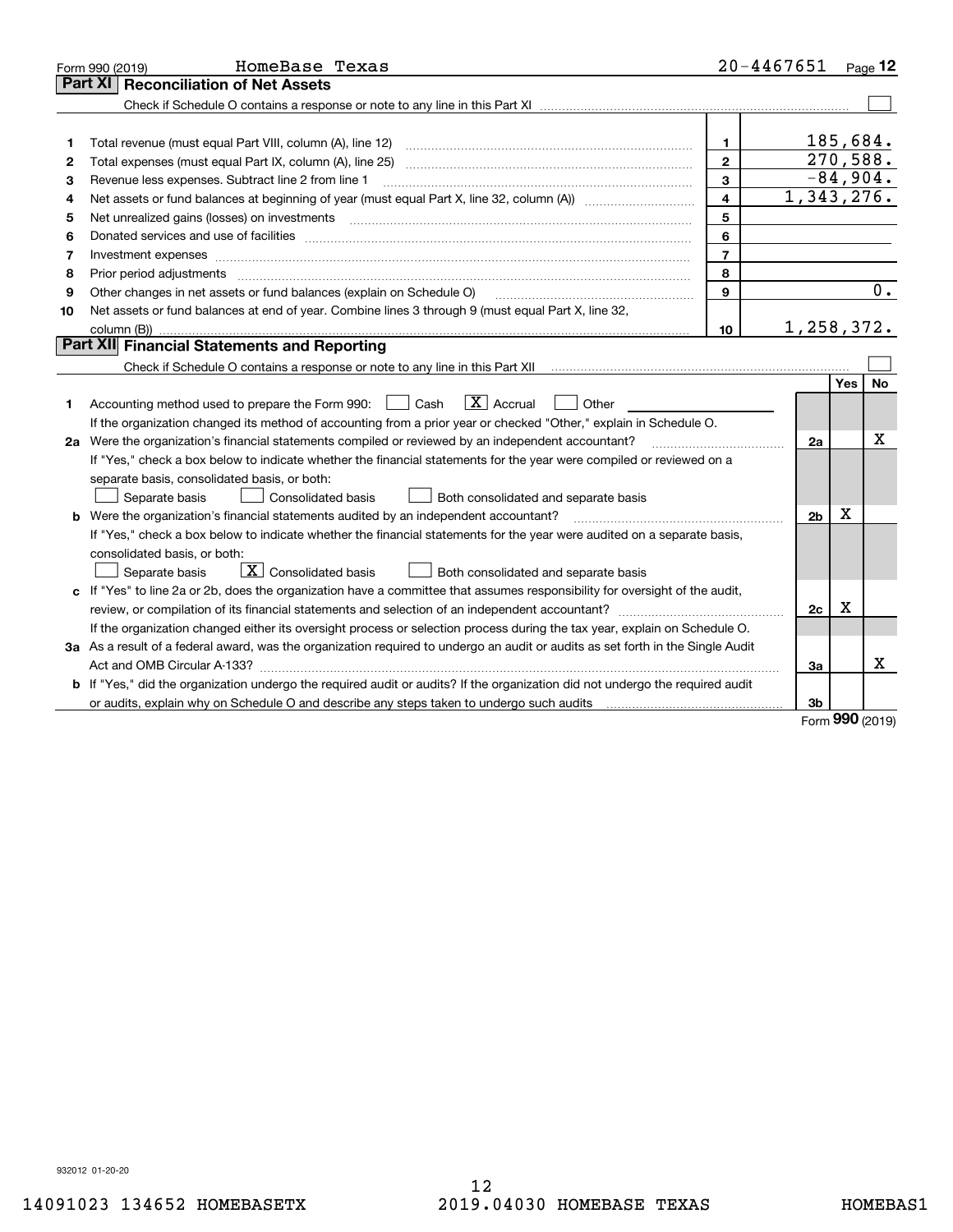Form 990 (2019) HomeBase Texas 20-4467651 Page **12**

## Part XI Reconciliation of Net Assets

Check if Schedule O contains a response or note to any line in this Part XI ☐

| | | | |
|---|---|---|---|
| 1 | Total revenue (must equal Part VIII, column (A), line 12) | 1 | 185,684. |
| 2 | Total expenses (must equal Part IX, column (A), line 25) | 2 | 270,588. |
| 3 | Revenue less expenses. Subtract line 2 from line 1 | 3 | -84,904. |
| 4 | Net assets or fund balances at beginning of year (must equal Part X, line 32, column (A)) | 4 | 1,343,276. |
| 5 | Net unrealized gains (losses) on investments | 5 | |
| 6 | Donated services and use of facilities | 6 | |
| 7 | Investment expenses | 7 | |
| 8 | Prior period adjustments | 8 | |
| 9 | Other changes in net assets or fund balances (explain on Schedule O) | 9 | 0. |
| 10 | Net assets or fund balances at end of year. Combine lines 3 through 9 (must equal Part X, line 32, column (B)) | 10 | 1,258,372. |

## Part XII Financial Statements and Reporting

Check if Schedule O contains a response or note to any line in this Part XII ☐

| | | | Yes | No |
|---|---|---|---|---|
| 1 | Accounting method used to prepare the Form 990: ☐ Cash ☒ Accrual ☐ Other<br>If the organization changed its method of accounting from a prior year or checked "Other," explain in Schedule O. | | | |
| 2a | Were the organization's financial statements compiled or reviewed by an independent accountant?<br>If "Yes," check a box below to indicate whether the financial statements for the year were compiled or reviewed on a separate basis, consolidated basis, or both:<br>☐ Separate basis ☐ Consolidated basis ☐ Both consolidated and separate basis | 2a | | X |
| b | Were the organization's financial statements audited by an independent accountant?<br>If "Yes," check a box below to indicate whether the financial statements for the year were audited on a separate basis, consolidated basis, or both:<br>☐ Separate basis ☒ Consolidated basis ☐ Both consolidated and separate basis | 2b | X | |
| c | If "Yes" to line 2a or 2b, does the organization have a committee that assumes responsibility for oversight of the audit, review, or compilation of its financial statements and selection of an independent accountant?<br>If the organization changed either its oversight process or selection process during the tax year, explain on Schedule O. | 2c | X | |
| 3a | As a result of a federal award, was the organization required to undergo an audit or audits as set forth in the Single Audit Act and OMB Circular A-133? | 3a | | X |
| b | If "Yes," did the organization undergo the required audit or audits? If the organization did not undergo the required audit or audits, explain why on Schedule O and describe any steps taken to undergo such audits | 3b | | |

Form **990** (2019)

932012 01-20-20

14091023 134652 HOMEBASETX 2019.04030 HOMEBASE TEXAS HOMEBAS1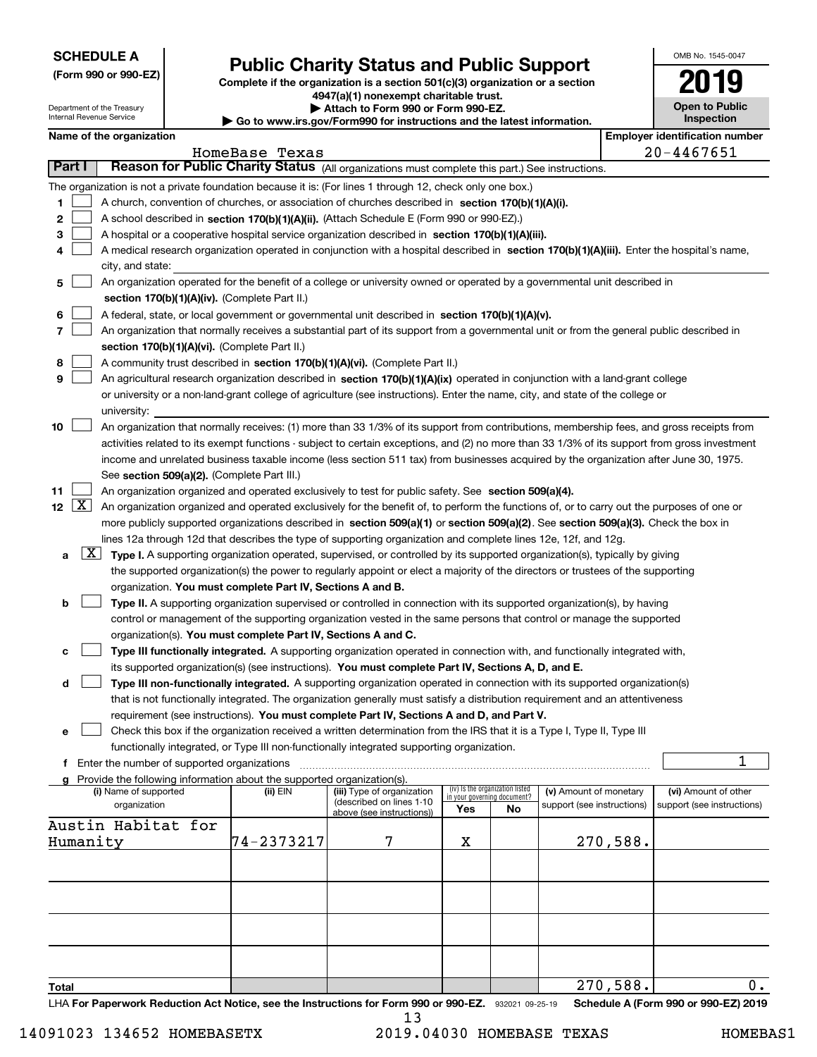**SCHEDULE A**
**(Form 990 or 990-EZ)**

Department of the Treasury
Internal Revenue Service

# Public Charity Status and Public Support

**Complete if the organization is a section 501(c)(3) organization or a section 4947(a)(1) nonexempt charitable trust.**
**▶ Attach to Form 990 or Form 990-EZ.**
**▶ Go to www.irs.gov/Form990 for instructions and the latest information.**

OMB No. 1545-0047
**2019**
**Open to Public Inspection**

**Name of the organization:** HomeBase Texas
**Employer identification number:** 20-4467651

## Part I — Reason for Public Charity Status (All organizations must complete this part.) See instructions.

The organization is not a private foundation because it is: (For lines 1 through 12, check only one box.)

1. [ ] A church, convention of churches, or association of churches described in **section 170(b)(1)(A)(i).**
2. [ ] A school described in **section 170(b)(1)(A)(ii).** (Attach Schedule E (Form 990 or 990-EZ).)
3. [ ] A hospital or a cooperative hospital service organization described in **section 170(b)(1)(A)(iii).**
4. [ ] A medical research organization operated in conjunction with a hospital described in **section 170(b)(1)(A)(iii).** Enter the hospital's name, city, and state:
5. [ ] An organization operated for the benefit of a college or university owned or operated by a governmental unit described in **section 170(b)(1)(A)(iv).** (Complete Part II.)
6. [ ] A federal, state, or local government or governmental unit described in **section 170(b)(1)(A)(v).**
7. [ ] An organization that normally receives a substantial part of its support from a governmental unit or from the general public described in **section 170(b)(1)(A)(vi).** (Complete Part II.)
8. [ ] A community trust described in **section 170(b)(1)(A)(vi).** (Complete Part II.)
9. [ ] An agricultural research organization described in **section 170(b)(1)(A)(ix)** operated in conjunction with a land-grant college or university or a non-land-grant college of agriculture (see instructions). Enter the name, city, and state of the college or university:
10. [ ] An organization that normally receives: (1) more than 33 1/3% of its support from contributions, membership fees, and gross receipts from activities related to its exempt functions - subject to certain exceptions, and (2) no more than 33 1/3% of its support from gross investment income and unrelated business taxable income (less section 511 tax) from businesses acquired by the organization after June 30, 1975. See **section 509(a)(2).** (Complete Part III.)
11. [ ] An organization organized and operated exclusively to test for public safety. See **section 509(a)(4).**
12. [X] An organization organized and operated exclusively for the benefit of, to perform the functions of, or to carry out the purposes of one or more publicly supported organizations described in **section 509(a)(1)** or **section 509(a)(2)**. See **section 509(a)(3).** Check the box in lines 12a through 12d that describes the type of supporting organization and complete lines 12e, 12f, and 12g.
    - **a** [X] **Type I.** A supporting organization operated, supervised, or controlled by its supported organization(s), typically by giving the supported organization(s) the power to regularly appoint or elect a majority of the directors or trustees of the supporting organization. **You must complete Part IV, Sections A and B.**
    - **b** [ ] **Type II.** A supporting organization supervised or controlled in connection with its supported organization(s), by having control or management of the supporting organization vested in the same persons that control or manage the supported organization(s). **You must complete Part IV, Sections A and C.**
    - **c** [ ] **Type III functionally integrated.** A supporting organization operated in connection with, and functionally integrated with, its supported organization(s) (see instructions). **You must complete Part IV, Sections A, D, and E.**
    - **d** [ ] **Type III non-functionally integrated.** A supporting organization operated in connection with its supported organization(s) that is not functionally integrated. The organization generally must satisfy a distribution requirement and an attentiveness requirement (see instructions). **You must complete Part IV, Sections A and D, and Part V.**
    - **e** [ ] Check this box if the organization received a written determination from the IRS that it is a Type I, Type II, Type III functionally integrated, or Type III non-functionally integrated supporting organization.
    - **f** Enter the number of supported organizations: 1
    - **g** Provide the following information about the supported organization(s).

| (i) Name of supported organization | (ii) EIN | (iii) Type of organization (described on lines 1-10 above (see instructions)) | (iv) Is the organization listed in your governing document? Yes | No | (v) Amount of monetary support (see instructions) | (vi) Amount of other support (see instructions) |
|---|---|---|---|---|---|---|
| Austin Habitat for Humanity | 74-2373217 | 7 | X | | 270,588. | |
| | | | | | | |
| | | | | | | |
| | | | | | | |
| | | | | | | |
| **Total** | | | | | 270,588. | 0. |

LHA **For Paperwork Reduction Act Notice, see the Instructions for Form 990 or 990-EZ.** 932021 09-25-19 **Schedule A (Form 990 or 990-EZ) 2019**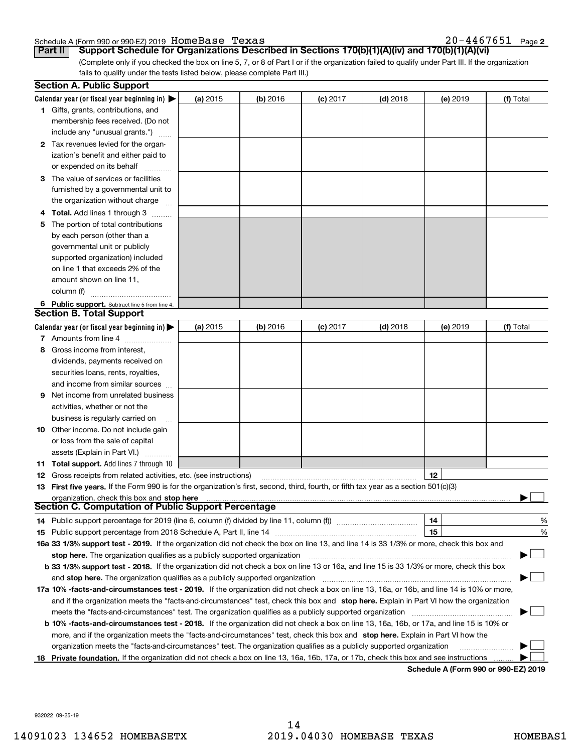Schedule A (Form 990 or 990-EZ) 2019 HomeBase Texas 20-4467651 Page 2

**Part II Support Schedule for Organizations Described in Sections 170(b)(1)(A)(iv) and 170(b)(1)(A)(vi)**

(Complete only if you checked the box on line 5, 7, or 8 of Part I or if the organization failed to qualify under Part III. If the organization fails to qualify under the tests listed below, please complete Part III.)

### Section A. Public Support

| Calendar year (or fiscal year beginning in) ▶ | (a) 2015 | (b) 2016 | (c) 2017 | (d) 2018 | (e) 2019 | (f) Total |
|---|---|---|---|---|---|---|
| **1** Gifts, grants, contributions, and membership fees received. (Do not include any "unusual grants.") | | | | | | |
| **2** Tax revenues levied for the organization's benefit and either paid to or expended on its behalf | | | | | | |
| **3** The value of services or facilities furnished by a governmental unit to the organization without charge | | | | | | |
| **4 Total.** Add lines 1 through 3 | | | | | | |
| **5** The portion of total contributions by each person (other than a governmental unit or publicly supported organization) included on line 1 that exceeds 2% of the amount shown on line 11, column (f) | | | | | | |
| **6 Public support.** Subtract line 5 from line 4. | | | | | | |

### Section B. Total Support

| Calendar year (or fiscal year beginning in) ▶ | (a) 2015 | (b) 2016 | (c) 2017 | (d) 2018 | (e) 2019 | (f) Total |
|---|---|---|---|---|---|---|
| **7** Amounts from line 4 | | | | | | |
| **8** Gross income from interest, dividends, payments received on securities loans, rents, royalties, and income from similar sources | | | | | | |
| **9** Net income from unrelated business activities, whether or not the business is regularly carried on | | | | | | |
| **10** Other income. Do not include gain or loss from the sale of capital assets (Explain in Part VI.) | | | | | | |
| **11 Total support.** Add lines 7 through 10 | | | | | | |

**12** Gross receipts from related activities, etc. (see instructions) **12**

**13 First five years.** If the Form 990 is for the organization's first, second, third, fourth, or fifth tax year as a section 501(c)(3) organization, check this box and **stop here** ▶ ☐

### Section C. Computation of Public Support Percentage

**14** Public support percentage for 2019 (line 6, column (f) divided by line 11, column (f)) **14** %

**15** Public support percentage from 2018 Schedule A, Part II, line 14 **15** %

**16a 33 1/3% support test - 2019.** If the organization did not check the box on line 13, and line 14 is 33 1/3% or more, check this box and **stop here.** The organization qualifies as a publicly supported organization ▶ ☐

**b 33 1/3% support test - 2018.** If the organization did not check a box on line 13 or 16a, and line 15 is 33 1/3% or more, check this box and **stop here.** The organization qualifies as a publicly supported organization ▶ ☐

**17a 10% -facts-and-circumstances test - 2019.** If the organization did not check a box on line 13, 16a, or 16b, and line 14 is 10% or more, and if the organization meets the "facts-and-circumstances" test, check this box and **stop here.** Explain in Part VI how the organization meets the "facts-and-circumstances" test. The organization qualifies as a publicly supported organization ▶ ☐

**b 10% -facts-and-circumstances test - 2018.** If the organization did not check a box on line 13, 16a, 16b, or 17a, and line 15 is 10% or more, and if the organization meets the "facts-and-circumstances" test, check this box and **stop here.** Explain in Part VI how the organization meets the "facts-and-circumstances" test. The organization qualifies as a publicly supported organization ▶ ☐

**18 Private foundation.** If the organization did not check a box on line 13, 16a, 16b, 17a, or 17b, check this box and see instructions ▶ ☐

**Schedule A (Form 990 or 990-EZ) 2019**

932022 09-25-19

14091023 134652 HOMEBASETX 2019.04030 HOMEBASE TEXAS HOMEBAS1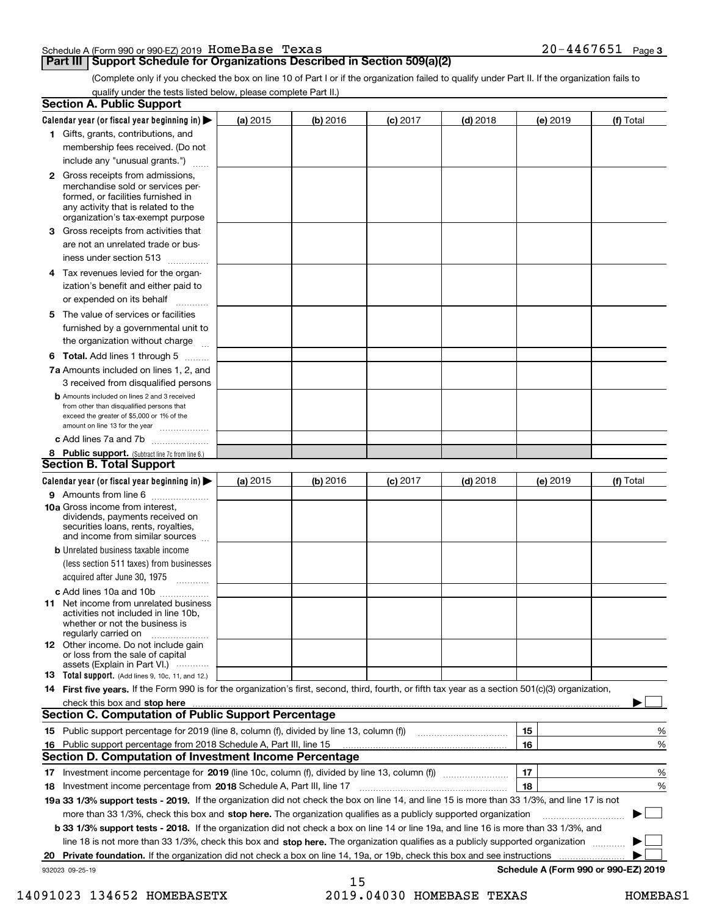Schedule A (Form 990 or 990-EZ) 2019 HomeBase Texas 20-4467651 Page 3

## Part III Support Schedule for Organizations Described in Section 509(a)(2)

(Complete only if you checked the box on line 10 of Part I or if the organization failed to qualify under Part II. If the organization fails to qualify under the tests listed below, please complete Part II.)

### Section A. Public Support

| Calendar year (or fiscal year beginning in) ▶ | (a) 2015 | (b) 2016 | (c) 2017 | (d) 2018 | (e) 2019 | (f) Total |
|---|---|---|---|---|---|---|
| 1 Gifts, grants, contributions, and membership fees received. (Do not include any "unusual grants.") | | | | | | |
| 2 Gross receipts from admissions, merchandise sold or services performed, or facilities furnished in any activity that is related to the organization's tax-exempt purpose | | | | | | |
| 3 Gross receipts from activities that are not an unrelated trade or business under section 513 | | | | | | |
| 4 Tax revenues levied for the organization's benefit and either paid to or expended on its behalf | | | | | | |
| 5 The value of services or facilities furnished by a governmental unit to the organization without charge | | | | | | |
| 6 **Total.** Add lines 1 through 5 | | | | | | |
| 7a Amounts included on lines 1, 2, and 3 received from disqualified persons | | | | | | |
| b Amounts included on lines 2 and 3 received from other than disqualified persons that exceed the greater of $5,000 or 1% of the amount on line 13 for the year | | | | | | |
| c Add lines 7a and 7b | | | | | | |
| 8 **Public support.** (Subtract line 7c from line 6.) | | | | | | |

### Section B. Total Support

| Calendar year (or fiscal year beginning in) ▶ | (a) 2015 | (b) 2016 | (c) 2017 | (d) 2018 | (e) 2019 | (f) Total |
|---|---|---|---|---|---|---|
| 9 Amounts from line 6 | | | | | | |
| 10a Gross income from interest, dividends, payments received on securities loans, rents, royalties, and income from similar sources | | | | | | |
| b Unrelated business taxable income (less section 511 taxes) from businesses acquired after June 30, 1975 | | | | | | |
| c Add lines 10a and 10b | | | | | | |
| 11 Net income from unrelated business activities not included in line 10b, whether or not the business is regularly carried on | | | | | | |
| 12 Other income. Do not include gain or loss from the sale of capital assets (Explain in Part VI.) | | | | | | |
| 13 **Total support.** (Add lines 9, 10c, 11, and 12.) | | | | | | |

14 **First five years.** If the Form 990 is for the organization's first, second, third, fourth, or fifth tax year as a section 501(c)(3) organization, check this box and **stop here** ▶ ☐

### Section C. Computation of Public Support Percentage

| | | | |
|---|---|---|---|
| 15 | Public support percentage for 2019 (line 8, column (f), divided by line 13, column (f)) | 15 | % |
| 16 | Public support percentage from 2018 Schedule A, Part III, line 15 | 16 | % |

### Section D. Computation of Investment Income Percentage

| | | | |
|---|---|---|---|
| 17 | Investment income percentage for **2019** (line 10c, column (f), divided by line 13, column (f)) | 17 | % |
| 18 | Investment income percentage from **2018** Schedule A, Part III, line 17 | 18 | % |

**19a 33 1/3% support tests - 2019.** If the organization did not check the box on line 14, and line 15 is more than 33 1/3%, and line 17 is not more than 33 1/3%, check this box and **stop here.** The organization qualifies as a publicly supported organization ▶ ☐

**b 33 1/3% support tests - 2018.** If the organization did not check a box on line 14 or line 19a, and line 16 is more than 33 1/3%, and line 18 is not more than 33 1/3%, check this box and **stop here.** The organization qualifies as a publicly supported organization ▶ ☐

**20 Private foundation.** If the organization did not check a box on line 14, 19a, or 19b, check this box and see instructions ▶ ☐

932023 09-25-19 **Schedule A (Form 990 or 990-EZ) 2019**

14091023 134652 HOMEBASETX 2019.04030 HOMEBASE TEXAS HOMEBAS1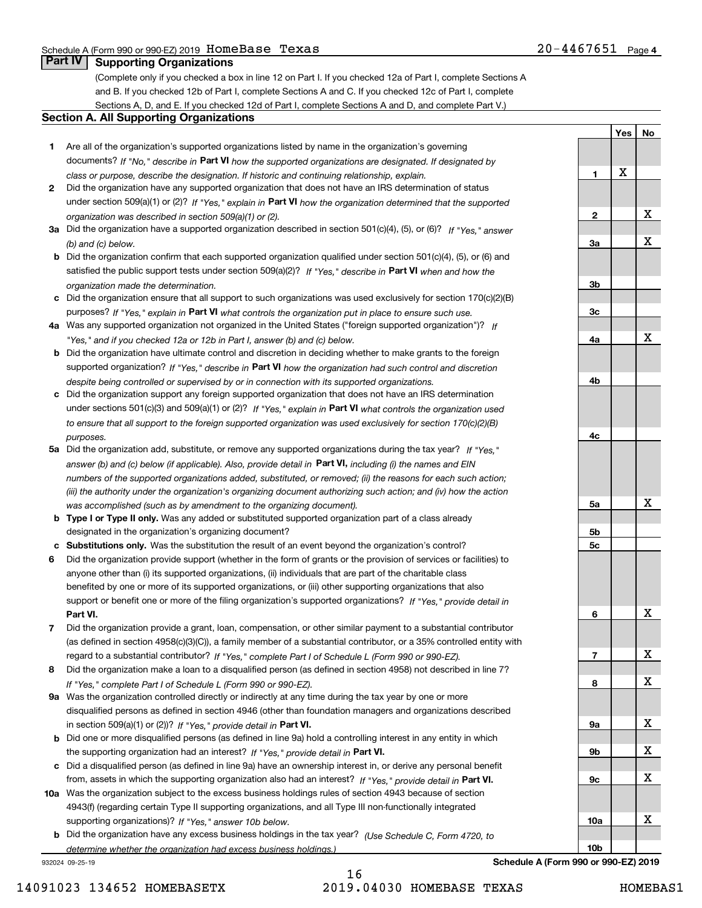Schedule A (Form 990 or 990-EZ) 2019 HomeBase Texas 20-4467651 Page 4

## Part IV Supporting Organizations

(Complete only if you checked a box in line 12 on Part I. If you checked 12a of Part I, complete Sections A and B. If you checked 12b of Part I, complete Sections A and C. If you checked 12c of Part I, complete Sections A, D, and E. If you checked 12d of Part I, complete Sections A and D, and complete Part V.)

### Section A. All Supporting Organizations

| | | Line | Yes | No |
|---|---|---|---|---|
| **1** | Are all of the organization's supported organizations listed by name in the organization's governing documents? *If "No," describe in* **Part VI** *how the supported organizations are designated. If designated by class or purpose, describe the designation. If historic and continuing relationship, explain.* | 1 | X | |
| **2** | Did the organization have any supported organization that does not have an IRS determination of status under section 509(a)(1) or (2)? *If "Yes," explain in* **Part VI** *how the organization determined that the supported organization was described in section 509(a)(1) or (2).* | 2 | | X |
| **3a** | Did the organization have a supported organization described in section 501(c)(4), (5), or (6)? *If "Yes," answer (b) and (c) below.* | 3a | | X |
| **b** | Did the organization confirm that each supported organization qualified under section 501(c)(4), (5), or (6) and satisfied the public support tests under section 509(a)(2)? *If "Yes," describe in* **Part VI** *when and how the organization made the determination.* | 3b | | |
| **c** | Did the organization ensure that all support to such organizations was used exclusively for section 170(c)(2)(B) purposes? *If "Yes," explain in* **Part VI** *what controls the organization put in place to ensure such use.* | 3c | | |
| **4a** | Was any supported organization not organized in the United States ("foreign supported organization")? *If "Yes," and if you checked 12a or 12b in Part I, answer (b) and (c) below.* | 4a | | X |
| **b** | Did the organization have ultimate control and discretion in deciding whether to make grants to the foreign supported organization? *If "Yes," describe in* **Part VI** *how the organization had such control and discretion despite being controlled or supervised by or in connection with its supported organizations.* | 4b | | |
| **c** | Did the organization support any foreign supported organization that does not have an IRS determination under sections 501(c)(3) and 509(a)(1) or (2)? *If "Yes," explain in* **Part VI** *what controls the organization used to ensure that all support to the foreign supported organization was used exclusively for section 170(c)(2)(B) purposes.* | 4c | | |
| **5a** | Did the organization add, substitute, or remove any supported organizations during the tax year? *If "Yes," answer (b) and (c) below (if applicable). Also, provide detail in* **Part VI,** *including (i) the names and EIN numbers of the supported organizations added, substituted, or removed; (ii) the reasons for each such action; (iii) the authority under the organization's organizing document authorizing such action; and (iv) how the action was accomplished (such as by amendment to the organizing document).* | 5a | | X |
| **b** | **Type I or Type II only.** Was any added or substituted supported organization part of a class already designated in the organization's organizing document? | 5b | | |
| **c** | **Substitutions only.** Was the substitution the result of an event beyond the organization's control? | 5c | | |
| **6** | Did the organization provide support (whether in the form of grants or the provision of services or facilities) to anyone other than (i) its supported organizations, (ii) individuals that are part of the charitable class benefited by one or more of its supported organizations, or (iii) other supporting organizations that also support or benefit one or more of the filing organization's supported organizations? *If "Yes," provide detail in* **Part VI.** | 6 | | X |
| **7** | Did the organization provide a grant, loan, compensation, or other similar payment to a substantial contributor (as defined in section 4958(c)(3)(C)), a family member of a substantial contributor, or a 35% controlled entity with regard to a substantial contributor? *If "Yes," complete Part I of Schedule L (Form 990 or 990-EZ).* | 7 | | X |
| **8** | Did the organization make a loan to a disqualified person (as defined in section 4958) not described in line 7? *If "Yes," complete Part I of Schedule L (Form 990 or 990-EZ).* | 8 | | X |
| **9a** | Was the organization controlled directly or indirectly at any time during the tax year by one or more disqualified persons as defined in section 4946 (other than foundation managers and organizations described in section 509(a)(1) or (2))? *If "Yes," provide detail in* **Part VI.** | 9a | | X |
| **b** | Did one or more disqualified persons (as defined in line 9a) hold a controlling interest in any entity in which the supporting organization had an interest? *If "Yes," provide detail in* **Part VI.** | 9b | | X |
| **c** | Did a disqualified person (as defined in line 9a) have an ownership interest in, or derive any personal benefit from, assets in which the supporting organization also had an interest? *If "Yes," provide detail in* **Part VI.** | 9c | | X |
| **10a** | Was the organization subject to the excess business holdings rules of section 4943 because of section 4943(f) (regarding certain Type II supporting organizations, and all Type III non-functionally integrated supporting organizations)? *If "Yes," answer 10b below.* | 10a | | X |
| **b** | Did the organization have any excess business holdings in the tax year? *(Use Schedule C, Form 4720, to determine whether the organization had excess business holdings.)* | 10b | | |

932024 09-25-19 **Schedule A (Form 990 or 990-EZ) 2019**

14091023 134652 HOMEBASETX 2019.04030 HOMEBASE TEXAS HOMEBAS1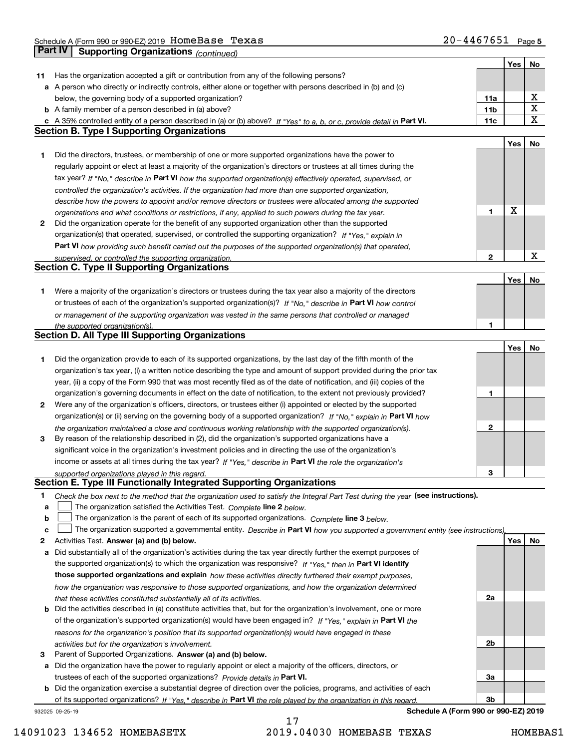## Part IV Supporting Organizations *(continued)*

| | | | Yes | No |
|---|---|---|---|---|
| **11** | Has the organization accepted a gift or contribution from any of the following persons? | | | |
| **a** | A person who directly or indirectly controls, either alone or together with persons described in (b) and (c) below, the governing body of a supported organization? | 11a | | X |
| **b** | A family member of a person described in (a) above? | 11b | | X |
| **c** | A 35% controlled entity of a person described in (a) or (b) above? *If "Yes" to a, b, or c, provide detail in* **Part VI.** | 11c | | X |

### Section B. Type I Supporting Organizations

| | | | Yes | No |
|---|---|---|---|---|
| **1** | Did the directors, trustees, or membership of one or more supported organizations have the power to regularly appoint or elect at least a majority of the organization's directors or trustees at all times during the tax year? *If "No," describe in* **Part VI** *how the supported organization(s) effectively operated, supervised, or controlled the organization's activities. If the organization had more than one supported organization, describe how the powers to appoint and/or remove directors or trustees were allocated among the supported organizations and what conditions or restrictions, if any, applied to such powers during the tax year.* | 1 | X | |
| **2** | Did the organization operate for the benefit of any supported organization other than the supported organization(s) that operated, supervised, or controlled the supporting organization? *If "Yes," explain in* **Part VI** *how providing such benefit carried out the purposes of the supported organization(s) that operated, supervised, or controlled the supporting organization.* | 2 | | X |

### Section C. Type II Supporting Organizations

| | | | Yes | No |
|---|---|---|---|---|
| **1** | Were a majority of the organization's directors or trustees during the tax year also a majority of the directors or trustees of each of the organization's supported organization(s)? *If "No," describe in* **Part VI** *how control or management of the supporting organization was vested in the same persons that controlled or managed the supported organization(s).* | 1 | | |

### Section D. All Type III Supporting Organizations

| | | | Yes | No |
|---|---|---|---|---|
| **1** | Did the organization provide to each of its supported organizations, by the last day of the fifth month of the organization's tax year, (i) a written notice describing the type and amount of support provided during the prior tax year, (ii) a copy of the Form 990 that was most recently filed as of the date of notification, and (iii) copies of the organization's governing documents in effect on the date of notification, to the extent not previously provided? | 1 | | |
| **2** | Were any of the organization's officers, directors, or trustees either (i) appointed or elected by the supported organization(s) or (ii) serving on the governing body of a supported organization? *If "No," explain in* **Part VI** *how the organization maintained a close and continuous working relationship with the supported organization(s).* | 2 | | |
| **3** | By reason of the relationship described in (2), did the organization's supported organizations have a significant voice in the organization's investment policies and in directing the use of the organization's income or assets at all times during the tax year? *If "Yes," describe in* **Part VI** *the role the organization's supported organizations played in this regard.* | 3 | | |

### Section E. Type III Functionally Integrated Supporting Organizations

**1** *Check the box next to the method that the organization used to satisfy the Integral Part Test during the year* **(see instructions).**

- **a** ☐ The organization satisfied the Activities Test. *Complete* **line 2** *below.*
- **b** ☐ The organization is the parent of each of its supported organizations. *Complete* **line 3** *below.*
- **c** ☐ The organization supported a governmental entity. *Describe in* **Part VI** *how you supported a government entity (see instructions).*

| | | | Yes | No |
|---|---|---|---|---|
| **2** | Activities Test. **Answer (a) and (b) below.** | | | |
| **a** | Did substantially all of the organization's activities during the tax year directly further the exempt purposes of the supported organization(s) to which the organization was responsive? *If "Yes," then in* **Part VI identify those supported organizations and explain** *how these activities directly furthered their exempt purposes, how the organization was responsive to those supported organizations, and how the organization determined that these activities constituted substantially all of its activities.* | 2a | | |
| **b** | Did the activities described in (a) constitute activities that, but for the organization's involvement, one or more of the organization's supported organization(s) would have been engaged in? *If "Yes," explain in* **Part VI** *the reasons for the organization's position that its supported organization(s) would have engaged in these activities but for the organization's involvement.* | 2b | | |
| **3** | Parent of Supported Organizations. **Answer (a) and (b) below.** | | | |
| **a** | Did the organization have the power to regularly appoint or elect a majority of the officers, directors, or trustees of each of the supported organizations? *Provide details in* **Part VI.** | 3a | | |
| **b** | Did the organization exercise a substantial degree of direction over the policies, programs, and activities of each of its supported organizations? *If "Yes," describe in* **Part VI** *the role played by the organization in this regard.* | 3b | | |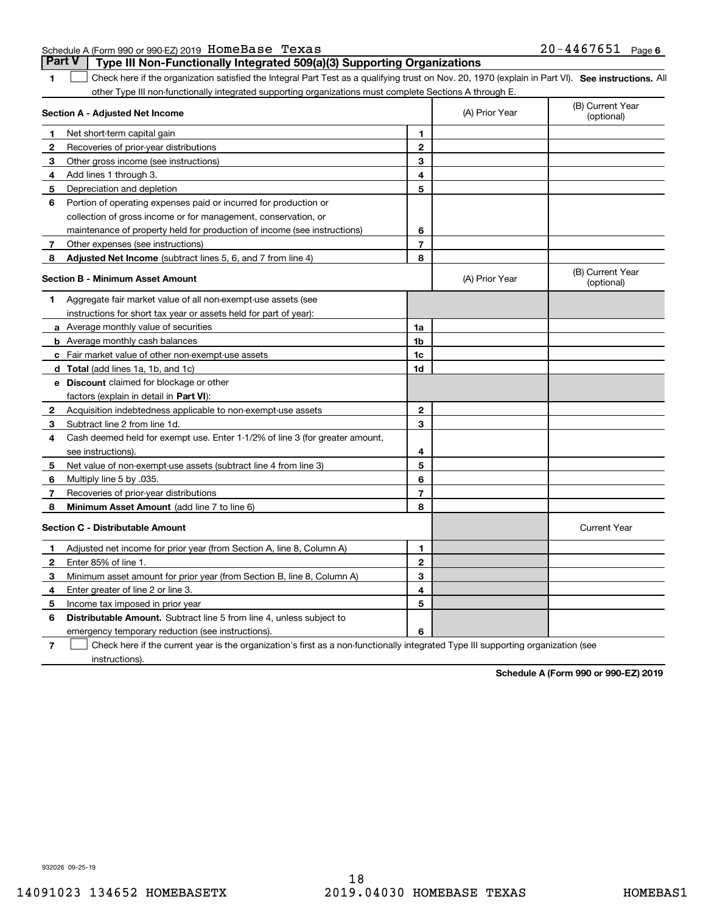Schedule A (Form 990 or 990-EZ) 2019 HomeBase Texas 20-4467651 Page 6

## Part V Type III Non-Functionally Integrated 509(a)(3) Supporting Organizations

**1** ☐ Check here if the organization satisfied the Integral Part Test as a qualifying trust on Nov. 20, 1970 (explain in Part VI). **See instructions.** All other Type III non-functionally integrated supporting organizations must complete Sections A through E.

| **Section A - Adjusted Net Income** | | (A) Prior Year | (B) Current Year (optional) |
|---|---|---|---|
| **1** Net short-term capital gain | 1 | | |
| **2** Recoveries of prior-year distributions | 2 | | |
| **3** Other gross income (see instructions) | 3 | | |
| **4** Add lines 1 through 3. | 4 | | |
| **5** Depreciation and depletion | 5 | | |
| **6** Portion of operating expenses paid or incurred for production or collection of gross income or for management, conservation, or maintenance of property held for production of income (see instructions) | 6 | | |
| **7** Other expenses (see instructions) | 7 | | |
| **8** **Adjusted Net Income** (subtract lines 5, 6, and 7 from line 4) | 8 | | |

| **Section B - Minimum Asset Amount** | | (A) Prior Year | (B) Current Year (optional) |
|---|---|---|---|
| **1** Aggregate fair market value of all non-exempt-use assets (see instructions for short tax year or assets held for part of year): | | | |
| **a** Average monthly value of securities | 1a | | |
| **b** Average monthly cash balances | 1b | | |
| **c** Fair market value of other non-exempt-use assets | 1c | | |
| **d** **Total** (add lines 1a, 1b, and 1c) | 1d | | |
| **e** **Discount** claimed for blockage or other factors (explain in detail in **Part VI**): | | | |
| **2** Acquisition indebtedness applicable to non-exempt-use assets | 2 | | |
| **3** Subtract line 2 from line 1d. | 3 | | |
| **4** Cash deemed held for exempt use. Enter 1-1/2% of line 3 (for greater amount, see instructions). | 4 | | |
| **5** Net value of non-exempt-use assets (subtract line 4 from line 3) | 5 | | |
| **6** Multiply line 5 by .035. | 6 | | |
| **7** Recoveries of prior-year distributions | 7 | | |
| **8** **Minimum Asset Amount** (add line 7 to line 6) | 8 | | |

| **Section C - Distributable Amount** | | | Current Year |
|---|---|---|---|
| **1** Adjusted net income for prior year (from Section A, line 8, Column A) | 1 | | |
| **2** Enter 85% of line 1. | 2 | | |
| **3** Minimum asset amount for prior year (from Section B, line 8, Column A) | 3 | | |
| **4** Enter greater of line 2 or line 3. | 4 | | |
| **5** Income tax imposed in prior year | 5 | | |
| **6** **Distributable Amount.** Subtract line 5 from line 4, unless subject to emergency temporary reduction (see instructions). | 6 | | |

**7** ☐ Check here if the current year is the organization's first as a non-functionally integrated Type III supporting organization (see instructions).

**Schedule A (Form 990 or 990-EZ) 2019**

932026 09-25-19

14091023 134652 HOMEBASETX 2019.04030 HOMEBASE TEXAS HOMEBAS1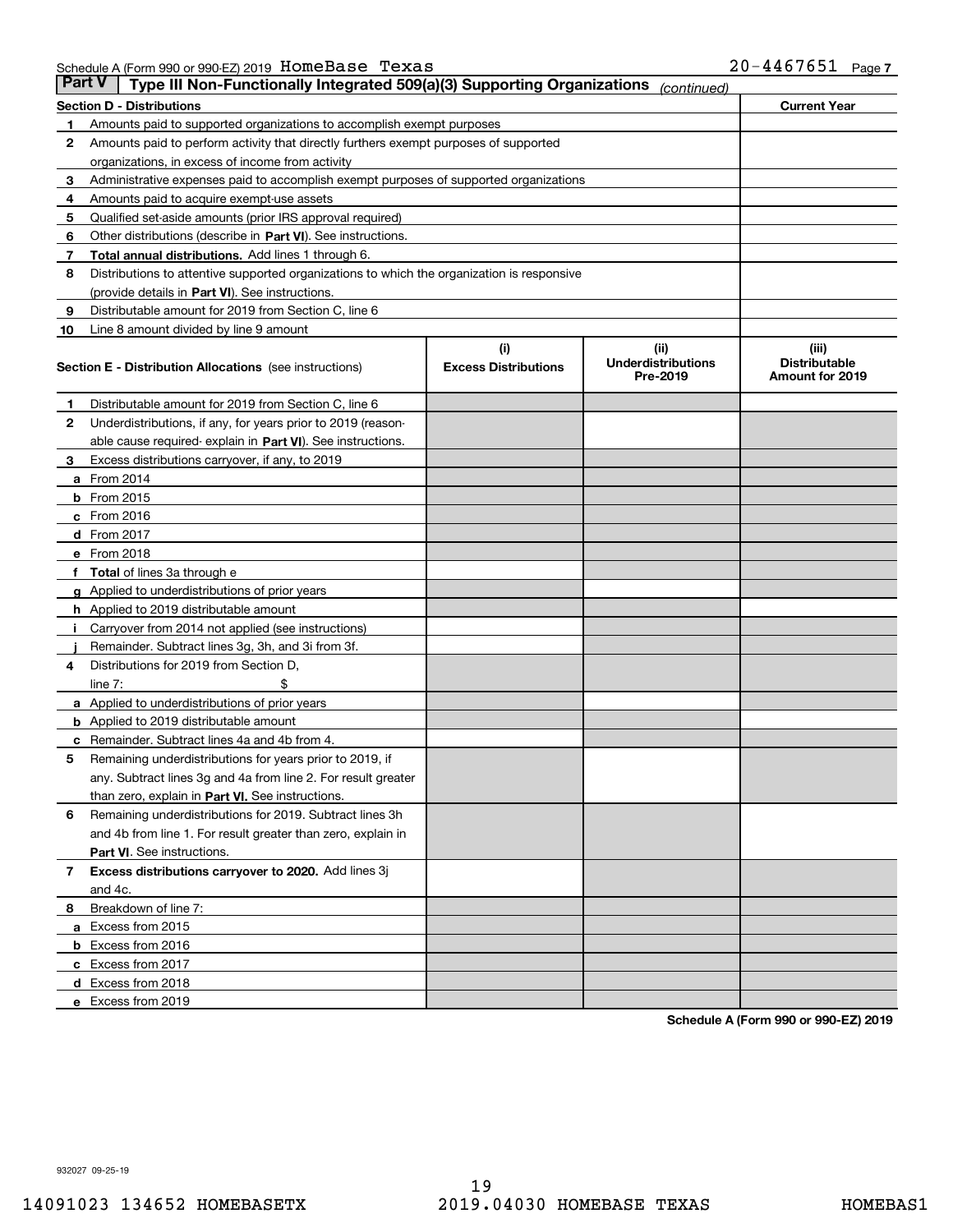Schedule A (Form 990 or 990-EZ) 2019 HomeBase Texas 20-4467651 Page 7

## Part V | Type III Non-Functionally Integrated 509(a)(3) Supporting Organizations *(continued)*

| Section D - Distributions | | Current Year |
|---|---|---|
| 1 | Amounts paid to supported organizations to accomplish exempt purposes | |
| 2 | Amounts paid to perform activity that directly furthers exempt purposes of supported organizations, in excess of income from activity | |
| 3 | Administrative expenses paid to accomplish exempt purposes of supported organizations | |
| 4 | Amounts paid to acquire exempt-use assets | |
| 5 | Qualified set-aside amounts (prior IRS approval required) | |
| 6 | Other distributions (describe in **Part VI**). See instructions. | |
| 7 | **Total annual distributions.** Add lines 1 through 6. | |
| 8 | Distributions to attentive supported organizations to which the organization is responsive (provide details in **Part VI**). See instructions. | |
| 9 | Distributable amount for 2019 from Section C, line 6 | |
| 10 | Line 8 amount divided by line 9 amount | |

| Section E - Distribution Allocations (see instructions) | | (i) Excess Distributions | (ii) Underdistributions Pre-2019 | (iii) Distributable Amount for 2019 |
|---|---|---|---|---|
| 1 | Distributable amount for 2019 from Section C, line 6 | | | |
| 2 | Underdistributions, if any, for years prior to 2019 (reasonable cause required- explain in **Part VI**). See instructions. | | | |
| 3 | Excess distributions carryover, if any, to 2019 | | | |
| a | From 2014 | | | |
| b | From 2015 | | | |
| c | From 2016 | | | |
| d | From 2017 | | | |
| e | From 2018 | | | |
| f | **Total** of lines 3a through e | | | |
| g | Applied to underdistributions of prior years | | | |
| h | Applied to 2019 distributable amount | | | |
| i | Carryover from 2014 not applied (see instructions) | | | |
| j | Remainder. Subtract lines 3g, 3h, and 3i from 3f. | | | |
| 4 | Distributions for 2019 from Section D, line 7: $ | | | |
| a | Applied to underdistributions of prior years | | | |
| b | Applied to 2019 distributable amount | | | |
| c | Remainder. Subtract lines 4a and 4b from 4. | | | |
| 5 | Remaining underdistributions for years prior to 2019, if any. Subtract lines 3g and 4a from line 2. For result greater than zero, explain in **Part VI.** See instructions. | | | |
| 6 | Remaining underdistributions for 2019. Subtract lines 3h and 4b from line 1. For result greater than zero, explain in **Part VI**. See instructions. | | | |
| 7 | **Excess distributions carryover to 2020.** Add lines 3j and 4c. | | | |
| 8 | Breakdown of line 7: | | | |
| a | Excess from 2015 | | | |
| b | Excess from 2016 | | | |
| c | Excess from 2017 | | | |
| d | Excess from 2018 | | | |
| e | Excess from 2019 | | | |

**Schedule A (Form 990 or 990-EZ) 2019**

932027 09-25-19

14091023 134652 HOMEBASETX 2019.04030 HOMEBASE TEXAS HOMEBAS1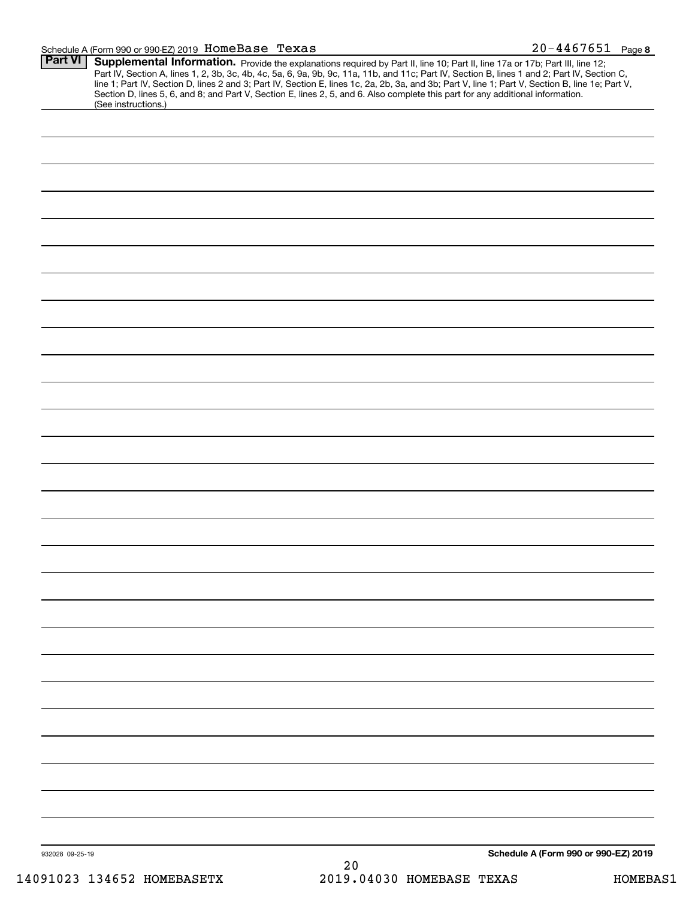Schedule A (Form 990 or 990-EZ) 2019 HomeBase Texas 20-4467651 Page 8

**Part VI** **Supplemental Information.** Provide the explanations required by Part II, line 10; Part II, line 17a or 17b; Part III, line 12; Part IV, Section A, lines 1, 2, 3b, 3c, 4b, 4c, 5a, 6, 9a, 9b, 9c, 11a, 11b, and 11c; Part IV, Section B, lines 1 and 2; Part IV, Section C, line 1; Part IV, Section D, lines 2 and 3; Part IV, Section E, lines 1c, 2a, 2b, 3a, and 3b; Part V, line 1; Part V, Section B, line 1e; Part V, Section D, lines 5, 6, and 8; and Part V, Section E, lines 2, 5, and 6. Also complete this part for any additional information. (See instructions.)

932028 09-25-19 **Schedule A (Form 990 or 990-EZ) 2019**

14091023 134652 HOMEBASETX 2019.04030 HOMEBASE TEXAS HOMEBAS1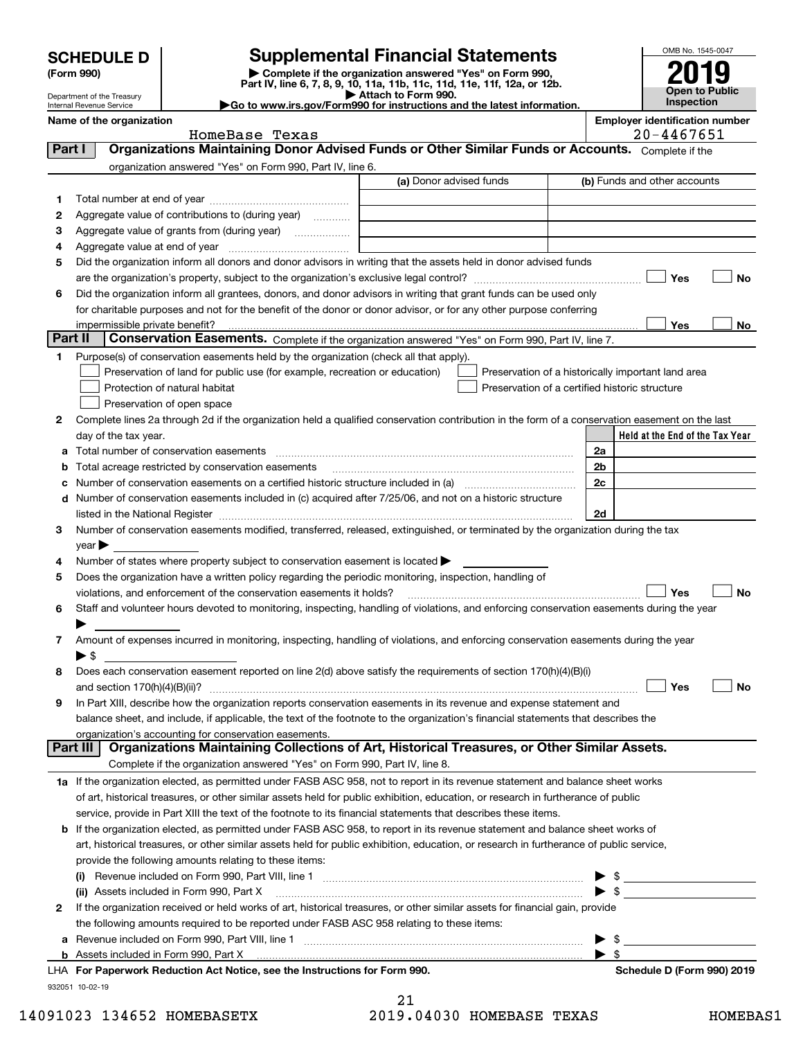**SCHEDULE D**
**(Form 990)**

Department of the Treasury
Internal Revenue Service

# Supplemental Financial Statements

▶ Complete if the organization answered "Yes" on Form 990, Part IV, line 6, 7, 8, 9, 10, 11a, 11b, 11c, 11d, 11e, 11f, 12a, or 12b.
▶ Attach to Form 990.
▶Go to www.irs.gov/Form990 for instructions and the latest information.

OMB No. 1545-0047
**2019**
**Open to Public Inspection**

**Name of the organization**
HomeBase Texas

**Employer identification number**
20-4467651

## Part I — Organizations Maintaining Donor Advised Funds or Other Similar Funds or Accounts.
Complete if the organization answered "Yes" on Form 990, Part IV, line 6.

| | | (a) Donor advised funds | (b) Funds and other accounts |
|---|---|---|---|
| 1 | Total number at end of year | | |
| 2 | Aggregate value of contributions to (during year) | | |
| 3 | Aggregate value of grants from (during year) | | |
| 4 | Aggregate value at end of year | | |

5 Did the organization inform all donors and donor advisors in writing that the assets held in donor advised funds are the organization's property, subject to the organization's exclusive legal control? ☐ Yes ☐ No

6 Did the organization inform all grantees, donors, and donor advisors in writing that grant funds can be used only for charitable purposes and not for the benefit of the donor or donor advisor, or for any other purpose conferring impermissible private benefit? ☐ Yes ☐ No

## Part II — Conservation Easements.
Complete if the organization answered "Yes" on Form 990, Part IV, line 7.

1 Purpose(s) of conservation easements held by the organization (check all that apply).
- ☐ Preservation of land for public use (for example, recreation or education)
- ☐ Protection of natural habitat
- ☐ Preservation of open space
- ☐ Preservation of a historically important land area
- ☐ Preservation of a certified historic structure

2 Complete lines 2a through 2d if the organization held a qualified conservation contribution in the form of a conservation easement on the last day of the tax year.

| | | | Held at the End of the Tax Year |
|---|---|---|---|
| a | Total number of conservation easements | 2a | |
| b | Total acreage restricted by conservation easements | 2b | |
| c | Number of conservation easements on a certified historic structure included in (a) | 2c | |
| d | Number of conservation easements included in (c) acquired after 7/25/06, and not on a historic structure listed in the National Register | 2d | |

3 Number of conservation easements modified, transferred, released, extinguished, or terminated by the organization during the tax year ▶

4 Number of states where property subject to conservation easement is located ▶

5 Does the organization have a written policy regarding the periodic monitoring, inspection, handling of violations, and enforcement of the conservation easements it holds? ☐ Yes ☐ No

6 Staff and volunteer hours devoted to monitoring, inspecting, handling of violations, and enforcing conservation easements during the year ▶

7 Amount of expenses incurred in monitoring, inspecting, handling of violations, and enforcing conservation easements during the year ▶ $

8 Does each conservation easement reported on line 2(d) above satisfy the requirements of section 170(h)(4)(B)(i) and section 170(h)(4)(B)(ii)? ☐ Yes ☐ No

9 In Part XIII, describe how the organization reports conservation easements in its revenue and expense statement and balance sheet, and include, if applicable, the text of the footnote to the organization's financial statements that describes the organization's accounting for conservation easements.

## Part III — Organizations Maintaining Collections of Art, Historical Treasures, or Other Similar Assets.
Complete if the organization answered "Yes" on Form 990, Part IV, line 8.

1a If the organization elected, as permitted under FASB ASC 958, not to report in its revenue statement and balance sheet works of art, historical treasures, or other similar assets held for public exhibition, education, or research in furtherance of public service, provide in Part XIII the text of the footnote to its financial statements that describes these items.

b If the organization elected, as permitted under FASB ASC 958, to report in its revenue statement and balance sheet works of art, historical treasures, or other similar assets held for public exhibition, education, or research in furtherance of public service, provide the following amounts relating to these items:

(i) Revenue included on Form 990, Part VIII, line 1 ▶ $

(ii) Assets included in Form 990, Part X ▶ $

2 If the organization received or held works of art, historical treasures, or other similar assets for financial gain, provide the following amounts required to be reported under FASB ASC 958 relating to these items:

a Revenue included on Form 990, Part VIII, line 1 ▶ $

b Assets included in Form 990, Part X ▶ $

**LHA For Paperwork Reduction Act Notice, see the Instructions for Form 990.** **Schedule D (Form 990) 2019**

932051 10-02-19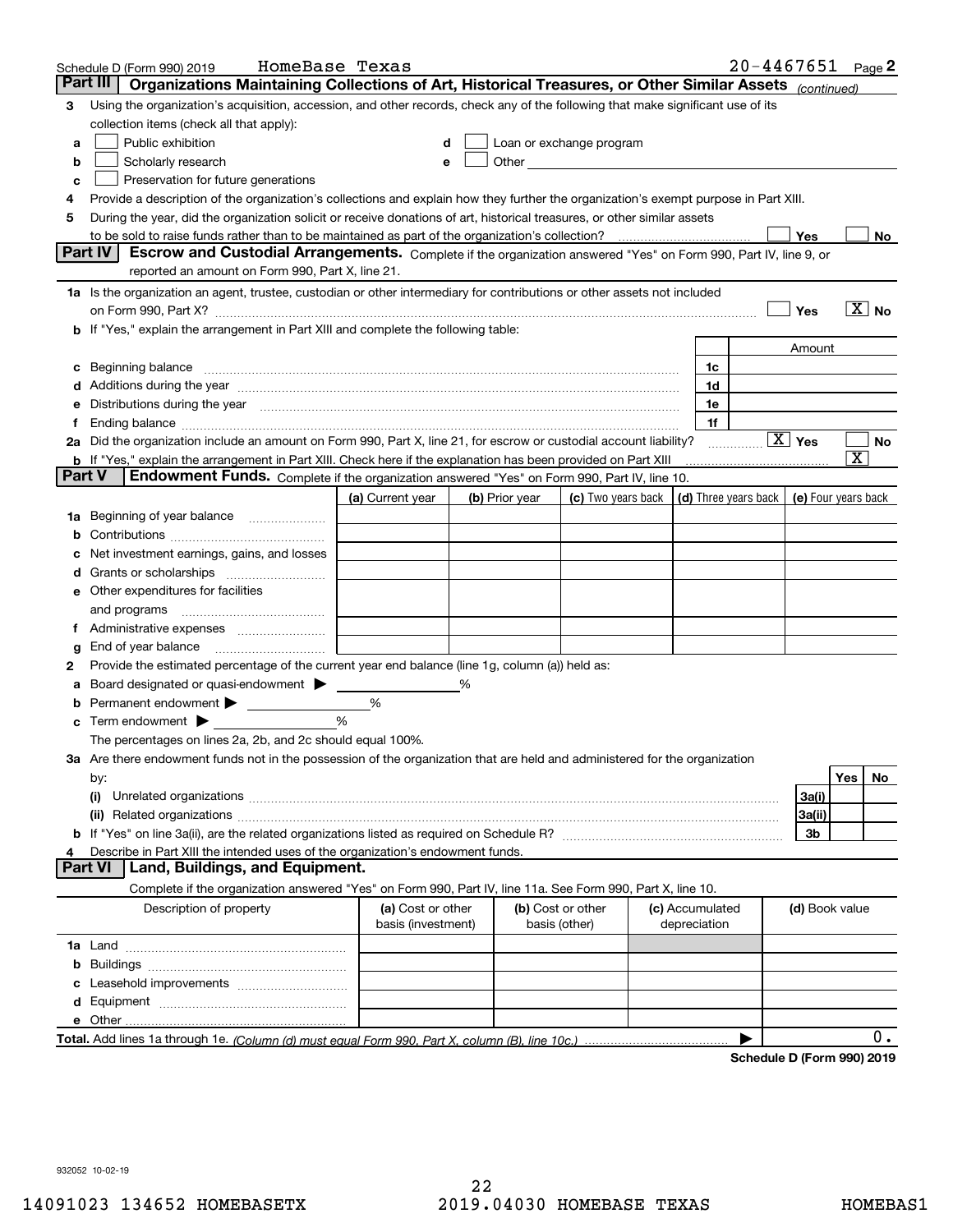Schedule D (Form 990) 2019 HomeBase Texas 20-4467651 Page 2

## Part III Organizations Maintaining Collections of Art, Historical Treasures, or Other Similar Assets *(continued)*

**3** Using the organization's acquisition, accession, and other records, check any of the following that make significant use of its collection items (check all that apply):

- **a** ☐ Public exhibition
- **b** ☐ Scholarly research
- **c** ☐ Preservation for future generations
- **d** ☐ Loan or exchange program
- **e** ☐ Other

**4** Provide a description of the organization's collections and explain how they further the organization's exempt purpose in Part XIII.

**5** During the year, did the organization solicit or receive donations of art, historical treasures, or other similar assets to be sold to raise funds rather than to be maintained as part of the organization's collection? ☐ Yes ☐ No

## Part IV Escrow and Custodial Arrangements.

Complete if the organization answered "Yes" on Form 990, Part IV, line 9, or reported an amount on Form 990, Part X, line 21.

**1a** Is the organization an agent, trustee, custodian or other intermediary for contributions or other assets not included on Form 990, Part X? ☐ Yes ☒ No

**b** If "Yes," explain the arrangement in Part XIII and complete the following table:

| | | Amount |
|---|---|---|
| **c** Beginning balance | 1c | |
| **d** Additions during the year | 1d | |
| **e** Distributions during the year | 1e | |
| **f** Ending balance | 1f | |

**2a** Did the organization include an amount on Form 990, Part X, line 21, for escrow or custodial account liability? ☒ Yes ☐ No

**b** If "Yes," explain the arrangement in Part XIII. Check here if the explanation has been provided on Part XIII ☒

## Part V Endowment Funds.

Complete if the organization answered "Yes" on Form 990, Part IV, line 10.

| | (a) Current year | (b) Prior year | (c) Two years back | (d) Three years back | (e) Four years back |
|---|---|---|---|---|---|
| **1a** Beginning of year balance | | | | | |
| **b** Contributions | | | | | |
| **c** Net investment earnings, gains, and losses | | | | | |
| **d** Grants or scholarships | | | | | |
| **e** Other expenditures for facilities and programs | | | | | |
| **f** Administrative expenses | | | | | |
| **g** End of year balance | | | | | |

**2** Provide the estimated percentage of the current year end balance (line 1g, column (a)) held as:

- **a** Board designated or quasi-endowment ▶ ______ %
- **b** Permanent endowment ▶ ______ %
- **c** Term endowment ▶ ______ %

The percentages on lines 2a, 2b, and 2c should equal 100%.

**3a** Are there endowment funds not in the possession of the organization that are held and administered for the organization by:

| | | Yes | No |
|---|---|---|---|
| **(i)** Unrelated organizations | 3a(i) | | |
| **(ii)** Related organizations | 3a(ii) | | |
| **b** If "Yes" on line 3a(ii), are the related organizations listed as required on Schedule R? | 3b | | |

**4** Describe in Part XIII the intended uses of the organization's endowment funds.

## Part VI Land, Buildings, and Equipment.

Complete if the organization answered "Yes" on Form 990, Part IV, line 11a. See Form 990, Part X, line 10.

| Description of property | (a) Cost or other basis (investment) | (b) Cost or other basis (other) | (c) Accumulated depreciation | (d) Book value |
|---|---|---|---|---|
| **1a** Land | | | | |
| **b** Buildings | | | | |
| **c** Leasehold improvements | | | | |
| **d** Equipment | | | | |
| **e** Other | | | | |
| **Total.** Add lines 1a through 1e. *(Column (d) must equal Form 990, Part X, column (B), line 10c.)* | | | ▶ | 0. |

**Schedule D (Form 990) 2019**

932052 10-02-19

14091023 134652 HOMEBASETX 2019.04030 HOMEBASE TEXAS HOMEBAS1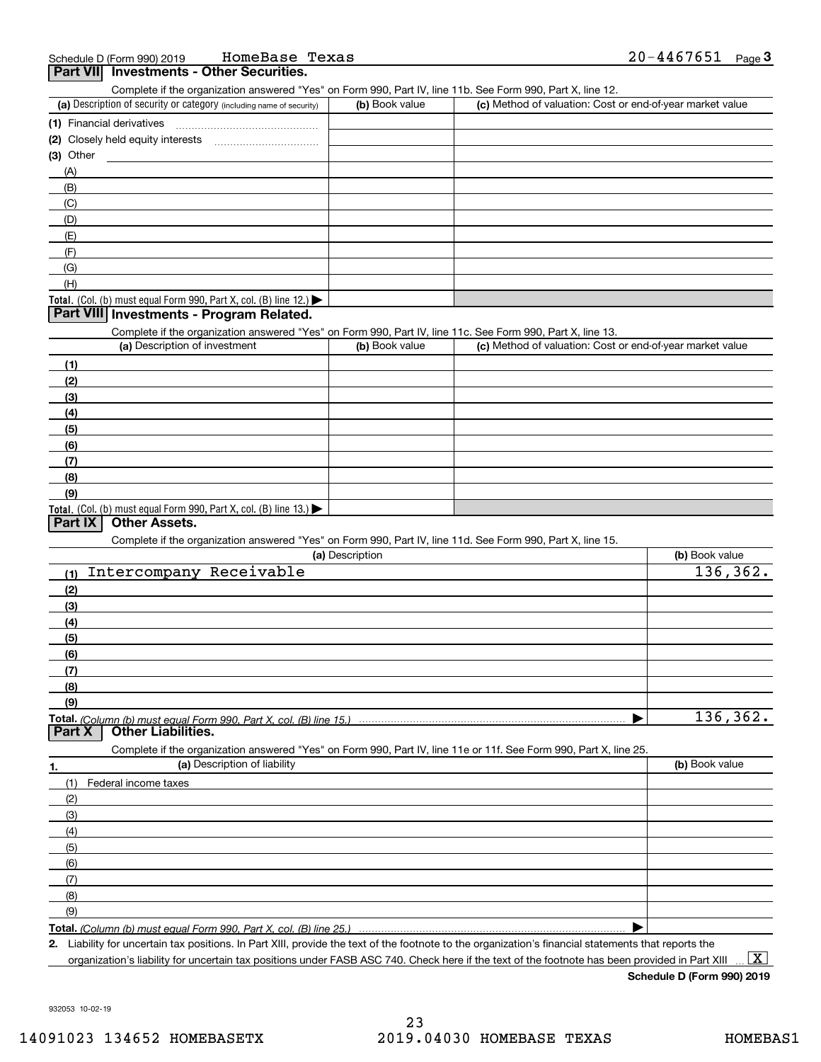Schedule D (Form 990) 2019 HomeBase Texas 20-4467651 Page **3**

## Part VII Investments - Other Securities.

Complete if the organization answered "Yes" on Form 990, Part IV, line 11b. See Form 990, Part X, line 12.

| (a) Description of security or category (including name of security) | (b) Book value | (c) Method of valuation: Cost or end-of-year market value |
|---|---|---|
| (1) Financial derivatives | | |
| (2) Closely held equity interests | | |
| (3) Other | | |
| (A) | | |
| (B) | | |
| (C) | | |
| (D) | | |
| (E) | | |
| (F) | | |
| (G) | | |
| (H) | | |
| **Total.** (Col. (b) must equal Form 990, Part X, col. (B) line 12.) ▶ | | |

## Part VIII Investments - Program Related.

Complete if the organization answered "Yes" on Form 990, Part IV, line 11c. See Form 990, Part X, line 13.

| (a) Description of investment | (b) Book value | (c) Method of valuation: Cost or end-of-year market value |
|---|---|---|
| (1) | | |
| (2) | | |
| (3) | | |
| (4) | | |
| (5) | | |
| (6) | | |
| (7) | | |
| (8) | | |
| (9) | | |
| **Total.** (Col. (b) must equal Form 990, Part X, col. (B) line 13.) ▶ | | |

## Part IX Other Assets.

Complete if the organization answered "Yes" on Form 990, Part IV, line 11d. See Form 990, Part X, line 15.

| (a) Description | (b) Book value |
|---|---|
| (1) Intercompany Receivable | 136,362. |
| (2) | |
| (3) | |
| (4) | |
| (5) | |
| (6) | |
| (7) | |
| (8) | |
| (9) | |
| **Total.** *(Column (b) must equal Form 990, Part X, col. (B) line 15.)* ▶ | 136,362. |

## Part X Other Liabilities.

Complete if the organization answered "Yes" on Form 990, Part IV, line 11e or 11f. See Form 990, Part X, line 25.

| 1. (a) Description of liability | (b) Book value |
|---|---|
| (1) Federal income taxes | |
| (2) | |
| (3) | |
| (4) | |
| (5) | |
| (6) | |
| (7) | |
| (8) | |
| (9) | |
| **Total.** *(Column (b) must equal Form 990, Part X, col. (B) line 25.)* ▶ | |

**2.** Liability for uncertain tax positions. In Part XIII, provide the text of the footnote to the organization's financial statements that reports the organization's liability for uncertain tax positions under FASB ASC 740. Check here if the text of the footnote has been provided in Part XIII ... [X]

**Schedule D (Form 990) 2019**

932053 10-02-19

14091023 134652 HOMEBASETX 2019.04030 HOMEBASE TEXAS HOMEBAS1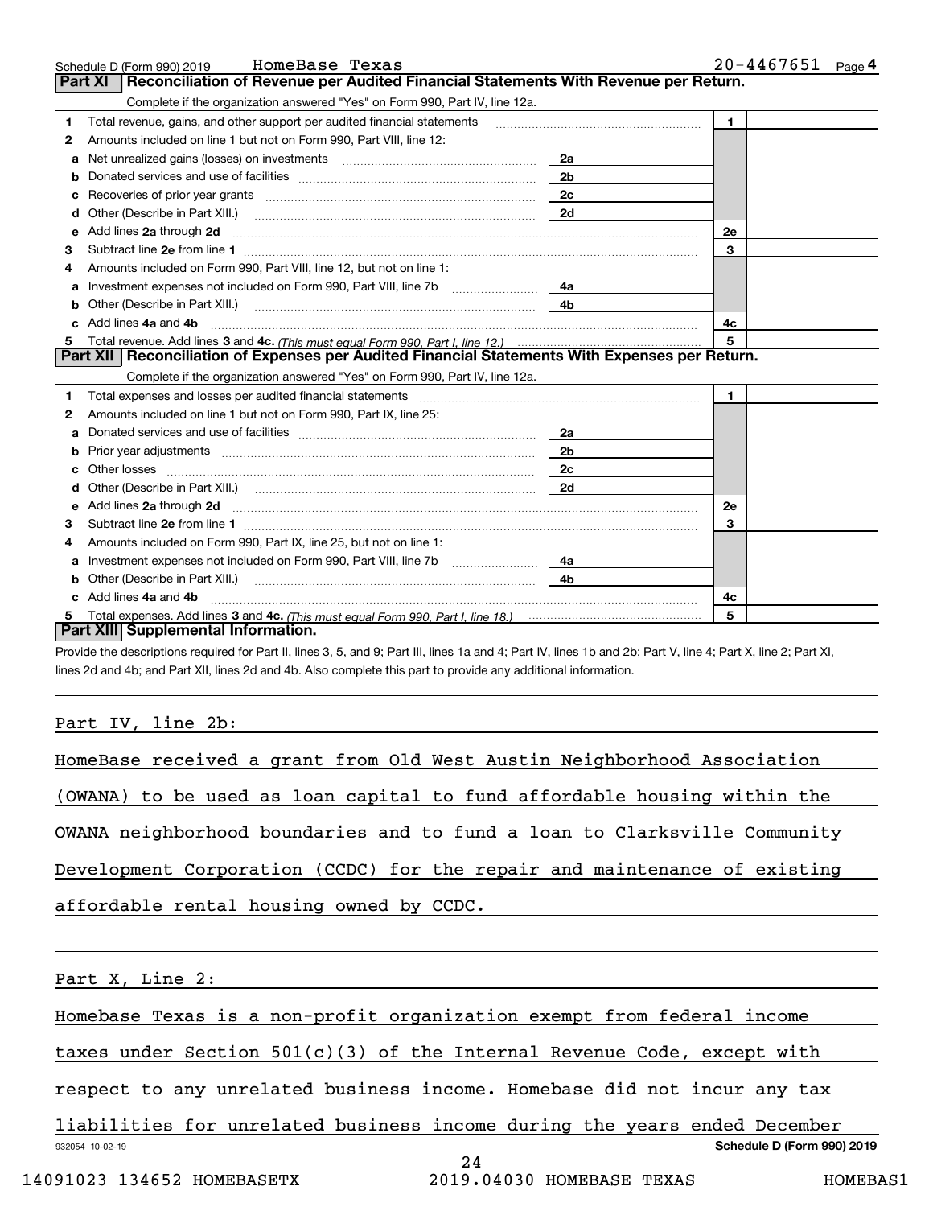Schedule D (Form 990) 2019 HomeBase Texas 20-4467651

## Part XI Reconciliation of Revenue per Audited Financial Statements With Revenue per Return.

Complete if the organization answered "Yes" on Form 990, Part IV, line 12a.

| | | | | | |
|---|---|---|---|---|---|
| 1 | Total revenue, gains, and other support per audited financial statements | | | 1 | |
| 2 | Amounts included on line 1 but not on Form 990, Part VIII, line 12: | | | | |
| a | Net unrealized gains (losses) on investments | 2a | | | |
| b | Donated services and use of facilities | 2b | | | |
| c | Recoveries of prior year grants | 2c | | | |
| d | Other (Describe in Part XIII.) | 2d | | | |
| e | Add lines 2a through 2d | | | 2e | |
| 3 | Subtract line 2e from line 1 | | | 3 | |
| 4 | Amounts included on Form 990, Part VIII, line 12, but not on line 1: | | | | |
| a | Investment expenses not included on Form 990, Part VIII, line 7b | 4a | | | |
| b | Other (Describe in Part XIII.) | 4b | | | |
| c | Add lines 4a and 4b | | | 4c | |
| 5 | Total revenue. Add lines 3 and 4c. *(This must equal Form 990, Part I, line 12.)* | | | 5 | |

## Part XII Reconciliation of Expenses per Audited Financial Statements With Expenses per Return.

Complete if the organization answered "Yes" on Form 990, Part IV, line 12a.

| | | | | | |
|---|---|---|---|---|---|
| 1 | Total expenses and losses per audited financial statements | | | 1 | |
| 2 | Amounts included on line 1 but not on Form 990, Part IX, line 25: | | | | |
| a | Donated services and use of facilities | 2a | | | |
| b | Prior year adjustments | 2b | | | |
| c | Other losses | 2c | | | |
| d | Other (Describe in Part XIII.) | 2d | | | |
| e | Add lines 2a through 2d | | | 2e | |
| 3 | Subtract line 2e from line 1 | | | 3 | |
| 4 | Amounts included on Form 990, Part IX, line 25, but not on line 1: | | | | |
| a | Investment expenses not included on Form 990, Part VIII, line 7b | 4a | | | |
| b | Other (Describe in Part XIII.) | 4b | | | |
| c | Add lines 4a and 4b | | | 4c | |
| 5 | Total expenses. Add lines 3 and 4c. *(This must equal Form 990, Part I, line 18.)* | | | 5 | |

## Part XIII Supplemental Information.

Provide the descriptions required for Part II, lines 3, 5, and 9; Part III, lines 1a and 4; Part IV, lines 1b and 2b; Part V, line 4; Part X, line 2; Part XI, lines 2d and 4b; and Part XII, lines 2d and 4b. Also complete this part to provide any additional information.

Part IV, line 2b:

HomeBase received a grant from Old West Austin Neighborhood Association (OWANA) to be used as loan capital to fund affordable housing within the OWANA neighborhood boundaries and to fund a loan to Clarksville Community Development Corporation (CCDC) for the repair and maintenance of existing affordable rental housing owned by CCDC.

Part X, Line 2:

Homebase Texas is a non-profit organization exempt from federal income taxes under Section 501(c)(3) of the Internal Revenue Code, except with respect to any unrelated business income. Homebase did not incur any tax liabilities for unrelated business income during the years ended December

932054 10-02-19 Schedule D (Form 990) 2019

14091023 134652 HOMEBASETX 2019.04030 HOMEBASE TEXAS HOMEBAS1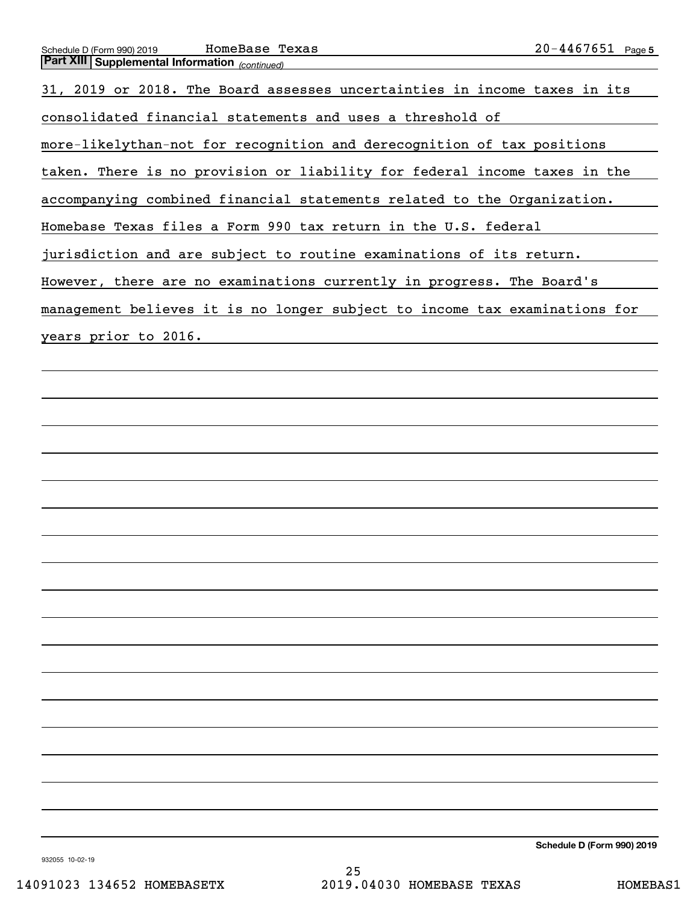## Part XIII Supplemental Information *(continued)*

31, 2019 or 2018. The Board assesses uncertainties in income taxes in its consolidated financial statements and uses a threshold of more-likelythan-not for recognition and derecognition of tax positions taken. There is no provision or liability for federal income taxes in the accompanying combined financial statements related to the Organization. Homebase Texas files a Form 990 tax return in the U.S. federal jurisdiction and are subject to routine examinations of its return. However, there are no examinations currently in progress. The Board's management believes it is no longer subject to income tax examinations for years prior to 2016.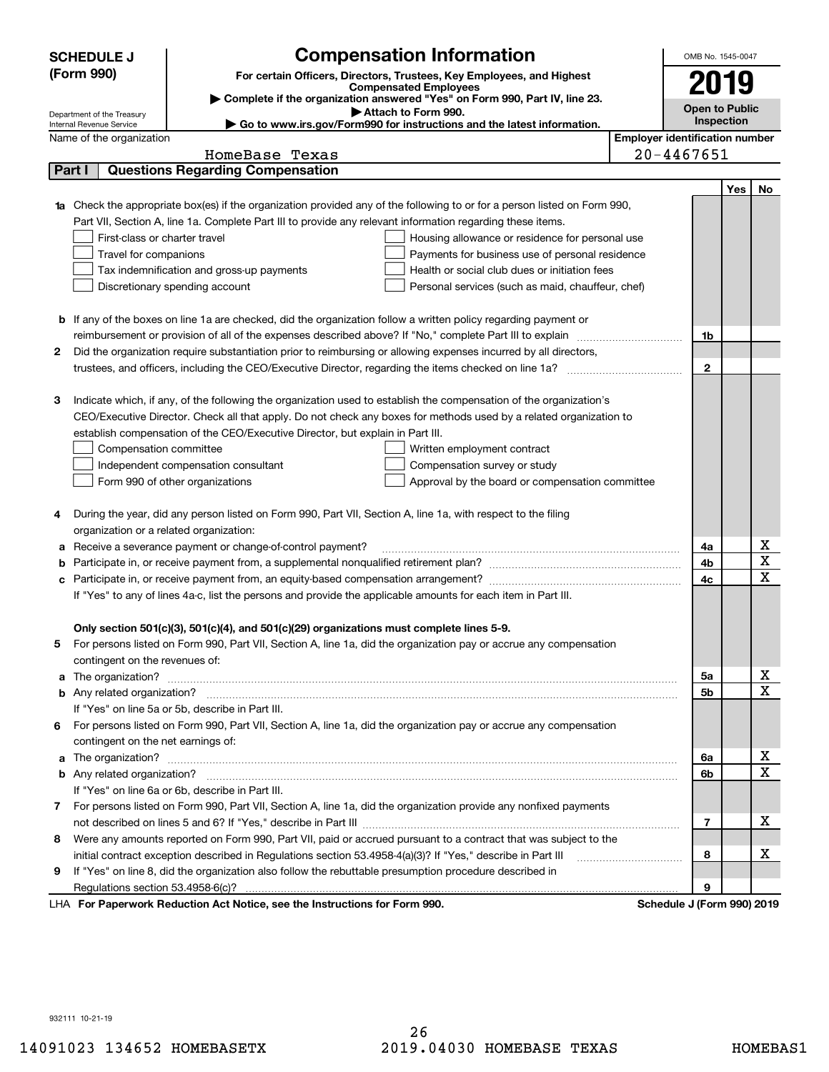**SCHEDULE J (Form 990)**

Department of the Treasury
Internal Revenue Service

# Compensation Information

**For certain Officers, Directors, Trustees, Key Employees, and Highest Compensated Employees**

▶ Complete if the organization answered "Yes" on Form 990, Part IV, line 23.
▶ Attach to Form 990.
▶ Go to www.irs.gov/Form990 for instructions and the latest information.

OMB No. 1545-0047

**2019**

**Open to Public Inspection**

Name of the organization: HomeBase Texas

Employer identification number: 20-4467651

## Part I Questions Regarding Compensation

| | | | Yes | No |
|---|---|---|---|---|
| **1a** | Check the appropriate box(es) if the organization provided any of the following to or for a person listed on Form 990, Part VII, Section A, line 1a. Complete Part III to provide any relevant information regarding these items.<br>☐ First-class or charter travel ☐ Housing allowance or residence for personal use<br>☐ Travel for companions ☐ Payments for business use of personal residence<br>☐ Tax indemnification and gross-up payments ☐ Health or social club dues or initiation fees<br>☐ Discretionary spending account ☐ Personal services (such as maid, chauffeur, chef) | | | |
| **b** | If any of the boxes on line 1a are checked, did the organization follow a written policy regarding payment or reimbursement or provision of all of the expenses described above? If "No," complete Part III to explain | 1b | | |
| **2** | Did the organization require substantiation prior to reimbursing or allowing expenses incurred by all directors, trustees, and officers, including the CEO/Executive Director, regarding the items checked on line 1a? | 2 | | |
| **3** | Indicate which, if any, of the following the organization used to establish the compensation of the organization's CEO/Executive Director. Check all that apply. Do not check any boxes for methods used by a related organization to establish compensation of the CEO/Executive Director, but explain in Part III.<br>☐ Compensation committee ☐ Written employment contract<br>☐ Independent compensation consultant ☐ Compensation survey or study<br>☐ Form 990 of other organizations ☐ Approval by the board or compensation committee | | | |
| **4** | During the year, did any person listed on Form 990, Part VII, Section A, line 1a, with respect to the filing organization or a related organization: | | | |
| **a** | Receive a severance payment or change-of-control payment? | 4a | | X |
| **b** | Participate in, or receive payment from, a supplemental nonqualified retirement plan? | 4b | | X |
| **c** | Participate in, or receive payment from, an equity-based compensation arrangement? | 4c | | X |
| | If "Yes" to any of lines 4a-c, list the persons and provide the applicable amounts for each item in Part III. | | | |
| | **Only section 501(c)(3), 501(c)(4), and 501(c)(29) organizations must complete lines 5-9.** | | | |
| **5** | For persons listed on Form 990, Part VII, Section A, line 1a, did the organization pay or accrue any compensation contingent on the revenues of: | | | |
| **a** | The organization? | 5a | | X |
| **b** | Any related organization? | 5b | | X |
| | If "Yes" on line 5a or 5b, describe in Part III. | | | |
| **6** | For persons listed on Form 990, Part VII, Section A, line 1a, did the organization pay or accrue any compensation contingent on the net earnings of: | | | |
| **a** | The organization? | 6a | | X |
| **b** | Any related organization? | 6b | | X |
| | If "Yes" on line 6a or 6b, describe in Part III. | | | |
| **7** | For persons listed on Form 990, Part VII, Section A, line 1a, did the organization provide any nonfixed payments not described on lines 5 and 6? If "Yes," describe in Part III | 7 | | X |
| **8** | Were any amounts reported on Form 990, Part VII, paid or accrued pursuant to a contract that was subject to the initial contract exception described in Regulations section 53.4958-4(a)(3)? If "Yes," describe in Part III | 8 | | X |
| **9** | If "Yes" on line 8, did the organization also follow the rebuttable presumption procedure described in Regulations section 53.4958-6(c)? | 9 | | |

LHA **For Paperwork Reduction Act Notice, see the Instructions for Form 990.** **Schedule J (Form 990) 2019**

932111 10-21-19

14091023 134652 HOMEBASETX 2019.04030 HOMEBASE TEXAS HOMEBAS1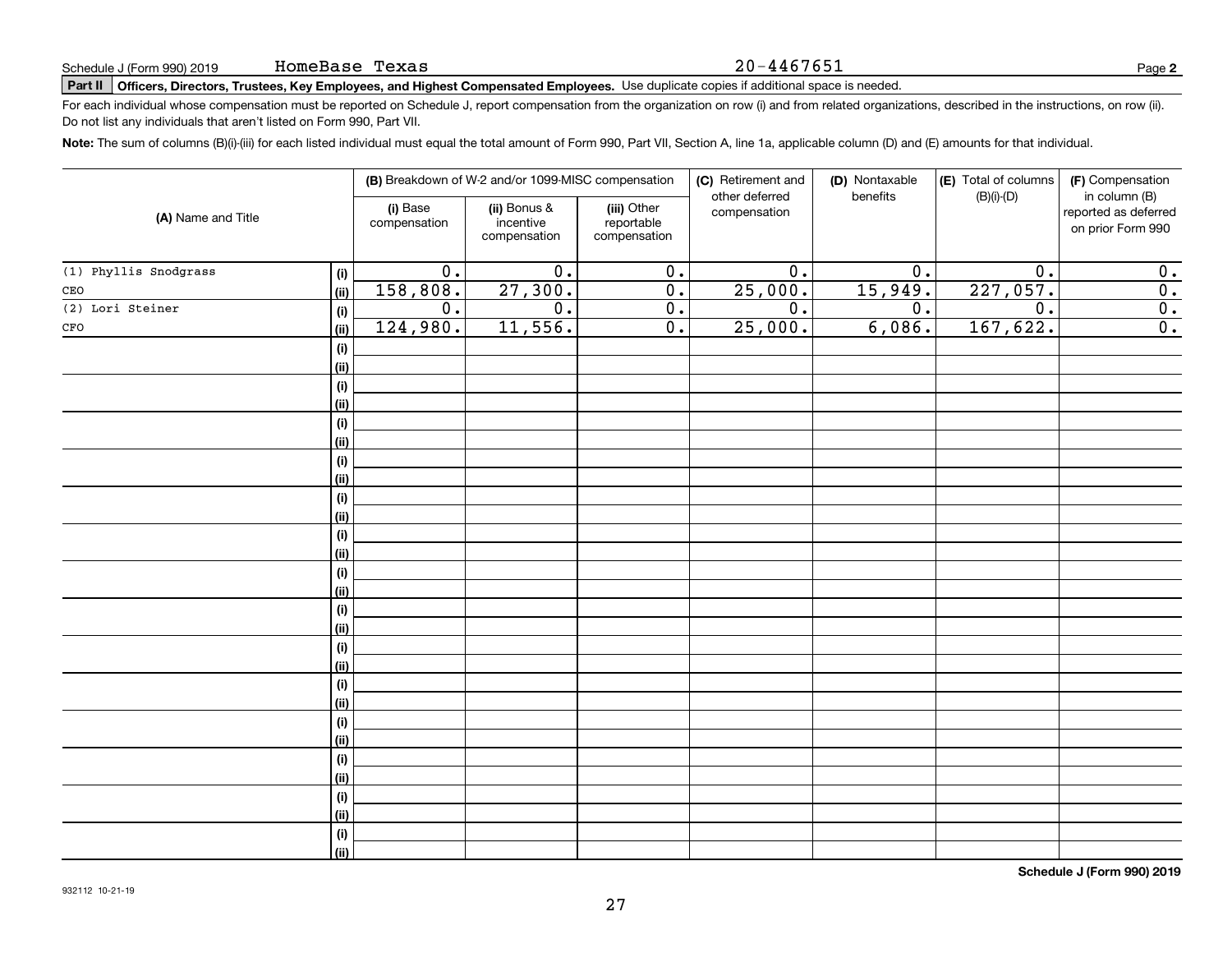Schedule J (Form 990) 2019 HomeBase Texas 20-4467651

**Part II** **Officers, Directors, Trustees, Key Employees, and Highest Compensated Employees.** Use duplicate copies if additional space is needed.

For each individual whose compensation must be reported on Schedule J, report compensation from the organization on row (i) and from related organizations, described in the instructions, on row (ii). Do not list any individuals that aren't listed on Form 990, Part VII.

**Note:** The sum of columns (B)(i)-(iii) for each listed individual must equal the total amount of Form 990, Part VII, Section A, line 1a, applicable column (D) and (E) amounts for that individual.

| (A) Name and Title | | (B) Breakdown of W-2 and/or 1099-MISC compensation | | | (C) Retirement and other deferred compensation | (D) Nontaxable benefits | (E) Total of columns (B)(i)-(D) | (F) Compensation in column (B) reported as deferred on prior Form 990 |
|---|---|---|---|---|---|---|---|---|
| | | (i) Base compensation | (ii) Bonus & incentive compensation | (iii) Other reportable compensation | | | | |
| (1) Phyllis Snodgrass | (i) | 0. | 0. | 0. | 0. | 0. | 0. | 0. |
| CEO | (ii) | 158,808. | 27,300. | 0. | 25,000. | 15,949. | 227,057. | 0. |
| (2) Lori Steiner | (i) | 0. | 0. | 0. | 0. | 0. | 0. | 0. |
| CFO | (ii) | 124,980. | 11,556. | 0. | 25,000. | 6,086. | 167,622. | 0. |

**Schedule J (Form 990) 2019**

932112 10-21-19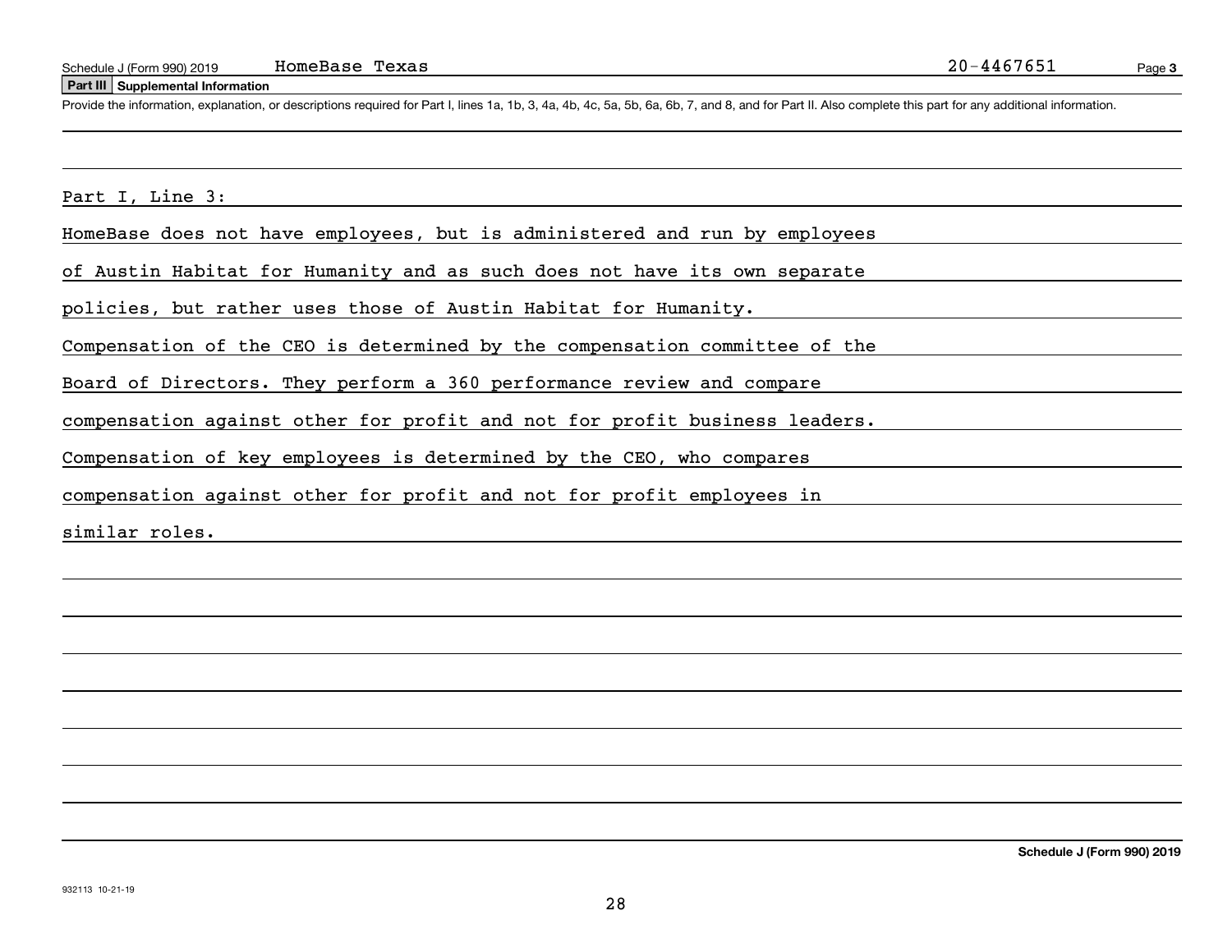Schedule J (Form 990) 2019 HomeBase Texas 20-4467651

**Part III Supplemental Information**

Provide the information, explanation, or descriptions required for Part I, lines 1a, 1b, 3, 4a, 4b, 4c, 5a, 5b, 6a, 6b, 7, and 8, and for Part II. Also complete this part for any additional information.

Part I, Line 3:

HomeBase does not have employees, but is administered and run by employees of Austin Habitat for Humanity and as such does not have its own separate policies, but rather uses those of Austin Habitat for Humanity. Compensation of the CEO is determined by the compensation committee of the Board of Directors. They perform a 360 performance review and compare compensation against other for profit and not for profit business leaders. Compensation of key employees is determined by the CEO, who compares compensation against other for profit and not for profit employees in similar roles.

**Schedule J (Form 990) 2019**

932113 10-21-19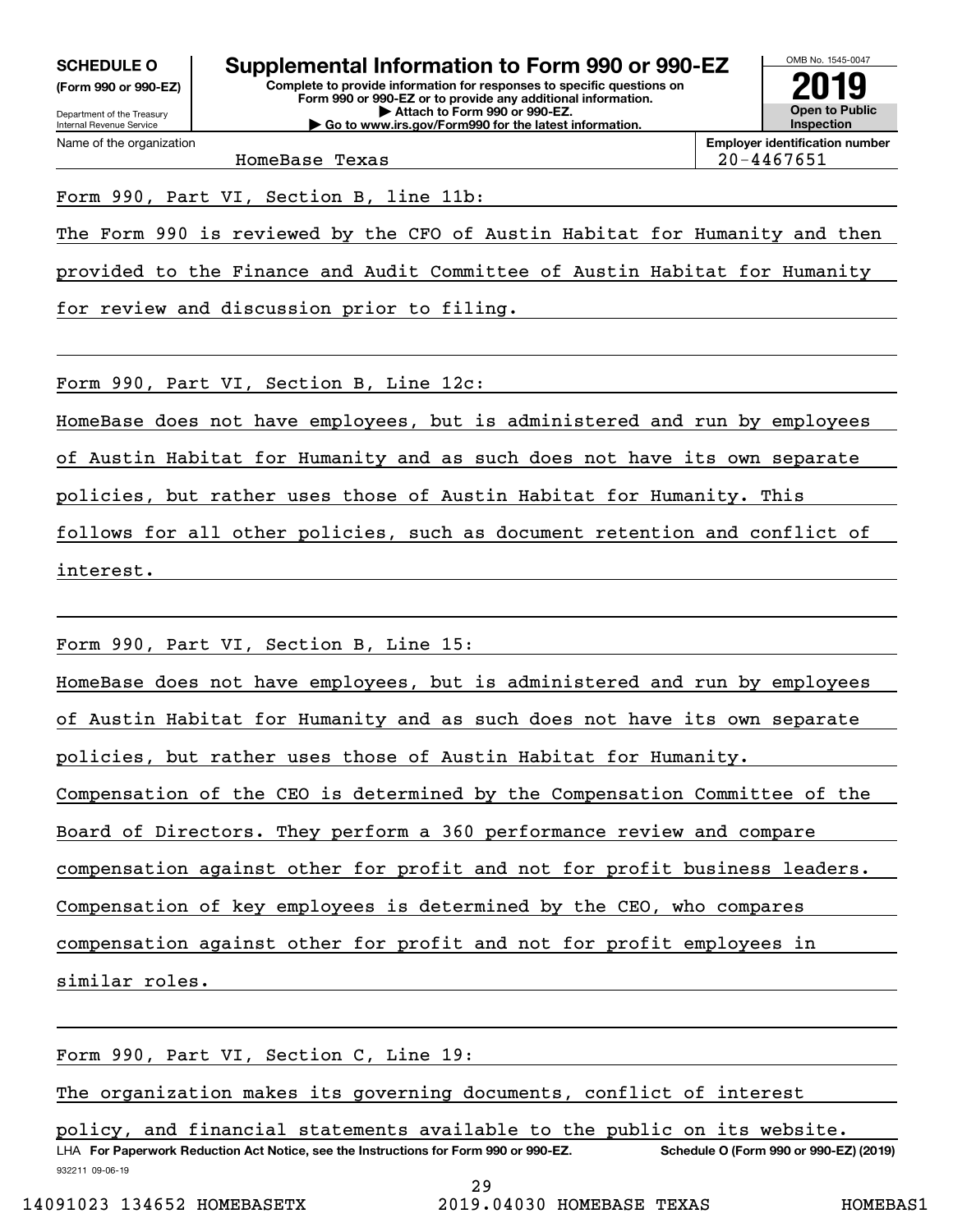**SCHEDULE O**
**(Form 990 or 990-EZ)**

Department of the Treasury
Internal Revenue Service

# Supplemental Information to Form 990 or 990-EZ

**Complete to provide information for responses to specific questions on Form 990 or 990-EZ or to provide any additional information.**
**▶ Attach to Form 990 or 990-EZ.**
**▶ Go to www.irs.gov/Form990 for the latest information.**

OMB No. 1545-0047
**2019**
**Open to Public Inspection**

| Name of the organization | Employer identification number |
|---|---|
| HomeBase Texas | 20-4467651 |

Form 990, Part VI, Section B, line 11b:

The Form 990 is reviewed by the CFO of Austin Habitat for Humanity and then provided to the Finance and Audit Committee of Austin Habitat for Humanity for review and discussion prior to filing.

Form 990, Part VI, Section B, Line 12c:

HomeBase does not have employees, but is administered and run by employees of Austin Habitat for Humanity and as such does not have its own separate policies, but rather uses those of Austin Habitat for Humanity. This follows for all other policies, such as document retention and conflict of interest.

Form 990, Part VI, Section B, Line 15:

HomeBase does not have employees, but is administered and run by employees of Austin Habitat for Humanity and as such does not have its own separate policies, but rather uses those of Austin Habitat for Humanity.
Compensation of the CEO is determined by the Compensation Committee of the Board of Directors. They perform a 360 performance review and compare compensation against other for profit and not for profit business leaders.
Compensation of key employees is determined by the CEO, who compares compensation against other for profit and not for profit employees in similar roles.

Form 990, Part VI, Section C, Line 19:

The organization makes its governing documents, conflict of interest policy, and financial statements available to the public on its website.

LHA **For Paperwork Reduction Act Notice, see the Instructions for Form 990 or 990-EZ.** **Schedule O (Form 990 or 990-EZ) (2019)**

932211 09-06-19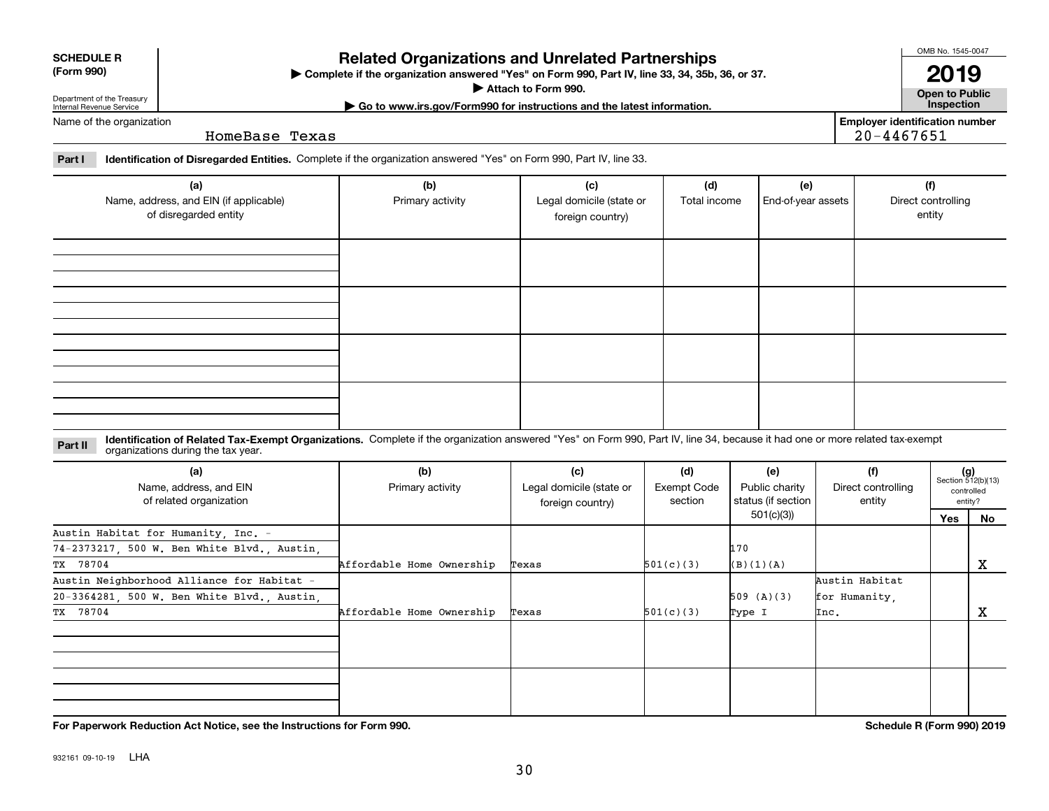**SCHEDULE R (Form 990)**

Department of the Treasury
Internal Revenue Service

# Related Organizations and Unrelated Partnerships

▶ Complete if the organization answered "Yes" on Form 990, Part IV, line 33, 34, 35b, 36, or 37.
▶ Attach to Form 990.
▶ Go to www.irs.gov/Form990 for instructions and the latest information.

OMB No. 1545-0047
**2019**
**Open to Public Inspection**

Name of the organization: HomeBase Texas

Employer identification number: 20-4467651

**Part I** **Identification of Disregarded Entities.** Complete if the organization answered "Yes" on Form 990, Part IV, line 33.

| (a) Name, address, and EIN (if applicable) of disregarded entity | (b) Primary activity | (c) Legal domicile (state or foreign country) | (d) Total income | (e) End-of-year assets | (f) Direct controlling entity |
|---|---|---|---|---|---|
| | | | | | |
| | | | | | |
| | | | | | |
| | | | | | |

**Part II** **Identification of Related Tax-Exempt Organizations.** Complete if the organization answered "Yes" on Form 990, Part IV, line 34, because it had one or more related tax-exempt organizations during the tax year.

| (a) Name, address, and EIN of related organization | (b) Primary activity | (c) Legal domicile (state or foreign country) | (d) Exempt Code section | (e) Public charity status (if section 501(c)(3)) | (f) Direct controlling entity | (g) Section 512(b)(13) controlled entity? Yes | No |
|---|---|---|---|---|---|---|---|
| Austin Habitat for Humanity, Inc. - 74-2373217, 500 W. Ben White Blvd., Austin, TX 78704 | Affordable Home Ownership | Texas | 501(c)(3) | 170 (B)(1)(A) | | | X |
| Austin Neighborhood Alliance for Habitat - 20-3364281, 500 W. Ben White Blvd., Austin, TX 78704 | Affordable Home Ownership | Texas | 501(c)(3) | 509 (A)(3) Type I | Austin Habitat for Humanity, Inc. | | X |
| | | | | | | | |
| | | | | | | | |

**For Paperwork Reduction Act Notice, see the Instructions for Form 990.** **Schedule R (Form 990) 2019**

932161 09-10-19 LHA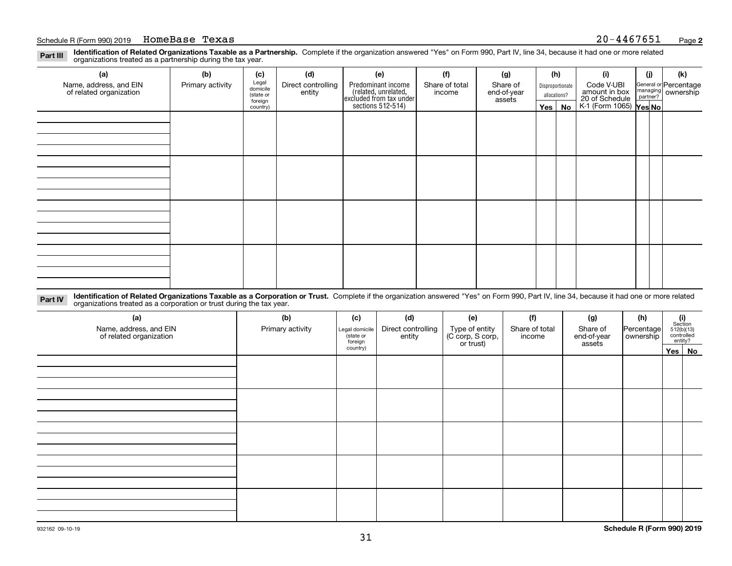Schedule R (Form 990) 2019 HomeBase Texas 20-4467651 Page 2

**Part III** **Identification of Related Organizations Taxable as a Partnership.** Complete if the organization answered "Yes" on Form 990, Part IV, line 34, because it had one or more related organizations treated as a partnership during the tax year.

| (a) Name, address, and EIN of related organization | (b) Primary activity | (c) Legal domicile (state or foreign country) | (d) Direct controlling entity | (e) Predominant income (related, unrelated, excluded from tax under sections 512-514) | (f) Share of total income | (g) Share of end-of-year assets | (h) Disproportionate allocations? Yes | (h) No | (i) Code V-UBI amount in box 20 of Schedule K-1 (Form 1065) | (j) General or managing partner? Yes | (j) No | (k) Percentage ownership |
|---|---|---|---|---|---|---|---|---|---|---|---|---|
| | | | | | | | | | | | | |
| | | | | | | | | | | | | |
| | | | | | | | | | | | | |
| | | | | | | | | | | | | |

**Part IV** **Identification of Related Organizations Taxable as a Corporation or Trust.** Complete if the organization answered "Yes" on Form 990, Part IV, line 34, because it had one or more related organizations treated as a corporation or trust during the tax year.

| (a) Name, address, and EIN of related organization | (b) Primary activity | (c) Legal domicile (state or foreign country) | (d) Direct controlling entity | (e) Type of entity (C corp, S corp, or trust) | (f) Share of total income | (g) Share of end-of-year assets | (h) Percentage ownership | (i) Section 512(b)(13) controlled entity? Yes | (i) No |
|---|---|---|---|---|---|---|---|---|---|
| | | | | | | | | | |
| | | | | | | | | | |
| | | | | | | | | | |
| | | | | | | | | | |
| | | | | | | | | | |

932162 09-10-19

Schedule R (Form 990) 2019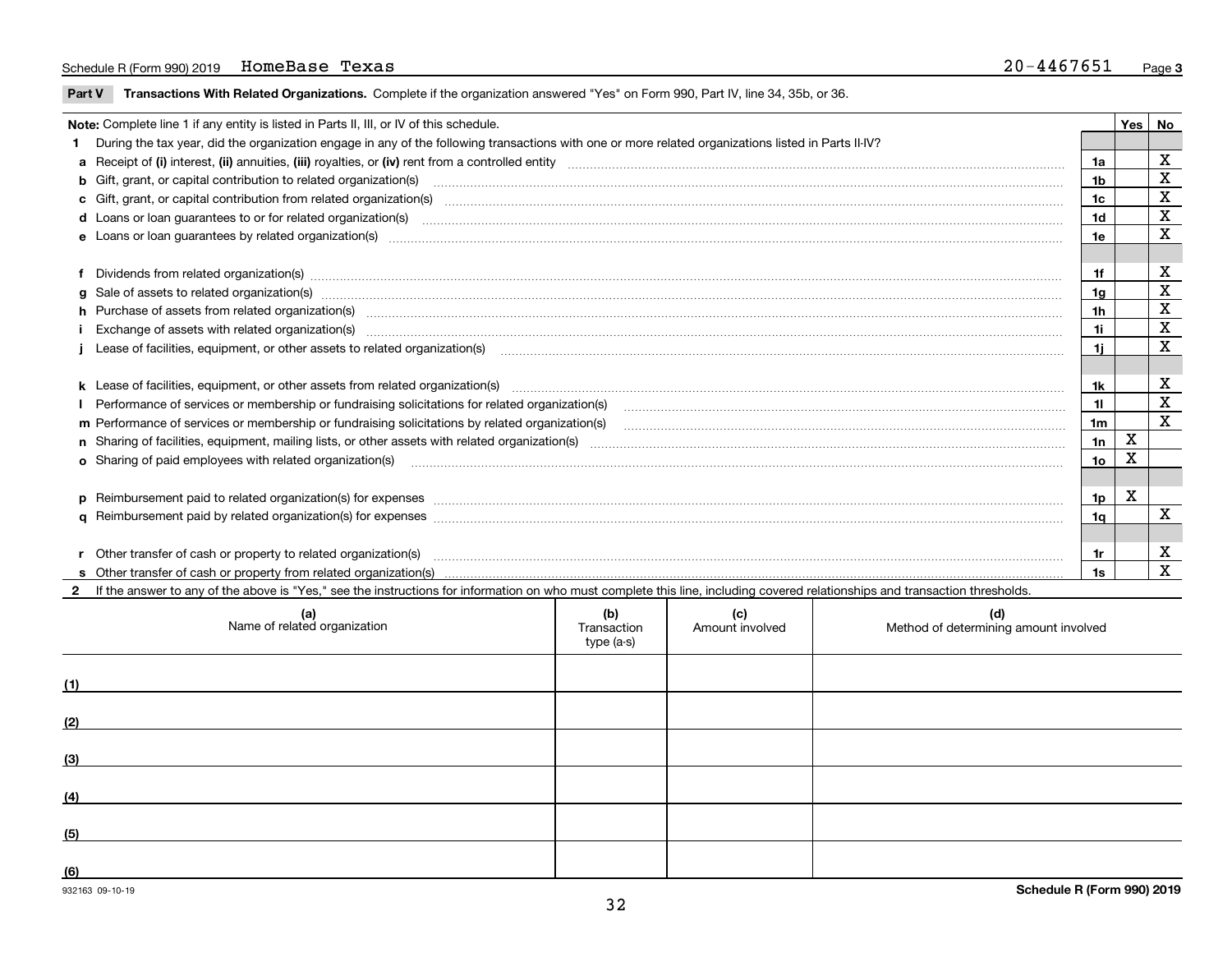Schedule R (Form 990) 2019 HomeBase Texas 20-4467651 Page 3

**Part V Transactions With Related Organizations.** Complete if the organization answered "Yes" on Form 990, Part IV, line 34, 35b, or 36.

| Note: Complete line 1 if any entity is listed in Parts II, III, or IV of this schedule. | | Yes | No |
|---|---|---|---|
| **1** During the tax year, did the organization engage in any of the following transactions with one or more related organizations listed in Parts II-IV? | | | |
| **a** Receipt of **(i)** interest, **(ii)** annuities, **(iii)** royalties, or **(iv)** rent from a controlled entity | 1a | | X |
| **b** Gift, grant, or capital contribution to related organization(s) | 1b | | X |
| **c** Gift, grant, or capital contribution from related organization(s) | 1c | | X |
| **d** Loans or loan guarantees to or for related organization(s) | 1d | | X |
| **e** Loans or loan guarantees by related organization(s) | 1e | | X |
| **f** Dividends from related organization(s) | 1f | | X |
| **g** Sale of assets to related organization(s) | 1g | | X |
| **h** Purchase of assets from related organization(s) | 1h | | X |
| **i** Exchange of assets with related organization(s) | 1i | | X |
| **j** Lease of facilities, equipment, or other assets to related organization(s) | 1j | | X |
| **k** Lease of facilities, equipment, or other assets from related organization(s) | 1k | | X |
| **l** Performance of services or membership or fundraising solicitations for related organization(s) | 1l | | X |
| **m** Performance of services or membership or fundraising solicitations by related organization(s) | 1m | | X |
| **n** Sharing of facilities, equipment, mailing lists, or other assets with related organization(s) | 1n | X | |
| **o** Sharing of paid employees with related organization(s) | 1o | X | |
| **p** Reimbursement paid to related organization(s) for expenses | 1p | X | |
| **q** Reimbursement paid by related organization(s) for expenses | 1q | | X |
| **r** Other transfer of cash or property to related organization(s) | 1r | | X |
| **s** Other transfer of cash or property from related organization(s) | 1s | | X |

**2** If the answer to any of the above is "Yes," see the instructions for information on who must complete this line, including covered relationships and transaction thresholds.

| | (a) Name of related organization | (b) Transaction type (a-s) | (c) Amount involved | (d) Method of determining amount involved |
|---|---|---|---|---|
| (1) | | | | |
| (2) | | | | |
| (3) | | | | |
| (4) | | | | |
| (5) | | | | |
| (6) | | | | |

932163 09-10-19

**Schedule R (Form 990) 2019**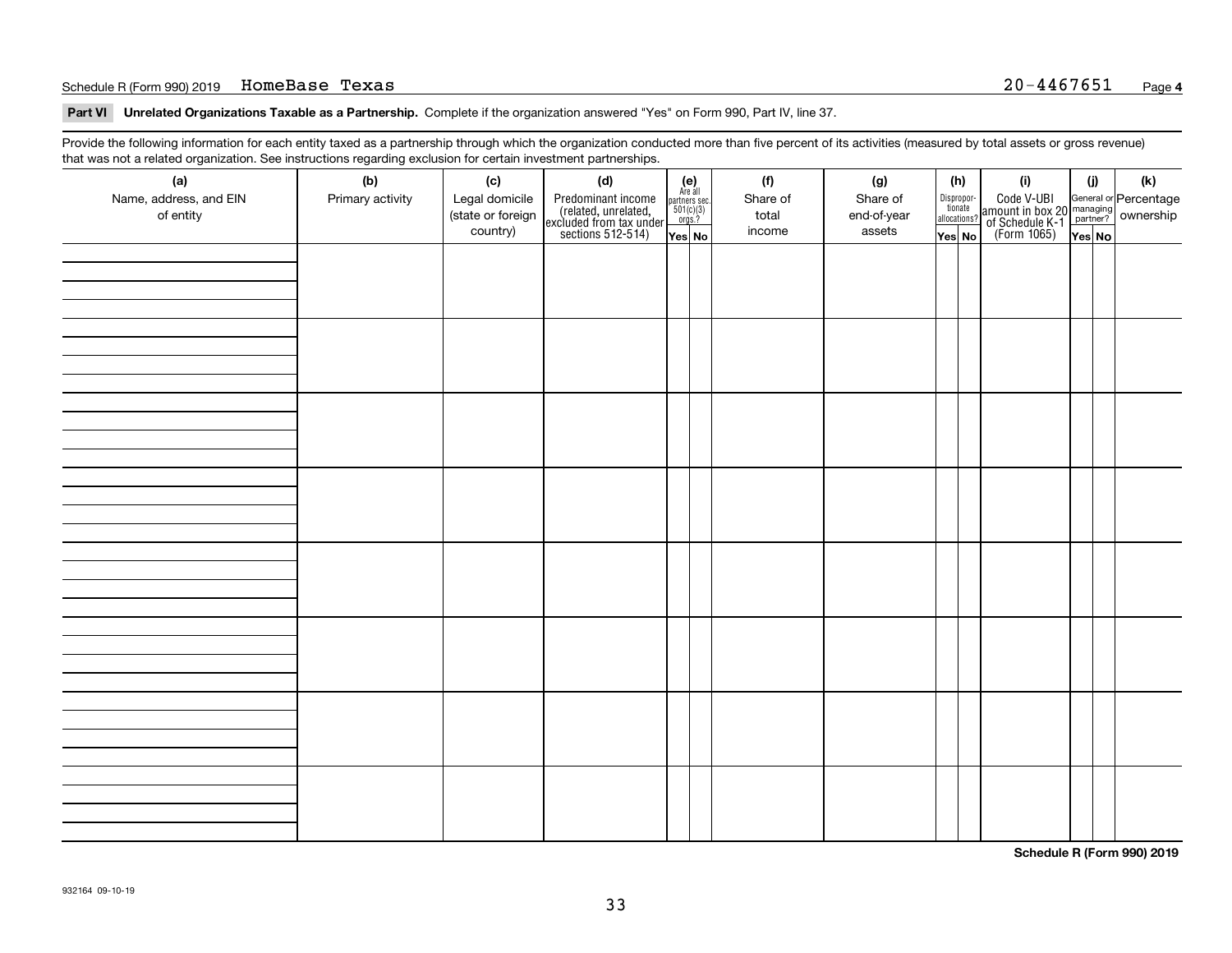Schedule R (Form 990) 2019 HomeBase Texas 20-4467651

**Part VI Unrelated Organizations Taxable as a Partnership.** Complete if the organization answered "Yes" on Form 990, Part IV, line 37.

Provide the following information for each entity taxed as a partnership through which the organization conducted more than five percent of its activities (measured by total assets or gross revenue) that was not a related organization. See instructions regarding exclusion for certain investment partnerships.

| (a) Name, address, and EIN of entity | (b) Primary activity | (c) Legal domicile (state or foreign country) | (d) Predominant income (related, unrelated, excluded from tax under sections 512-514) | (e) Are all partners sec. 501(c)(3) orgs.? Yes | (e) No | (f) Share of total income | (g) Share of end-of-year assets | (h) Disproportionate allocations? Yes | (h) No | (i) Code V-UBI amount in box 20 of Schedule K-1 (Form 1065) | (j) General or managing partner? Yes | (j) No | (k) Percentage ownership |
|---|---|---|---|---|---|---|---|---|---|---|---|---|---|
| | | | | | | | | | | | | | |
| | | | | | | | | | | | | | |
| | | | | | | | | | | | | | |
| | | | | | | | | | | | | | |
| | | | | | | | | | | | | | |
| | | | | | | | | | | | | | |
| | | | | | | | | | | | | | |
| | | | | | | | | | | | | | |

**Schedule R (Form 990) 2019**

932164 09-10-19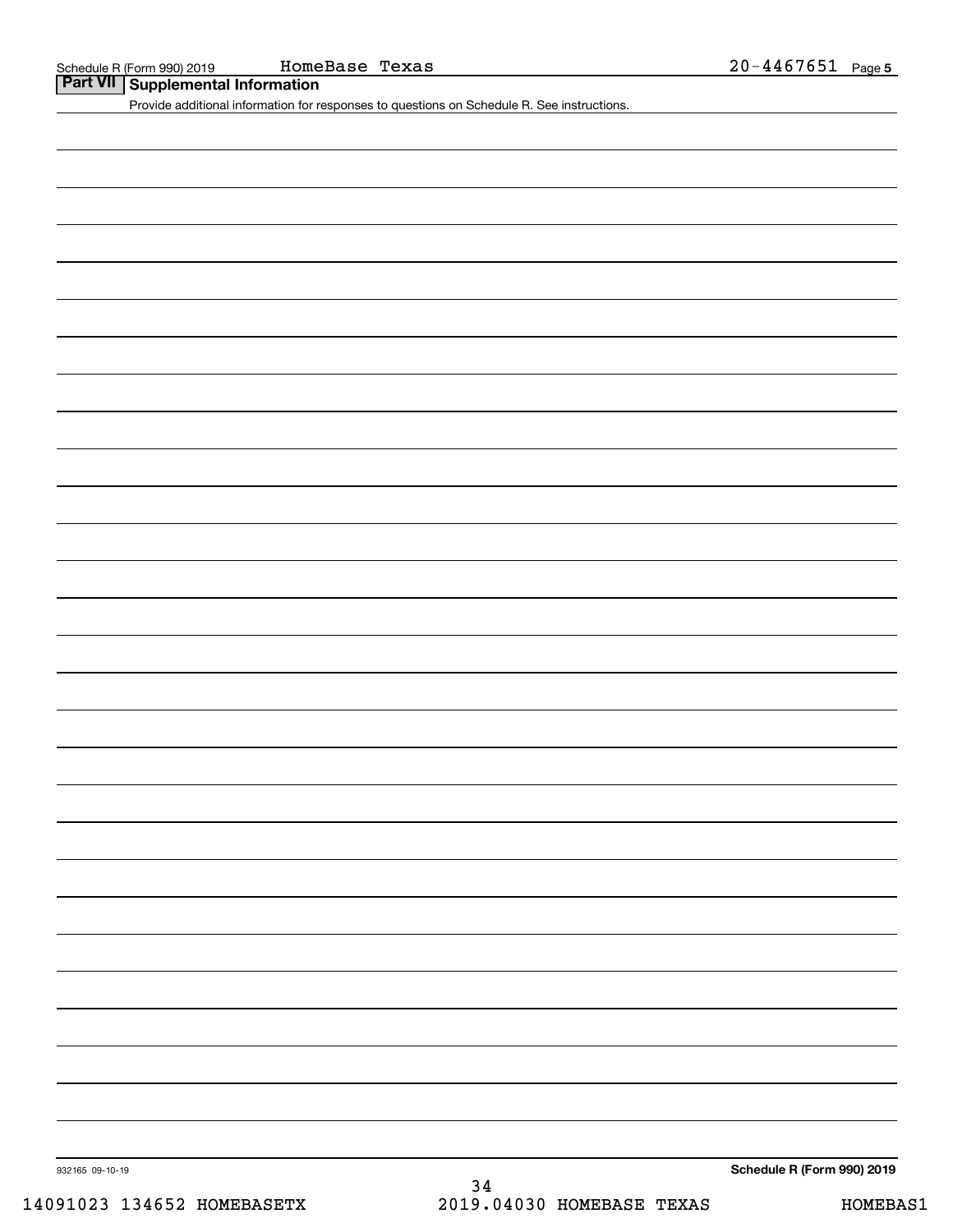## Part VII Supplemental Information

Provide additional information for responses to questions on Schedule R. See instructions.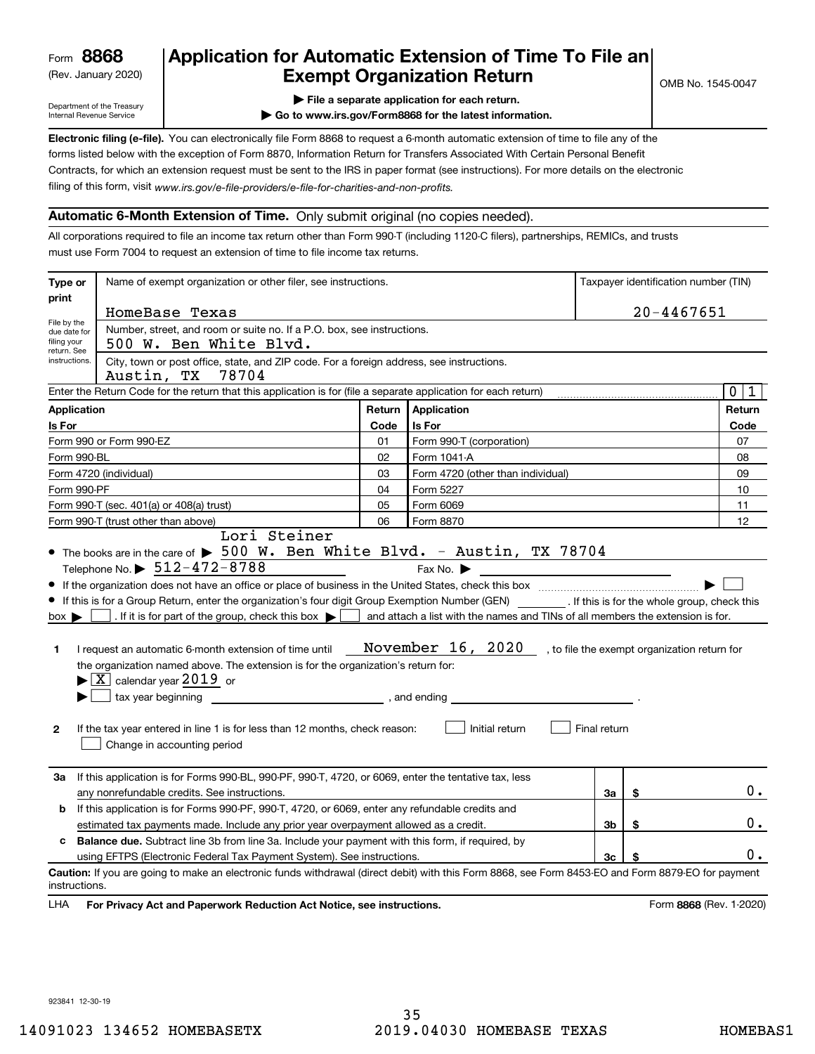Form **8868** (Rev. January 2020)

Department of the Treasury Internal Revenue Service

# Application for Automatic Extension of Time To File an Exempt Organization Return

OMB No. 1545-0047

▶ File a separate application for each return.

▶ Go to www.irs.gov/Form8868 for the latest information.

**Electronic filing (e-file).** You can electronically file Form 8868 to request a 6-month automatic extension of time to file any of the forms listed below with the exception of Form 8870, Information Return for Transfers Associated With Certain Personal Benefit Contracts, for which an extension request must be sent to the IRS in paper format (see instructions). For more details on the electronic filing of this form, visit *www.irs.gov/e-file-providers/e-file-for-charities-and-non-profits.*

## Automatic 6-Month Extension of Time. Only submit original (no copies needed).

All corporations required to file an income tax return other than Form 990-T (including 1120-C filers), partnerships, REMICs, and trusts must use Form 7004 to request an extension of time to file income tax returns.

| | | |
|---|---|---|
| **Type or print** | Name of exempt organization or other filer, see instructions. HomeBase Texas | Taxpayer identification number (TIN) 20-4467651 |
| File by the due date for filing your return. See instructions. | Number, street, and room or suite no. If a P.O. box, see instructions. 500 W. Ben White Blvd. | |
| | City, town or post office, state, and ZIP code. For a foreign address, see instructions. Austin, TX 78704 | |

Enter the Return Code for the return that this application is for (file a separate application for each return) 01

| Application Is For | Return Code | Application Is For | Return Code |
|---|---|---|---|
| Form 990 or Form 990-EZ | 01 | Form 990-T (corporation) | 07 |
| Form 990-BL | 02 | Form 1041-A | 08 |
| Form 4720 (individual) | 03 | Form 4720 (other than individual) | 09 |
| Form 990-PF | 04 | Form 5227 | 10 |
| Form 990-T (sec. 401(a) or 408(a) trust) | 05 | Form 6069 | 11 |
| Form 990-T (trust other than above) | 06 | Form 8870 | 12 |

- The books are in the care of ▶ Lori Steiner 500 W. Ben White Blvd. - Austin, TX 78704
  Telephone No. ▶ 512-472-8788 Fax No. ▶
- If the organization does not have an office or place of business in the United States, check this box ▶ ☐
- If this is for a Group Return, enter the organization's four digit Group Exemption Number (GEN) ______ . If this is for the whole group, check this box ▶ ☐ . If it is for part of the group, check this box ▶ ☐ and attach a list with the names and TINs of all members the extension is for.

**1** I request an automatic 6-month extension of time until November 16, 2020 , to file the exempt organization return for the organization named above. The extension is for the organization's return for:
▶ ☒ calendar year 2019 or
▶ ☐ tax year beginning ______________ , and ending ______________ .

**2** If the tax year entered in line 1 is for less than 12 months, check reason: ☐ Initial return ☐ Final return ☐ Change in accounting period

| | | | |
|---|---|---|---|
| **3a** | If this application is for Forms 990-BL, 990-PF, 990-T, 4720, or 6069, enter the tentative tax, less any nonrefundable credits. See instructions. | 3a | $ 0. |
| **b** | If this application is for Forms 990-PF, 990-T, 4720, or 6069, enter any refundable credits and estimated tax payments made. Include any prior year overpayment allowed as a credit. | 3b | $ 0. |
| **c** | **Balance due.** Subtract line 3b from line 3a. Include your payment with this form, if required, by using EFTPS (Electronic Federal Tax Payment System). See instructions. | 3c | $ 0. |

**Caution:** If you are going to make an electronic funds withdrawal (direct debit) with this Form 8868, see Form 8453-EO and Form 8879-EO for payment instructions.

LHA **For Privacy Act and Paperwork Reduction Act Notice, see instructions.** Form **8868** (Rev. 1-2020)

923841 12-30-19

14091023 134652 HOMEBASETX 2019.04030 HOMEBASE TEXAS HOMEBAS1